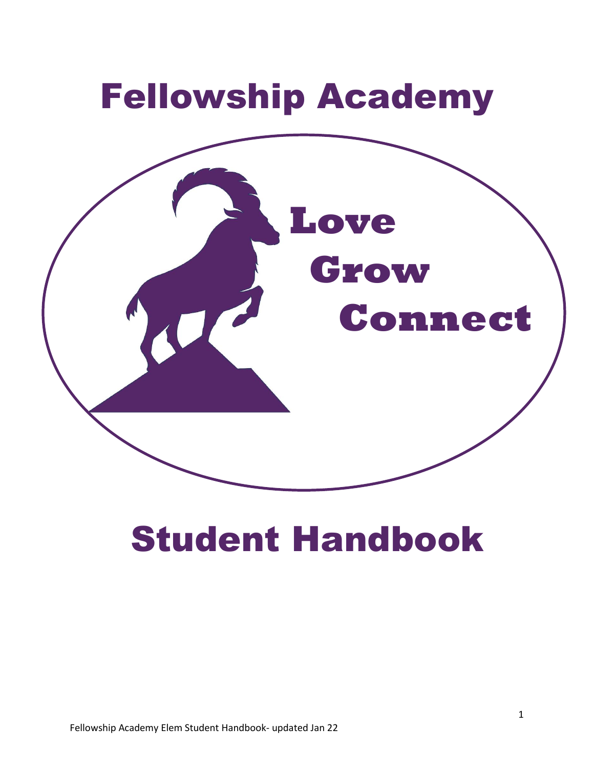# Fellowship Academy

**Love**

**Grow**

**Connect**

# Student Handbook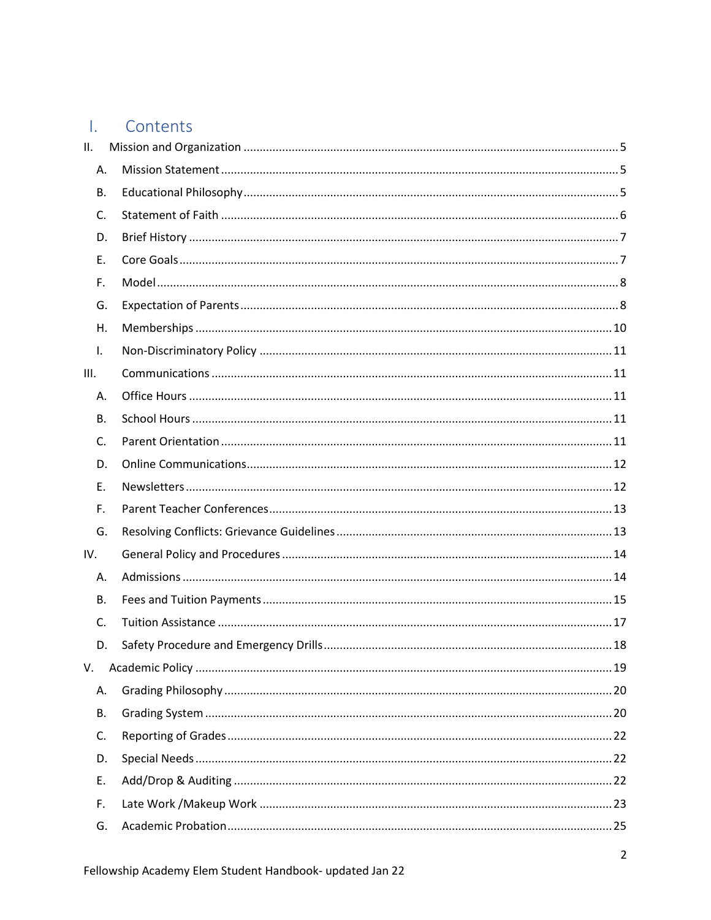# I. Contents

- II. Mission and Organization ..... 5
  - A. Mission Statement ..... 5
  - B. Educational Philosophy ..... 5
  - C. Statement of Faith ..... 6
  - D. Brief History ..... 7
  - E. Core Goals ..... 7
  - F. Model ..... 8
  - G. Expectation of Parents ..... 8
  - H. Memberships ..... 10
  - I. Non-Discriminatory Policy ..... 11
- III. Communications ..... 11
  - A. Office Hours ..... 11
  - B. School Hours ..... 11
  - C. Parent Orientation ..... 11
  - D. Online Communications ..... 12
  - E. Newsletters ..... 12
  - F. Parent Teacher Conferences ..... 13
  - G. Resolving Conflicts: Grievance Guidelines ..... 13
- IV. General Policy and Procedures ..... 14
  - A. Admissions ..... 14
  - B. Fees and Tuition Payments ..... 15
  - C. Tuition Assistance ..... 17
  - D. Safety Procedure and Emergency Drills ..... 18
- V. Academic Policy ..... 19
  - A. Grading Philosophy ..... 20
  - B. Grading System ..... 20
  - C. Reporting of Grades ..... 22
  - D. Special Needs ..... 22
  - E. Add/Drop & Auditing ..... 22
  - F. Late Work /Makeup Work ..... 23
  - G. Academic Probation ..... 25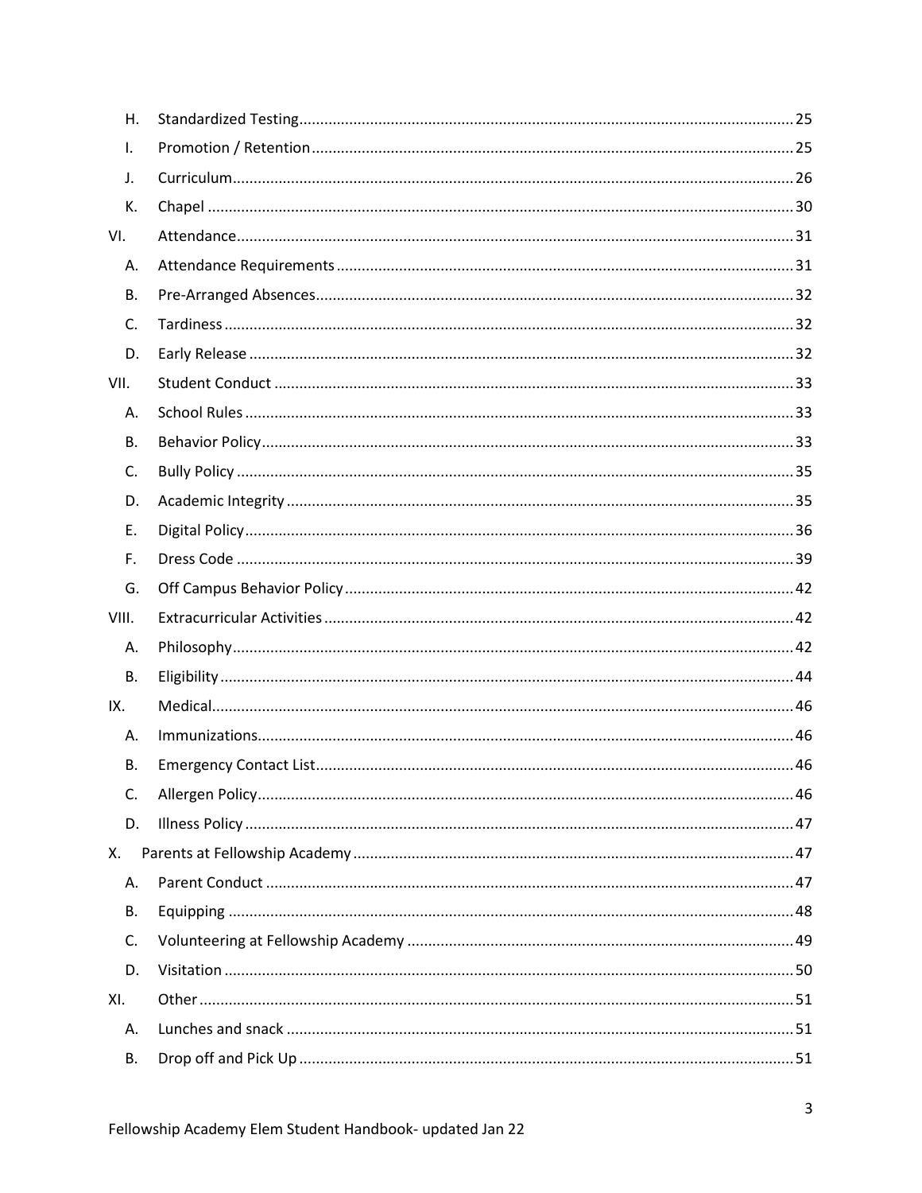| | | |
|---|---|---|
| H. | Standardized Testing | 25 |
| I. | Promotion / Retention | 25 |
| J. | Curriculum | 26 |
| K. | Chapel | 30 |
| VI. | Attendance | 31 |
| A. | Attendance Requirements | 31 |
| B. | Pre-Arranged Absences | 32 |
| C. | Tardiness | 32 |
| D. | Early Release | 32 |
| VII. | Student Conduct | 33 |
| A. | School Rules | 33 |
| B. | Behavior Policy | 33 |
| C. | Bully Policy | 35 |
| D. | Academic Integrity | 35 |
| E. | Digital Policy | 36 |
| F. | Dress Code | 39 |
| G. | Off Campus Behavior Policy | 42 |
| VIII. | Extracurricular Activities | 42 |
| A. | Philosophy | 42 |
| B. | Eligibility | 44 |
| IX. | Medical | 46 |
| A. | Immunizations | 46 |
| B. | Emergency Contact List | 46 |
| C. | Allergen Policy | 46 |
| D. | Illness Policy | 47 |
| X. | Parents at Fellowship Academy | 47 |
| A. | Parent Conduct | 47 |
| B. | Equipping | 48 |
| C. | Volunteering at Fellowship Academy | 49 |
| D. | Visitation | 50 |
| XI. | Other | 51 |
| A. | Lunches and snack | 51 |
| B. | Drop off and Pick Up | 51 |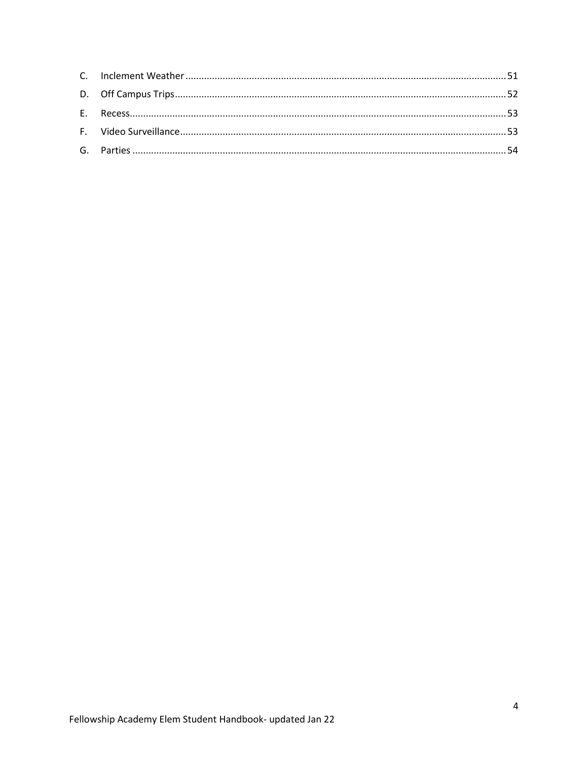C. Inclement Weather ........................................................................................................................ 51

D. Off Campus Trips ............................................................................................................................ 52

E. Recess ............................................................................................................................................. 53

F. Video Surveillance ........................................................................................................................... 53

G. Parties ............................................................................................................................................ 54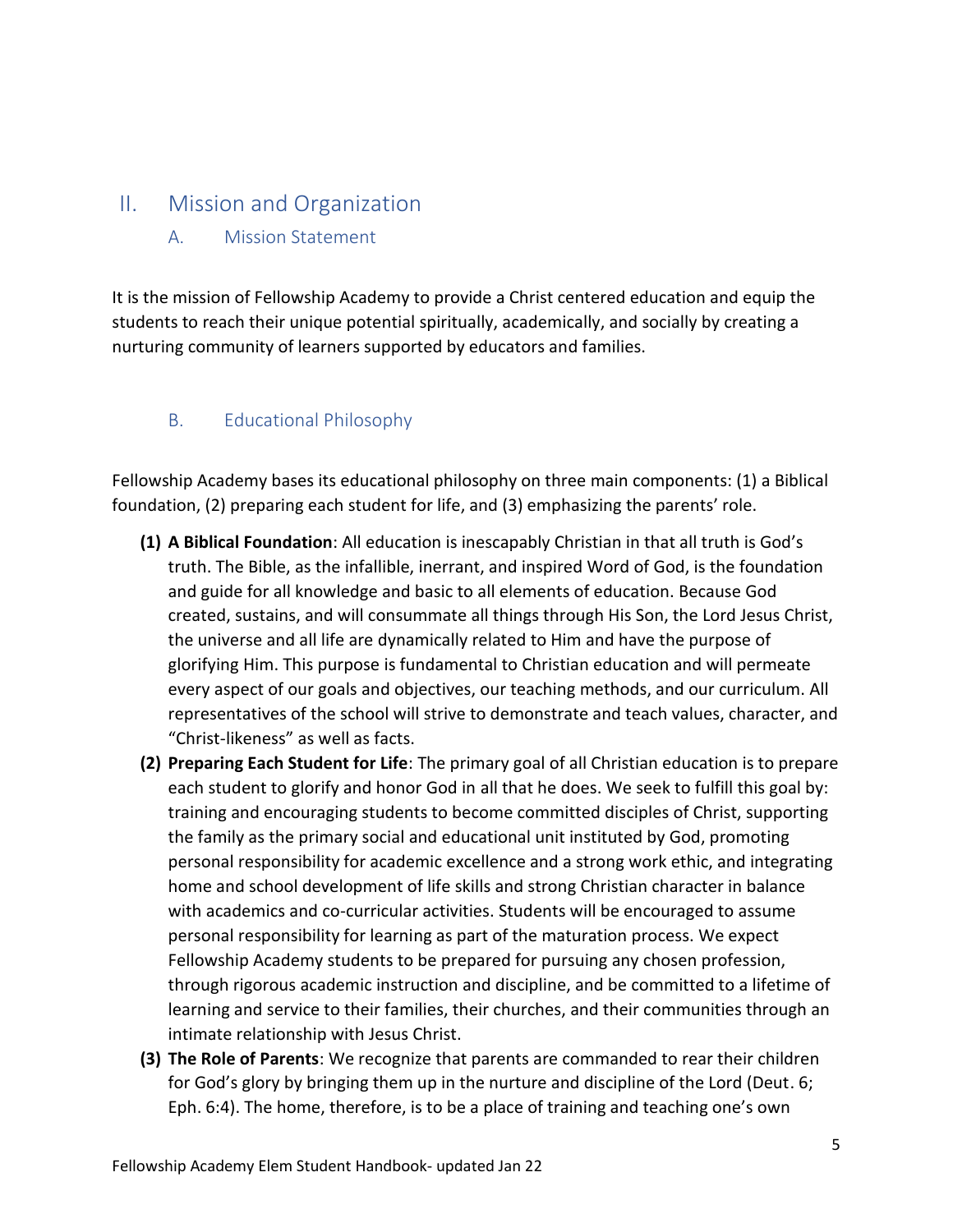# II. Mission and Organization

## A. Mission Statement

It is the mission of Fellowship Academy to provide a Christ centered education and equip the students to reach their unique potential spiritually, academically, and socially by creating a nurturing community of learners supported by educators and families.

## B. Educational Philosophy

Fellowship Academy bases its educational philosophy on three main components: (1) a Biblical foundation, (2) preparing each student for life, and (3) emphasizing the parents' role.

**(1) A Biblical Foundation**: All education is inescapably Christian in that all truth is God's truth. The Bible, as the infallible, inerrant, and inspired Word of God, is the foundation and guide for all knowledge and basic to all elements of education. Because God created, sustains, and will consummate all things through His Son, the Lord Jesus Christ, the universe and all life are dynamically related to Him and have the purpose of glorifying Him. This purpose is fundamental to Christian education and will permeate every aspect of our goals and objectives, our teaching methods, and our curriculum. All representatives of the school will strive to demonstrate and teach values, character, and "Christ-likeness" as well as facts.

**(2) Preparing Each Student for Life**: The primary goal of all Christian education is to prepare each student to glorify and honor God in all that he does. We seek to fulfill this goal by: training and encouraging students to become committed disciples of Christ, supporting the family as the primary social and educational unit instituted by God, promoting personal responsibility for academic excellence and a strong work ethic, and integrating home and school development of life skills and strong Christian character in balance with academics and co-curricular activities. Students will be encouraged to assume personal responsibility for learning as part of the maturation process. We expect Fellowship Academy students to be prepared for pursuing any chosen profession, through rigorous academic instruction and discipline, and be committed to a lifetime of learning and service to their families, their churches, and their communities through an intimate relationship with Jesus Christ.

**(3) The Role of Parents**: We recognize that parents are commanded to rear their children for God's glory by bringing them up in the nurture and discipline of the Lord (Deut. 6; Eph. 6:4). The home, therefore, is to be a place of training and teaching one's own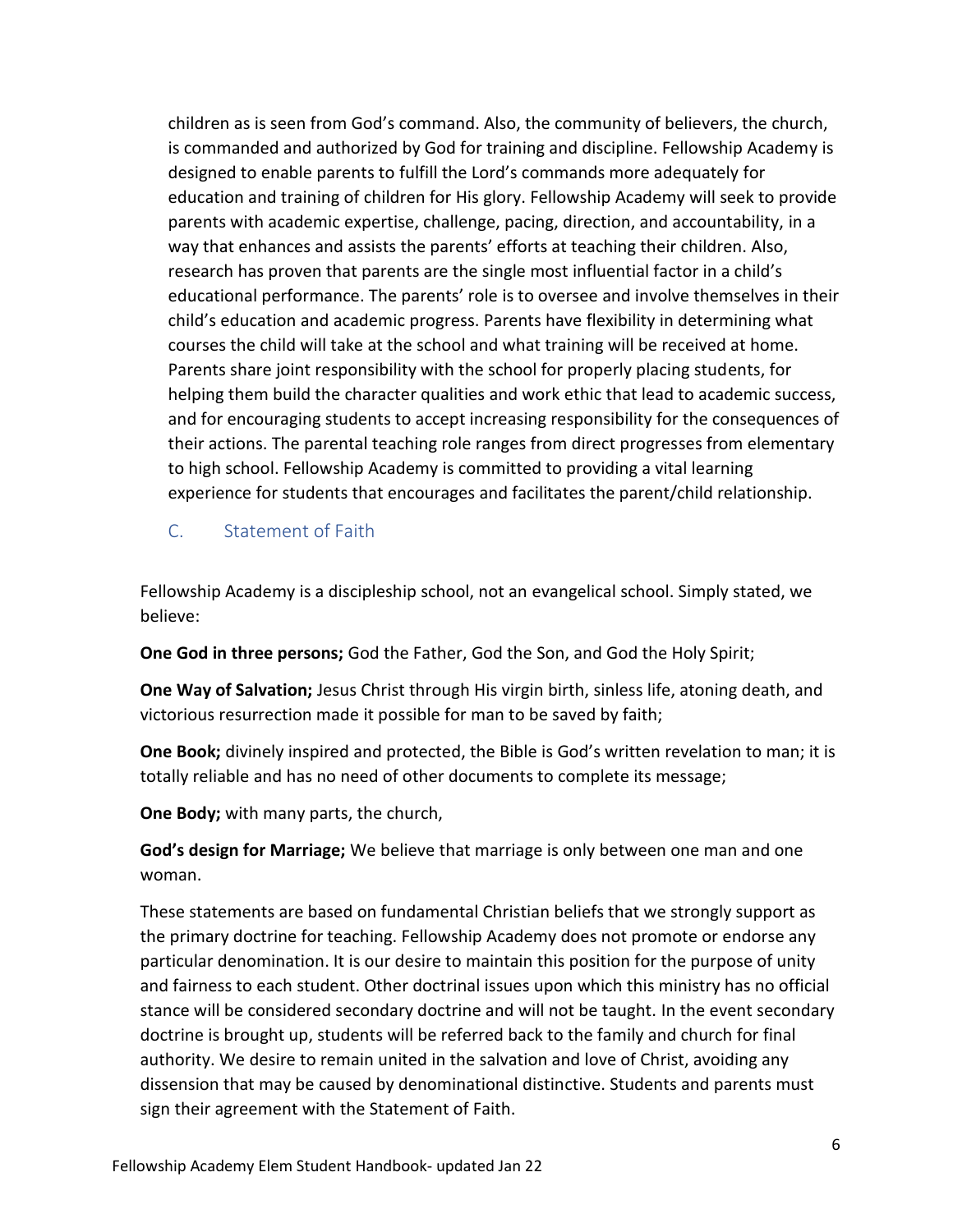children as is seen from God's command. Also, the community of believers, the church, is commanded and authorized by God for training and discipline. Fellowship Academy is designed to enable parents to fulfill the Lord's commands more adequately for education and training of children for His glory. Fellowship Academy will seek to provide parents with academic expertise, challenge, pacing, direction, and accountability, in a way that enhances and assists the parents' efforts at teaching their children. Also, research has proven that parents are the single most influential factor in a child's educational performance. The parents' role is to oversee and involve themselves in their child's education and academic progress. Parents have flexibility in determining what courses the child will take at the school and what training will be received at home. Parents share joint responsibility with the school for properly placing students, for helping them build the character qualities and work ethic that lead to academic success, and for encouraging students to accept increasing responsibility for the consequences of their actions. The parental teaching role ranges from direct progresses from elementary to high school. Fellowship Academy is committed to providing a vital learning experience for students that encourages and facilitates the parent/child relationship.

## C. Statement of Faith

Fellowship Academy is a discipleship school, not an evangelical school. Simply stated, we believe:

**One God in three persons;** God the Father, God the Son, and God the Holy Spirit;

**One Way of Salvation;** Jesus Christ through His virgin birth, sinless life, atoning death, and victorious resurrection made it possible for man to be saved by faith;

**One Book;** divinely inspired and protected, the Bible is God's written revelation to man; it is totally reliable and has no need of other documents to complete its message;

**One Body;** with many parts, the church,

**God's design for Marriage;** We believe that marriage is only between one man and one woman.

These statements are based on fundamental Christian beliefs that we strongly support as the primary doctrine for teaching. Fellowship Academy does not promote or endorse any particular denomination. It is our desire to maintain this position for the purpose of unity and fairness to each student. Other doctrinal issues upon which this ministry has no official stance will be considered secondary doctrine and will not be taught. In the event secondary doctrine is brought up, students will be referred back to the family and church for final authority. We desire to remain united in the salvation and love of Christ, avoiding any dissension that may be caused by denominational distinctive. Students and parents must sign their agreement with the Statement of Faith.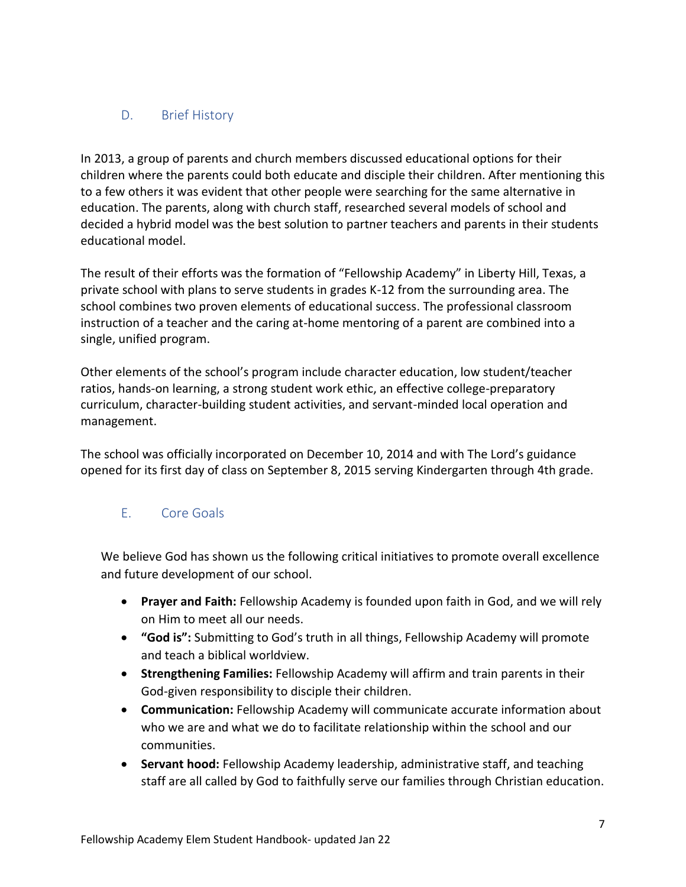## D. Brief History

In 2013, a group of parents and church members discussed educational options for their children where the parents could both educate and disciple their children. After mentioning this to a few others it was evident that other people were searching for the same alternative in education. The parents, along with church staff, researched several models of school and decided a hybrid model was the best solution to partner teachers and parents in their students educational model.

The result of their efforts was the formation of "Fellowship Academy" in Liberty Hill, Texas, a private school with plans to serve students in grades K-12 from the surrounding area. The school combines two proven elements of educational success. The professional classroom instruction of a teacher and the caring at-home mentoring of a parent are combined into a single, unified program.

Other elements of the school's program include character education, low student/teacher ratios, hands-on learning, a strong student work ethic, an effective college-preparatory curriculum, character-building student activities, and servant-minded local operation and management.

The school was officially incorporated on December 10, 2014 and with The Lord's guidance opened for its first day of class on September 8, 2015 serving Kindergarten through 4th grade.

## E. Core Goals

We believe God has shown us the following critical initiatives to promote overall excellence and future development of our school.

- **Prayer and Faith:** Fellowship Academy is founded upon faith in God, and we will rely on Him to meet all our needs.
- **"God is":** Submitting to God's truth in all things, Fellowship Academy will promote and teach a biblical worldview.
- **Strengthening Families:** Fellowship Academy will affirm and train parents in their God-given responsibility to disciple their children.
- **Communication:** Fellowship Academy will communicate accurate information about who we are and what we do to facilitate relationship within the school and our communities.
- **Servant hood:** Fellowship Academy leadership, administrative staff, and teaching staff are all called by God to faithfully serve our families through Christian education.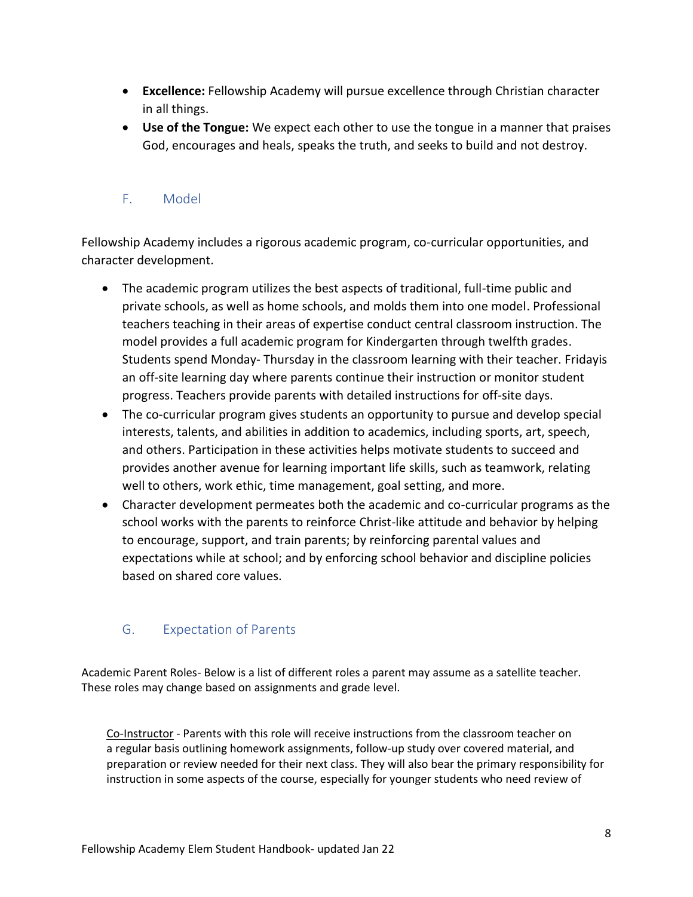- **Excellence:** Fellowship Academy will pursue excellence through Christian character in all things.
- **Use of the Tongue:** We expect each other to use the tongue in a manner that praises God, encourages and heals, speaks the truth, and seeks to build and not destroy.

## F. Model

Fellowship Academy includes a rigorous academic program, co-curricular opportunities, and character development.

- The academic program utilizes the best aspects of traditional, full-time public and private schools, as well as home schools, and molds them into one model. Professional teachers teaching in their areas of expertise conduct central classroom instruction. The model provides a full academic program for Kindergarten through twelfth grades. Students spend Monday- Thursday in the classroom learning with their teacher. Fridayis an off-site learning day where parents continue their instruction or monitor student progress. Teachers provide parents with detailed instructions for off-site days.
- The co-curricular program gives students an opportunity to pursue and develop special interests, talents, and abilities in addition to academics, including sports, art, speech, and others. Participation in these activities helps motivate students to succeed and provides another avenue for learning important life skills, such as teamwork, relating well to others, work ethic, time management, goal setting, and more.
- Character development permeates both the academic and co-curricular programs as the school works with the parents to reinforce Christ-like attitude and behavior by helping to encourage, support, and train parents; by reinforcing parental values and expectations while at school; and by enforcing school behavior and discipline policies based on shared core values.

## G. Expectation of Parents

Academic Parent Roles- Below is a list of different roles a parent may assume as a satellite teacher. These roles may change based on assignments and grade level.

Co-Instructor - Parents with this role will receive instructions from the classroom teacher on a regular basis outlining homework assignments, follow-up study over covered material, and preparation or review needed for their next class. They will also bear the primary responsibility for instruction in some aspects of the course, especially for younger students who need review of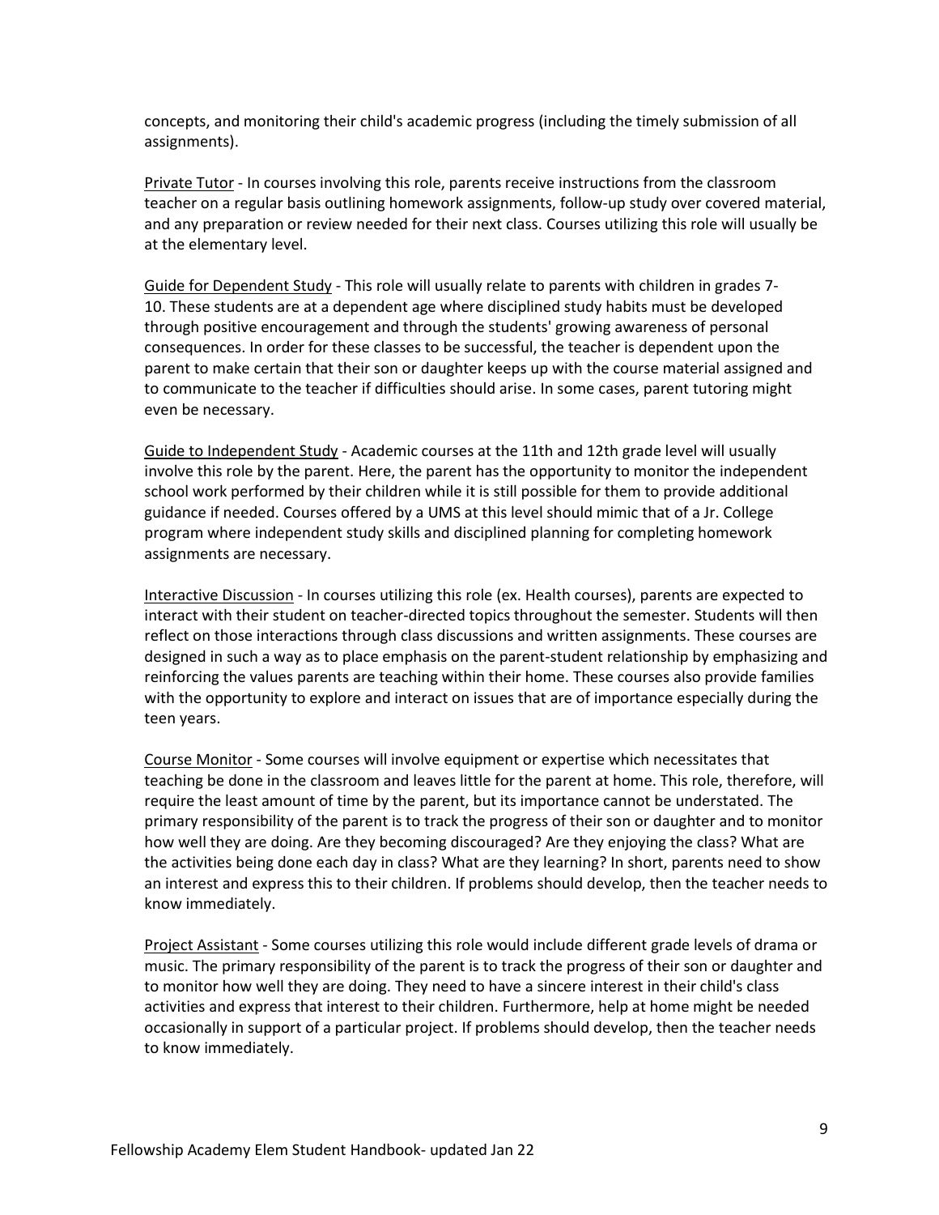concepts, and monitoring their child's academic progress (including the timely submission of all assignments).

Private Tutor - In courses involving this role, parents receive instructions from the classroom teacher on a regular basis outlining homework assignments, follow-up study over covered material, and any preparation or review needed for their next class. Courses utilizing this role will usually be at the elementary level.

Guide for Dependent Study - This role will usually relate to parents with children in grades 7-10. These students are at a dependent age where disciplined study habits must be developed through positive encouragement and through the students' growing awareness of personal consequences. In order for these classes to be successful, the teacher is dependent upon the parent to make certain that their son or daughter keeps up with the course material assigned and to communicate to the teacher if difficulties should arise. In some cases, parent tutoring might even be necessary.

Guide to Independent Study - Academic courses at the 11th and 12th grade level will usually involve this role by the parent. Here, the parent has the opportunity to monitor the independent school work performed by their children while it is still possible for them to provide additional guidance if needed. Courses offered by a UMS at this level should mimic that of a Jr. College program where independent study skills and disciplined planning for completing homework assignments are necessary.

Interactive Discussion - In courses utilizing this role (ex. Health courses), parents are expected to interact with their student on teacher-directed topics throughout the semester. Students will then reflect on those interactions through class discussions and written assignments. These courses are designed in such a way as to place emphasis on the parent-student relationship by emphasizing and reinforcing the values parents are teaching within their home. These courses also provide families with the opportunity to explore and interact on issues that are of importance especially during the teen years.

Course Monitor - Some courses will involve equipment or expertise which necessitates that teaching be done in the classroom and leaves little for the parent at home. This role, therefore, will require the least amount of time by the parent, but its importance cannot be understated. The primary responsibility of the parent is to track the progress of their son or daughter and to monitor how well they are doing. Are they becoming discouraged? Are they enjoying the class? What are the activities being done each day in class? What are they learning? In short, parents need to show an interest and express this to their children. If problems should develop, then the teacher needs to know immediately.

Project Assistant - Some courses utilizing this role would include different grade levels of drama or music. The primary responsibility of the parent is to track the progress of their son or daughter and to monitor how well they are doing. They need to have a sincere interest in their child's class activities and express that interest to their children. Furthermore, help at home might be needed occasionally in support of a particular project. If problems should develop, then the teacher needs to know immediately.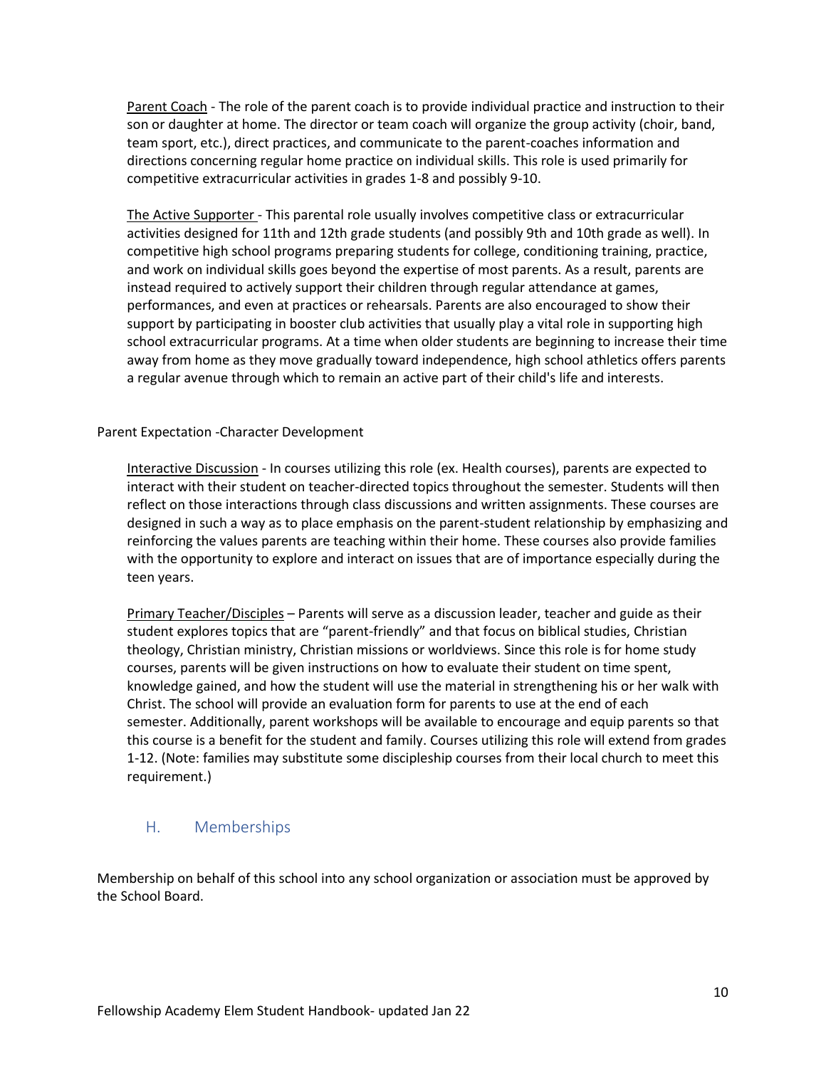Parent Coach - The role of the parent coach is to provide individual practice and instruction to their son or daughter at home. The director or team coach will organize the group activity (choir, band, team sport, etc.), direct practices, and communicate to the parent-coaches information and directions concerning regular home practice on individual skills. This role is used primarily for competitive extracurricular activities in grades 1-8 and possibly 9-10.

The Active Supporter - This parental role usually involves competitive class or extracurricular activities designed for 11th and 12th grade students (and possibly 9th and 10th grade as well). In competitive high school programs preparing students for college, conditioning training, practice, and work on individual skills goes beyond the expertise of most parents. As a result, parents are instead required to actively support their children through regular attendance at games, performances, and even at practices or rehearsals. Parents are also encouraged to show their support by participating in booster club activities that usually play a vital role in supporting high school extracurricular programs. At a time when older students are beginning to increase their time away from home as they move gradually toward independence, high school athletics offers parents a regular avenue through which to remain an active part of their child's life and interests.

Parent Expectation -Character Development

Interactive Discussion - In courses utilizing this role (ex. Health courses), parents are expected to interact with their student on teacher-directed topics throughout the semester. Students will then reflect on those interactions through class discussions and written assignments. These courses are designed in such a way as to place emphasis on the parent-student relationship by emphasizing and reinforcing the values parents are teaching within their home. These courses also provide families with the opportunity to explore and interact on issues that are of importance especially during the teen years.

Primary Teacher/Disciples – Parents will serve as a discussion leader, teacher and guide as their student explores topics that are "parent-friendly" and that focus on biblical studies, Christian theology, Christian ministry, Christian missions or worldviews. Since this role is for home study courses, parents will be given instructions on how to evaluate their student on time spent, knowledge gained, and how the student will use the material in strengthening his or her walk with Christ. The school will provide an evaluation form for parents to use at the end of each semester. Additionally, parent workshops will be available to encourage and equip parents so that this course is a benefit for the student and family. Courses utilizing this role will extend from grades 1-12. (Note: families may substitute some discipleship courses from their local church to meet this requirement.)

## H. Memberships

Membership on behalf of this school into any school organization or association must be approved by the School Board.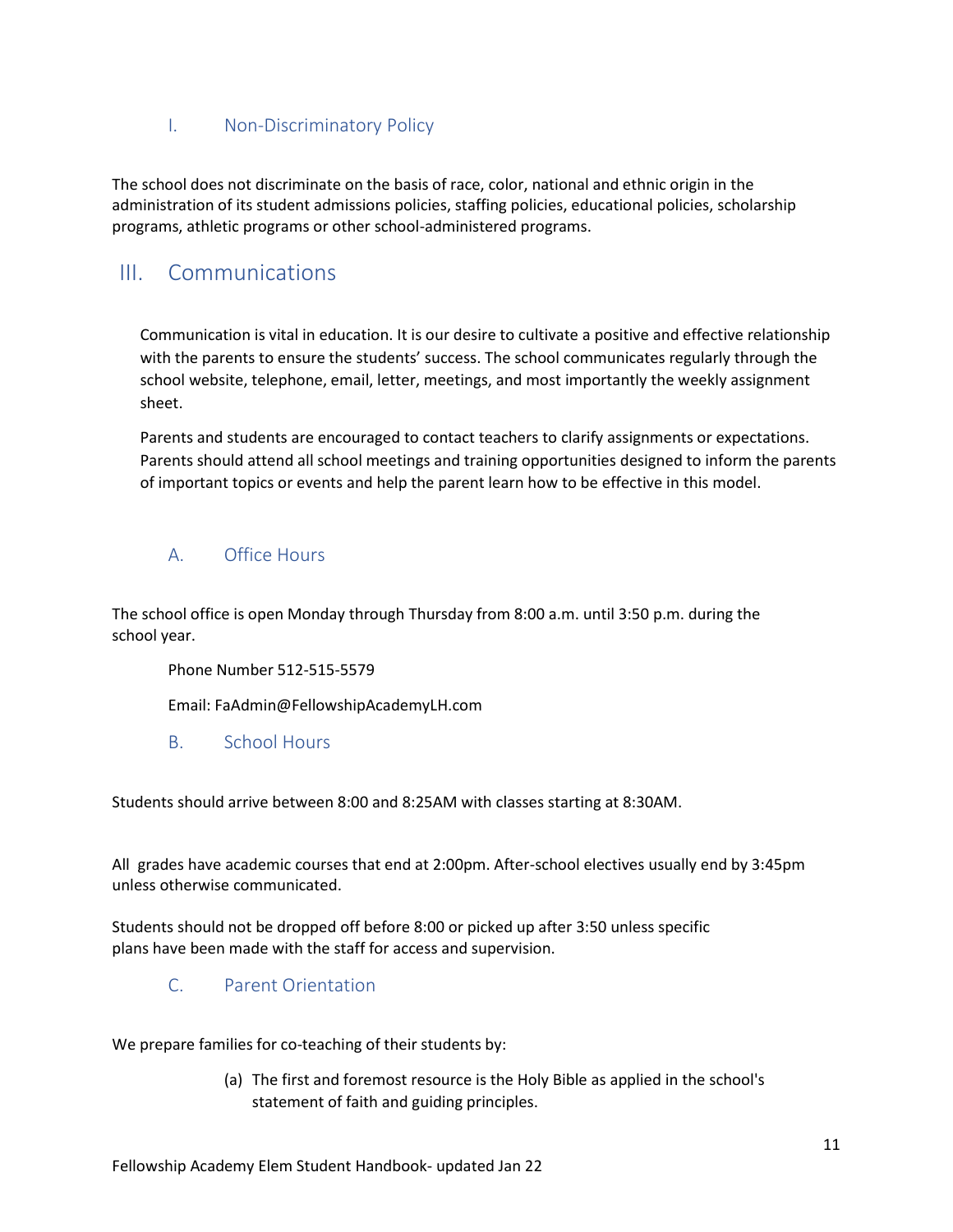### I. Non-Discriminatory Policy

The school does not discriminate on the basis of race, color, national and ethnic origin in the administration of its student admissions policies, staffing policies, educational policies, scholarship programs, athletic programs or other school-administered programs.

## III. Communications

Communication is vital in education. It is our desire to cultivate a positive and effective relationship with the parents to ensure the students' success. The school communicates regularly through the school website, telephone, email, letter, meetings, and most importantly the weekly assignment sheet.

Parents and students are encouraged to contact teachers to clarify assignments or expectations. Parents should attend all school meetings and training opportunities designed to inform the parents of important topics or events and help the parent learn how to be effective in this model.

### A. Office Hours

The school office is open Monday through Thursday from 8:00 a.m. until 3:50 p.m. during the school year.

Phone Number 512-515-5579

Email: FaAdmin@FellowshipAcademyLH.com

### B. School Hours

Students should arrive between 8:00 and 8:25AM with classes starting at 8:30AM.

All grades have academic courses that end at 2:00pm. After-school electives usually end by 3:45pm unless otherwise communicated.

Students should not be dropped off before 8:00 or picked up after 3:50 unless specific plans have been made with the staff for access and supervision.

### C. Parent Orientation

We prepare families for co-teaching of their students by:

(a) The first and foremost resource is the Holy Bible as applied in the school's statement of faith and guiding principles.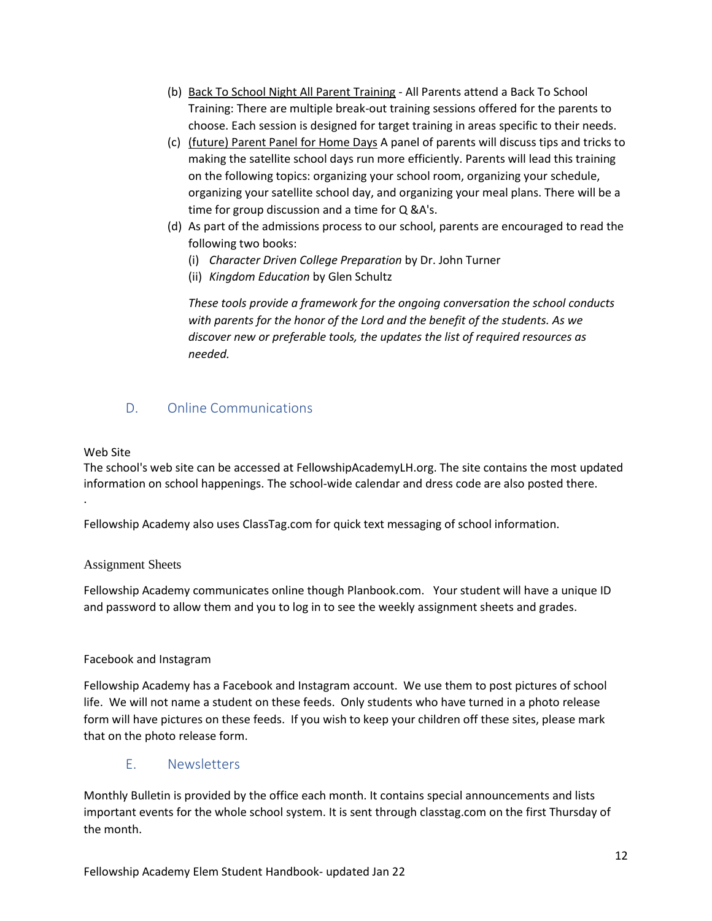(b) <u>Back To School Night All Parent Training</u> - All Parents attend a Back To School Training: There are multiple break-out training sessions offered for the parents to choose. Each session is designed for target training in areas specific to their needs.

(c) <u>(future) Parent Panel for Home Days</u> A panel of parents will discuss tips and tricks to making the satellite school days run more efficiently. Parents will lead this training on the following topics: organizing your school room, organizing your schedule, organizing your satellite school day, and organizing your meal plans. There will be a time for group discussion and a time for Q &A's.

(d) As part of the admissions process to our school, parents are encouraged to read the following two books:

   (i) *Character Driven College Preparation* by Dr. John Turner

   (ii) *Kingdom Education* by Glen Schultz

   *These tools provide a framework for the ongoing conversation the school conducts with parents for the honor of the Lord and the benefit of the students. As we discover new or preferable tools, the updates the list of required resources as needed.*

## D. Online Communications

Web Site

The school's web site can be accessed at FellowshipAcademyLH.org. The site contains the most updated information on school happenings. The school-wide calendar and dress code are also posted there.

.

Fellowship Academy also uses ClassTag.com for quick text messaging of school information.

Assignment Sheets

Fellowship Academy communicates online though Planbook.com. Your student will have a unique ID and password to allow them and you to log in to see the weekly assignment sheets and grades.

Facebook and Instagram

Fellowship Academy has a Facebook and Instagram account. We use them to post pictures of school life. We will not name a student on these feeds. Only students who have turned in a photo release form will have pictures on these feeds. If you wish to keep your children off these sites, please mark that on the photo release form.

## E. Newsletters

Monthly Bulletin is provided by the office each month. It contains special announcements and lists important events for the whole school system. It is sent through classtag.com on the first Thursday of the month.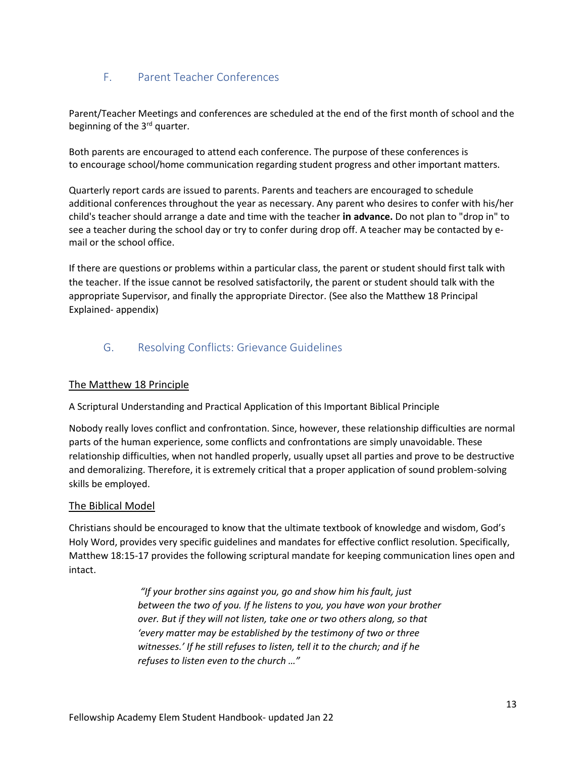## F. Parent Teacher Conferences

Parent/Teacher Meetings and conferences are scheduled at the end of the first month of school and the beginning of the 3rd quarter.

Both parents are encouraged to attend each conference. The purpose of these conferences is to encourage school/home communication regarding student progress and other important matters.

Quarterly report cards are issued to parents. Parents and teachers are encouraged to schedule additional conferences throughout the year as necessary. Any parent who desires to confer with his/her child's teacher should arrange a date and time with the teacher **in advance.** Do not plan to "drop in" to see a teacher during the school day or try to confer during drop off. A teacher may be contacted by e-mail or the school office.

If there are questions or problems within a particular class, the parent or student should first talk with the teacher. If the issue cannot be resolved satisfactorily, the parent or student should talk with the appropriate Supervisor, and finally the appropriate Director. (See also the Matthew 18 Principal Explained- appendix)

## G. Resolving Conflicts: Grievance Guidelines

<u>The Matthew 18 Principle</u>

A Scriptural Understanding and Practical Application of this Important Biblical Principle

Nobody really loves conflict and confrontation. Since, however, these relationship difficulties are normal parts of the human experience, some conflicts and confrontations are simply unavoidable. These relationship difficulties, when not handled properly, usually upset all parties and prove to be destructive and demoralizing. Therefore, it is extremely critical that a proper application of sound problem-solving skills be employed.

<u>The Biblical Model</u>

Christians should be encouraged to know that the ultimate textbook of knowledge and wisdom, God's Holy Word, provides very specific guidelines and mandates for effective conflict resolution. Specifically, Matthew 18:15-17 provides the following scriptural mandate for keeping communication lines open and intact.

> *"If your brother sins against you, go and show him his fault, just between the two of you. If he listens to you, you have won your brother over. But if they will not listen, take one or two others along, so that 'every matter may be established by the testimony of two or three witnesses.' If he still refuses to listen, tell it to the church; and if he refuses to listen even to the church …"*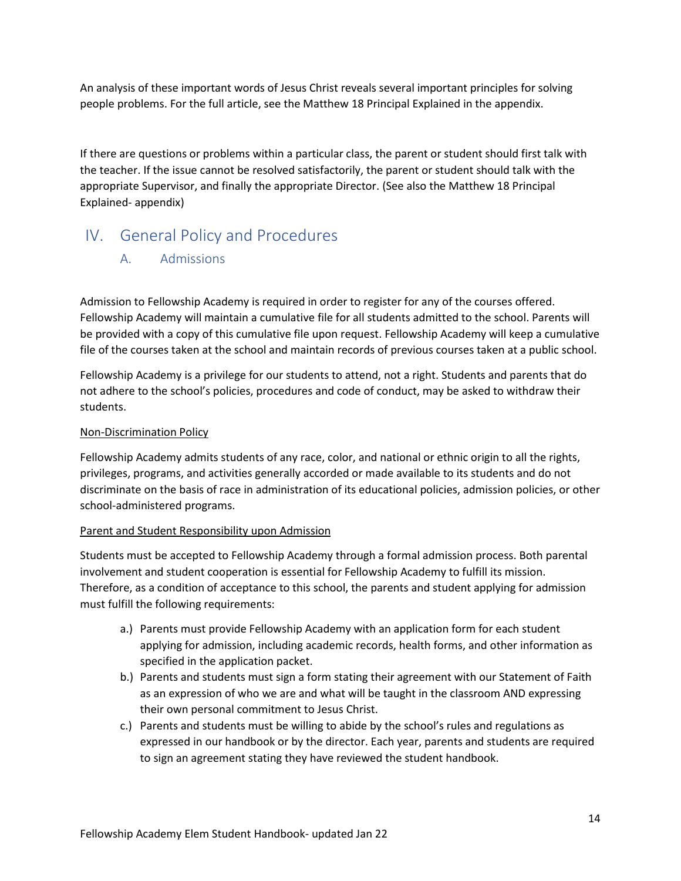An analysis of these important words of Jesus Christ reveals several important principles for solving people problems. For the full article, see the Matthew 18 Principal Explained in the appendix.

If there are questions or problems within a particular class, the parent or student should first talk with the teacher. If the issue cannot be resolved satisfactorily, the parent or student should talk with the appropriate Supervisor, and finally the appropriate Director. (See also the Matthew 18 Principal Explained- appendix)

# IV. General Policy and Procedures

## A. Admissions

Admission to Fellowship Academy is required in order to register for any of the courses offered. Fellowship Academy will maintain a cumulative file for all students admitted to the school. Parents will be provided with a copy of this cumulative file upon request. Fellowship Academy will keep a cumulative file of the courses taken at the school and maintain records of previous courses taken at a public school.

Fellowship Academy is a privilege for our students to attend, not a right. Students and parents that do not adhere to the school's policies, procedures and code of conduct, may be asked to withdraw their students.

<u>Non-Discrimination Policy</u>

Fellowship Academy admits students of any race, color, and national or ethnic origin to all the rights, privileges, programs, and activities generally accorded or made available to its students and do not discriminate on the basis of race in administration of its educational policies, admission policies, or other school-administered programs.

<u>Parent and Student Responsibility upon Admission</u>

Students must be accepted to Fellowship Academy through a formal admission process. Both parental involvement and student cooperation is essential for Fellowship Academy to fulfill its mission. Therefore, as a condition of acceptance to this school, the parents and student applying for admission must fulfill the following requirements:

a.) Parents must provide Fellowship Academy with an application form for each student applying for admission, including academic records, health forms, and other information as specified in the application packet.

b.) Parents and students must sign a form stating their agreement with our Statement of Faith as an expression of who we are and what will be taught in the classroom AND expressing their own personal commitment to Jesus Christ.

c.) Parents and students must be willing to abide by the school's rules and regulations as expressed in our handbook or by the director. Each year, parents and students are required to sign an agreement stating they have reviewed the student handbook.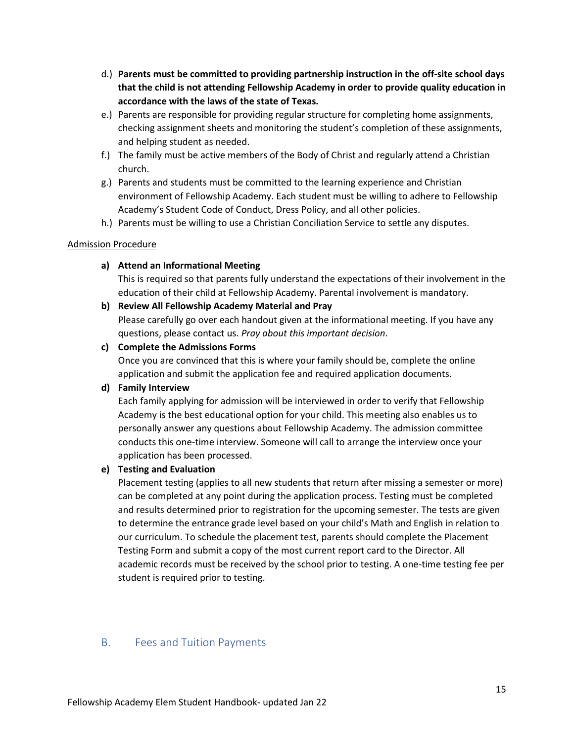d.) **Parents must be committed to providing partnership instruction in the off-site school days that the child is not attending Fellowship Academy in order to provide quality education in accordance with the laws of the state of Texas.**

e.) Parents are responsible for providing regular structure for completing home assignments, checking assignment sheets and monitoring the student's completion of these assignments, and helping student as needed.

f.) The family must be active members of the Body of Christ and regularly attend a Christian church.

g.) Parents and students must be committed to the learning experience and Christian environment of Fellowship Academy. Each student must be willing to adhere to Fellowship Academy's Student Code of Conduct, Dress Policy, and all other policies.

h.) Parents must be willing to use a Christian Conciliation Service to settle any disputes.

<u>Admission Procedure</u>

**a) Attend an Informational Meeting**
This is required so that parents fully understand the expectations of their involvement in the education of their child at Fellowship Academy. Parental involvement is mandatory.

**b) Review All Fellowship Academy Material and Pray**
Please carefully go over each handout given at the informational meeting. If you have any questions, please contact us. *Pray about this important decision*.

**c) Complete the Admissions Forms**
Once you are convinced that this is where your family should be, complete the online application and submit the application fee and required application documents.

**d) Family Interview**
Each family applying for admission will be interviewed in order to verify that Fellowship Academy is the best educational option for your child. This meeting also enables us to personally answer any questions about Fellowship Academy. The admission committee conducts this one-time interview. Someone will call to arrange the interview once your application has been processed.

**e) Testing and Evaluation**
Placement testing (applies to all new students that return after missing a semester or more) can be completed at any point during the application process. Testing must be completed and results determined prior to registration for the upcoming semester. The tests are given to determine the entrance grade level based on your child's Math and English in relation to our curriculum. To schedule the placement test, parents should complete the Placement Testing Form and submit a copy of the most current report card to the Director. All academic records must be received by the school prior to testing. A one-time testing fee per student is required prior to testing.

## B. Fees and Tuition Payments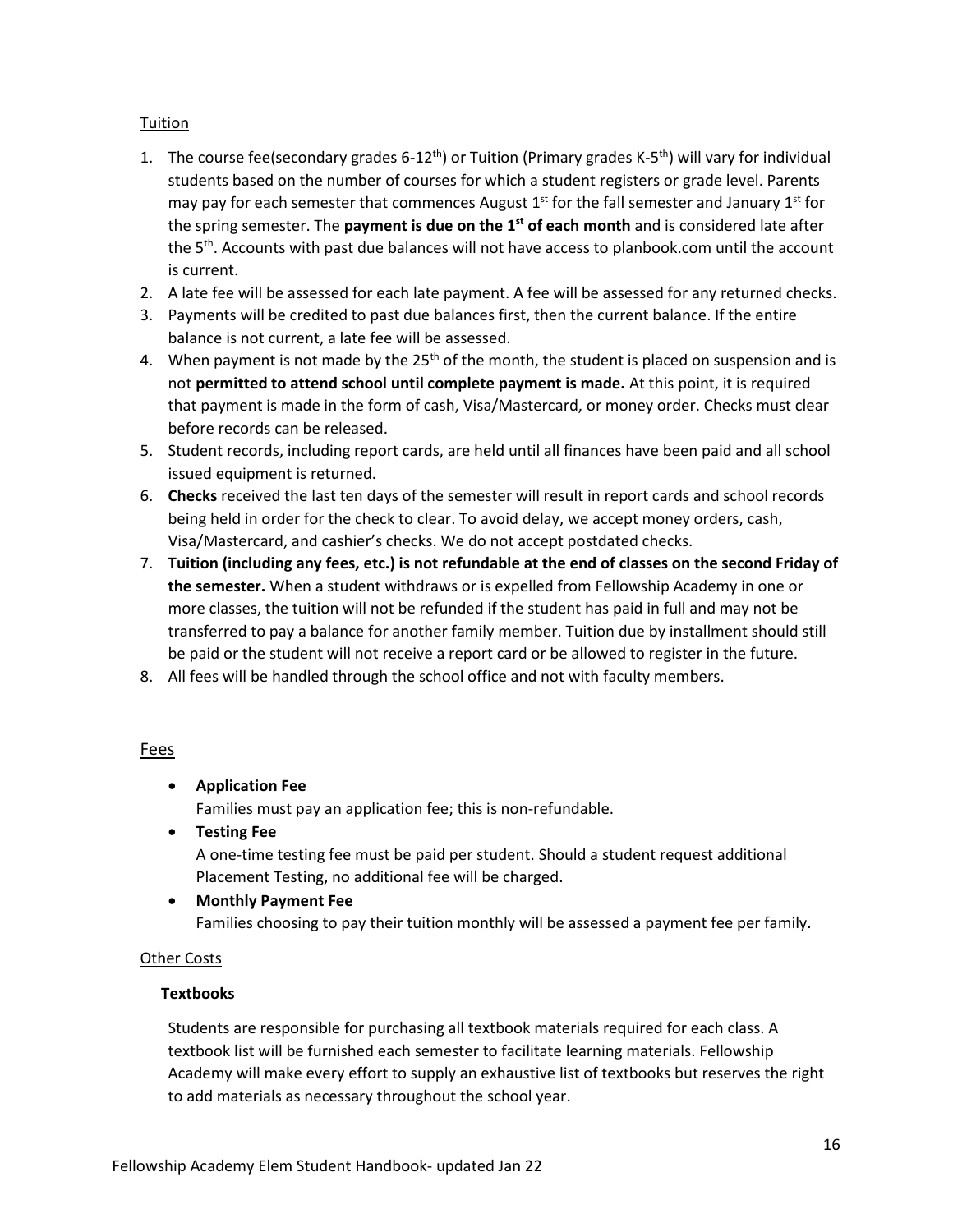## Tuition

1. The course fee(secondary grades 6-12th) or Tuition (Primary grades K-5th) will vary for individual students based on the number of courses for which a student registers or grade level. Parents may pay for each semester that commences August 1st for the fall semester and January 1st for the spring semester. The **payment is due on the 1st of each month** and is considered late after the 5th. Accounts with past due balances will not have access to planbook.com until the account is current.
2. A late fee will be assessed for each late payment. A fee will be assessed for any returned checks.
3. Payments will be credited to past due balances first, then the current balance. If the entire balance is not current, a late fee will be assessed.
4. When payment is not made by the 25th of the month, the student is placed on suspension and is not **permitted to attend school until complete payment is made.** At this point, it is required that payment is made in the form of cash, Visa/Mastercard, or money order. Checks must clear before records can be released.
5. Student records, including report cards, are held until all finances have been paid and all school issued equipment is returned.
6. **Checks** received the last ten days of the semester will result in report cards and school records being held in order for the check to clear. To avoid delay, we accept money orders, cash, Visa/Mastercard, and cashier's checks. We do not accept postdated checks.
7. **Tuition (including any fees, etc.) is not refundable at the end of classes on the second Friday of the semester.** When a student withdraws or is expelled from Fellowship Academy in one or more classes, the tuition will not be refunded if the student has paid in full and may not be transferred to pay a balance for another family member. Tuition due by installment should still be paid or the student will not receive a report card or be allowed to register in the future.
8. All fees will be handled through the school office and not with faculty members.

## Fees

- **Application Fee**
  Families must pay an application fee; this is non-refundable.
- **Testing Fee**
  A one-time testing fee must be paid per student. Should a student request additional Placement Testing, no additional fee will be charged.
- **Monthly Payment Fee**
  Families choosing to pay their tuition monthly will be assessed a payment fee per family.

## Other Costs

### Textbooks

Students are responsible for purchasing all textbook materials required for each class. A textbook list will be furnished each semester to facilitate learning materials. Fellowship Academy will make every effort to supply an exhaustive list of textbooks but reserves the right to add materials as necessary throughout the school year.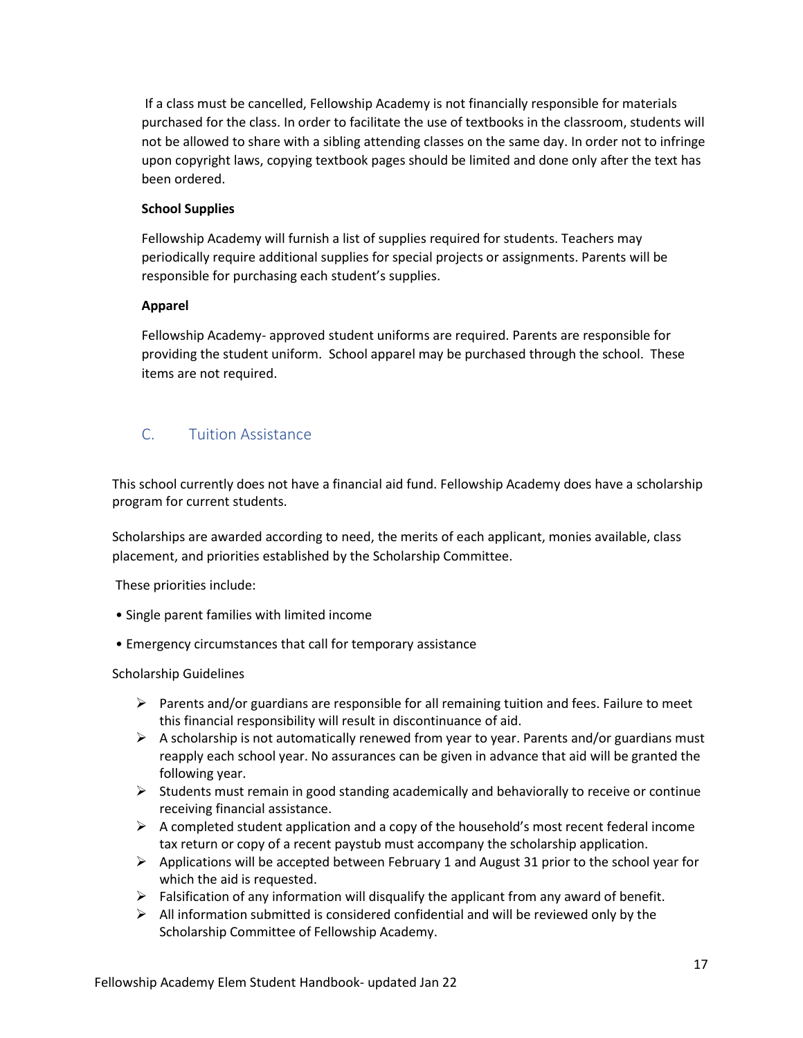If a class must be cancelled, Fellowship Academy is not financially responsible for materials purchased for the class. In order to facilitate the use of textbooks in the classroom, students will not be allowed to share with a sibling attending classes on the same day. In order not to infringe upon copyright laws, copying textbook pages should be limited and done only after the text has been ordered.

**School Supplies**

Fellowship Academy will furnish a list of supplies required for students. Teachers may periodically require additional supplies for special projects or assignments. Parents will be responsible for purchasing each student's supplies.

**Apparel**

Fellowship Academy- approved student uniforms are required. Parents are responsible for providing the student uniform. School apparel may be purchased through the school. These items are not required.

## C. Tuition Assistance

This school currently does not have a financial aid fund. Fellowship Academy does have a scholarship program for current students.

Scholarships are awarded according to need, the merits of each applicant, monies available, class placement, and priorities established by the Scholarship Committee.

These priorities include:

- Single parent families with limited income
- Emergency circumstances that call for temporary assistance

Scholarship Guidelines

- Parents and/or guardians are responsible for all remaining tuition and fees. Failure to meet this financial responsibility will result in discontinuance of aid.
- A scholarship is not automatically renewed from year to year. Parents and/or guardians must reapply each school year. No assurances can be given in advance that aid will be granted the following year.
- Students must remain in good standing academically and behaviorally to receive or continue receiving financial assistance.
- A completed student application and a copy of the household's most recent federal income tax return or copy of a recent paystub must accompany the scholarship application.
- Applications will be accepted between February 1 and August 31 prior to the school year for which the aid is requested.
- Falsification of any information will disqualify the applicant from any award of benefit.
- All information submitted is considered confidential and will be reviewed only by the Scholarship Committee of Fellowship Academy.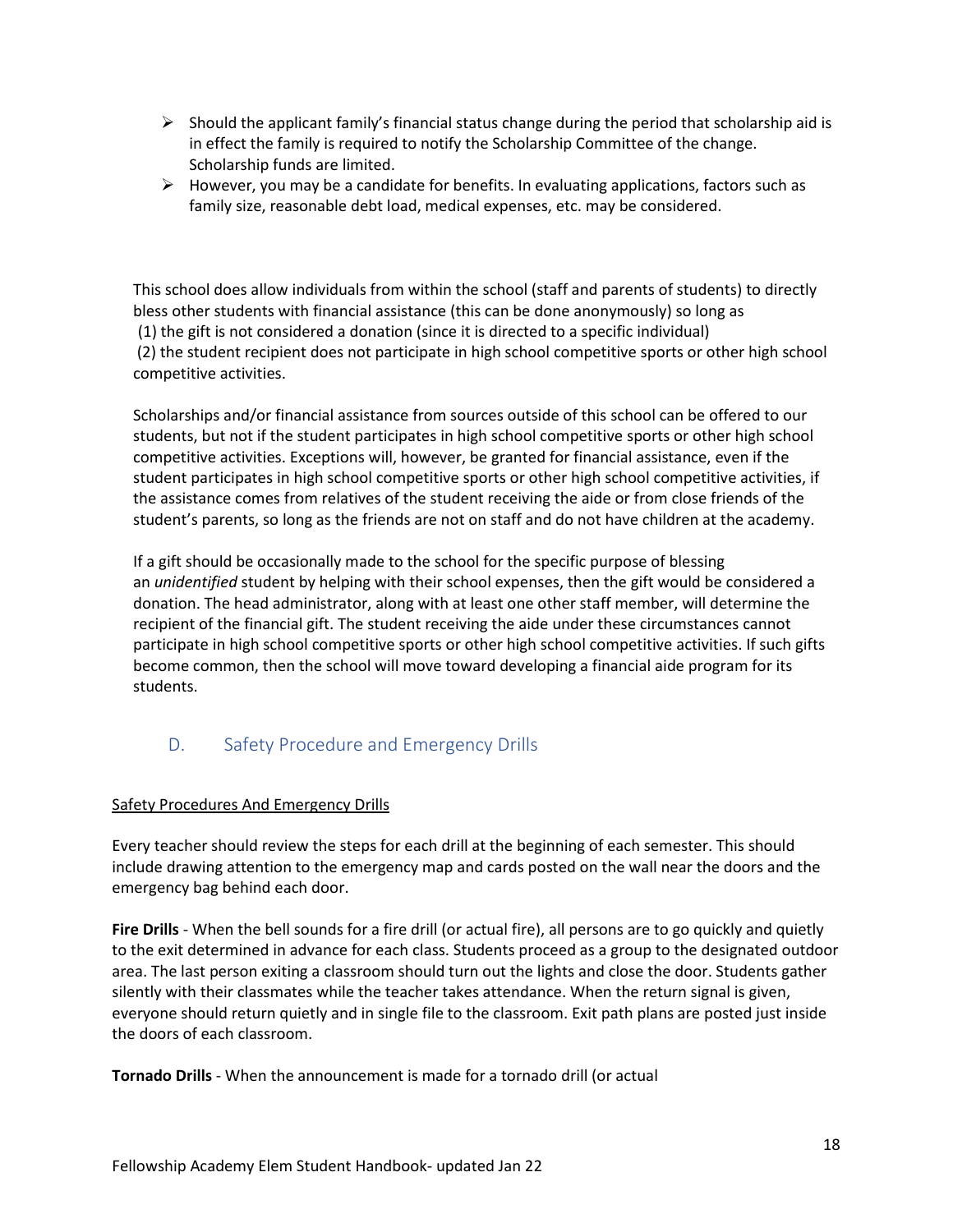- Should the applicant family's financial status change during the period that scholarship aid is in effect the family is required to notify the Scholarship Committee of the change. Scholarship funds are limited.
- However, you may be a candidate for benefits. In evaluating applications, factors such as family size, reasonable debt load, medical expenses, etc. may be considered.

This school does allow individuals from within the school (staff and parents of students) to directly bless other students with financial assistance (this can be done anonymously) so long as
(1) the gift is not considered a donation (since it is directed to a specific individual)
(2) the student recipient does not participate in high school competitive sports or other high school competitive activities.

Scholarships and/or financial assistance from sources outside of this school can be offered to our students, but not if the student participates in high school competitive sports or other high school competitive activities. Exceptions will, however, be granted for financial assistance, even if the student participates in high school competitive sports or other high school competitive activities, if the assistance comes from relatives of the student receiving the aide or from close friends of the student's parents, so long as the friends are not on staff and do not have children at the academy.

If a gift should be occasionally made to the school for the specific purpose of blessing an *unidentified* student by helping with their school expenses, then the gift would be considered a donation. The head administrator, along with at least one other staff member, will determine the recipient of the financial gift. The student receiving the aide under these circumstances cannot participate in high school competitive sports or other high school competitive activities. If such gifts become common, then the school will move toward developing a financial aide program for its students.

## D. Safety Procedure and Emergency Drills

Safety Procedures And Emergency Drills

Every teacher should review the steps for each drill at the beginning of each semester. This should include drawing attention to the emergency map and cards posted on the wall near the doors and the emergency bag behind each door.

**Fire Drills** - When the bell sounds for a fire drill (or actual fire), all persons are to go quickly and quietly to the exit determined in advance for each class. Students proceed as a group to the designated outdoor area. The last person exiting a classroom should turn out the lights and close the door. Students gather silently with their classmates while the teacher takes attendance. When the return signal is given, everyone should return quietly and in single file to the classroom. Exit path plans are posted just inside the doors of each classroom.

**Tornado Drills** - When the announcement is made for a tornado drill (or actual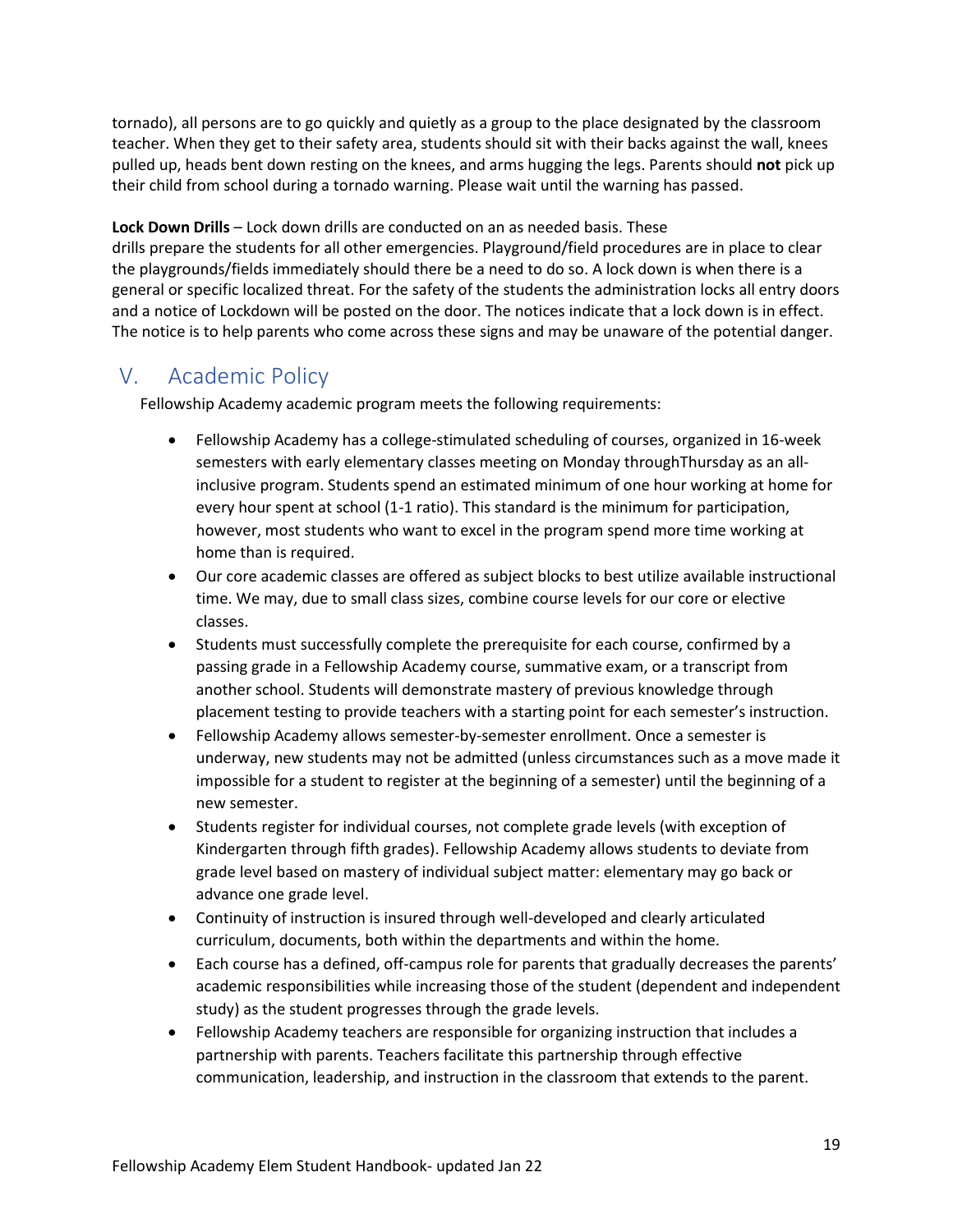tornado), all persons are to go quickly and quietly as a group to the place designated by the classroom teacher. When they get to their safety area, students should sit with their backs against the wall, knees pulled up, heads bent down resting on the knees, and arms hugging the legs. Parents should **not** pick up their child from school during a tornado warning. Please wait until the warning has passed.

**Lock Down Drills** – Lock down drills are conducted on an as needed basis. These drills prepare the students for all other emergencies. Playground/field procedures are in place to clear the playgrounds/fields immediately should there be a need to do so. A lock down is when there is a general or specific localized threat. For the safety of the students the administration locks all entry doors and a notice of Lockdown will be posted on the door. The notices indicate that a lock down is in effect. The notice is to help parents who come across these signs and may be unaware of the potential danger.

## V. Academic Policy

Fellowship Academy academic program meets the following requirements:

- Fellowship Academy has a college-stimulated scheduling of courses, organized in 16-week semesters with early elementary classes meeting on Monday throughThursday as an all-inclusive program. Students spend an estimated minimum of one hour working at home for every hour spent at school (1-1 ratio). This standard is the minimum for participation, however, most students who want to excel in the program spend more time working at home than is required.
- Our core academic classes are offered as subject blocks to best utilize available instructional time. We may, due to small class sizes, combine course levels for our core or elective classes.
- Students must successfully complete the prerequisite for each course, confirmed by a passing grade in a Fellowship Academy course, summative exam, or a transcript from another school. Students will demonstrate mastery of previous knowledge through placement testing to provide teachers with a starting point for each semester's instruction.
- Fellowship Academy allows semester-by-semester enrollment. Once a semester is underway, new students may not be admitted (unless circumstances such as a move made it impossible for a student to register at the beginning of a semester) until the beginning of a new semester.
- Students register for individual courses, not complete grade levels (with exception of Kindergarten through fifth grades). Fellowship Academy allows students to deviate from grade level based on mastery of individual subject matter: elementary may go back or advance one grade level.
- Continuity of instruction is insured through well-developed and clearly articulated curriculum, documents, both within the departments and within the home.
- Each course has a defined, off-campus role for parents that gradually decreases the parents' academic responsibilities while increasing those of the student (dependent and independent study) as the student progresses through the grade levels.
- Fellowship Academy teachers are responsible for organizing instruction that includes a partnership with parents. Teachers facilitate this partnership through effective communication, leadership, and instruction in the classroom that extends to the parent.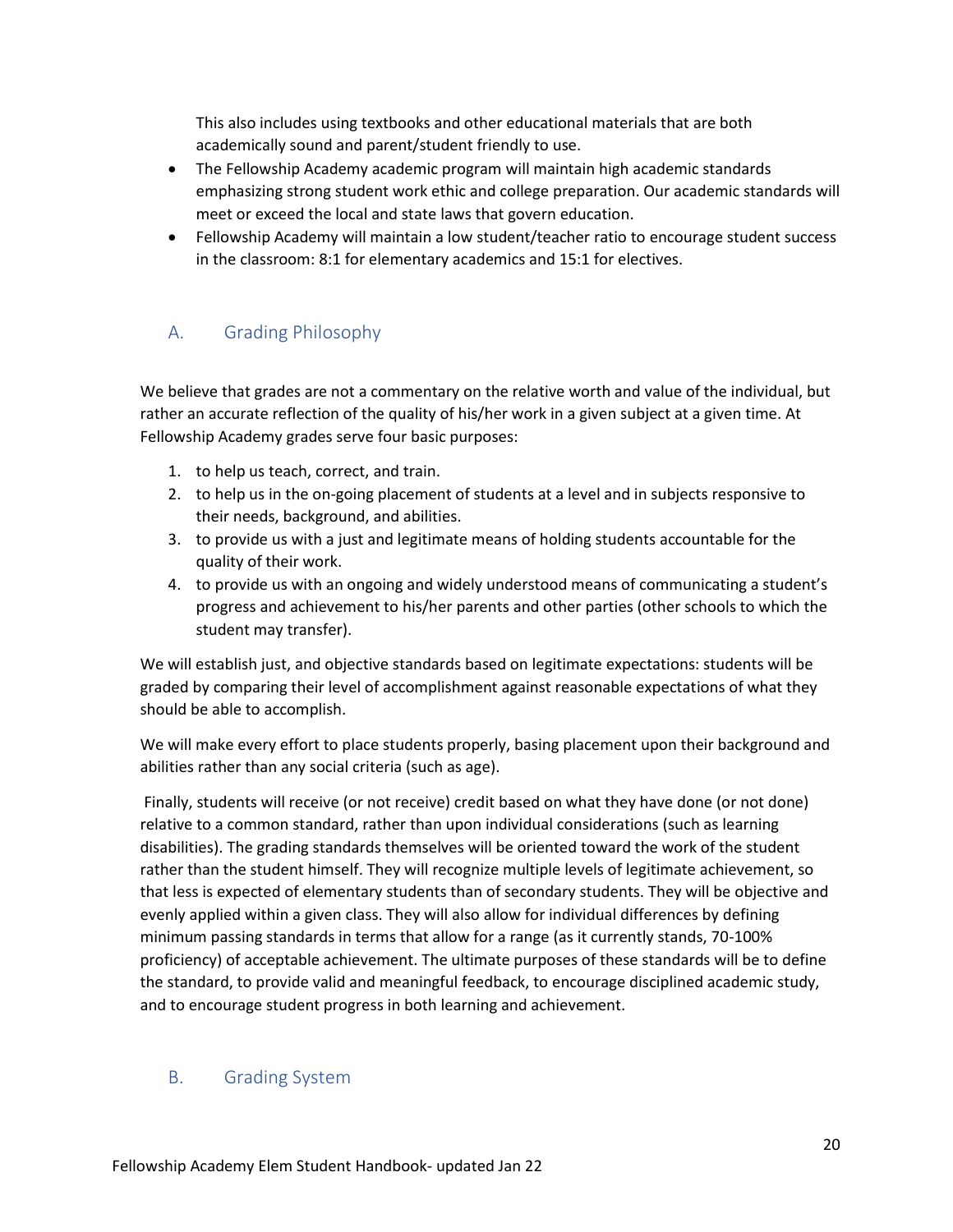This also includes using textbooks and other educational materials that are both academically sound and parent/student friendly to use.

- The Fellowship Academy academic program will maintain high academic standards emphasizing strong student work ethic and college preparation. Our academic standards will meet or exceed the local and state laws that govern education.
- Fellowship Academy will maintain a low student/teacher ratio to encourage student success in the classroom: 8:1 for elementary academics and 15:1 for electives.

## A. Grading Philosophy

We believe that grades are not a commentary on the relative worth and value of the individual, but rather an accurate reflection of the quality of his/her work in a given subject at a given time. At Fellowship Academy grades serve four basic purposes:

1. to help us teach, correct, and train.
2. to help us in the on-going placement of students at a level and in subjects responsive to their needs, background, and abilities.
3. to provide us with a just and legitimate means of holding students accountable for the quality of their work.
4. to provide us with an ongoing and widely understood means of communicating a student's progress and achievement to his/her parents and other parties (other schools to which the student may transfer).

We will establish just, and objective standards based on legitimate expectations: students will be graded by comparing their level of accomplishment against reasonable expectations of what they should be able to accomplish.

We will make every effort to place students properly, basing placement upon their background and abilities rather than any social criteria (such as age).

Finally, students will receive (or not receive) credit based on what they have done (or not done) relative to a common standard, rather than upon individual considerations (such as learning disabilities). The grading standards themselves will be oriented toward the work of the student rather than the student himself. They will recognize multiple levels of legitimate achievement, so that less is expected of elementary students than of secondary students. They will be objective and evenly applied within a given class. They will also allow for individual differences by defining minimum passing standards in terms that allow for a range (as it currently stands, 70-100% proficiency) of acceptable achievement. The ultimate purposes of these standards will be to define the standard, to provide valid and meaningful feedback, to encourage disciplined academic study, and to encourage student progress in both learning and achievement.

## B. Grading System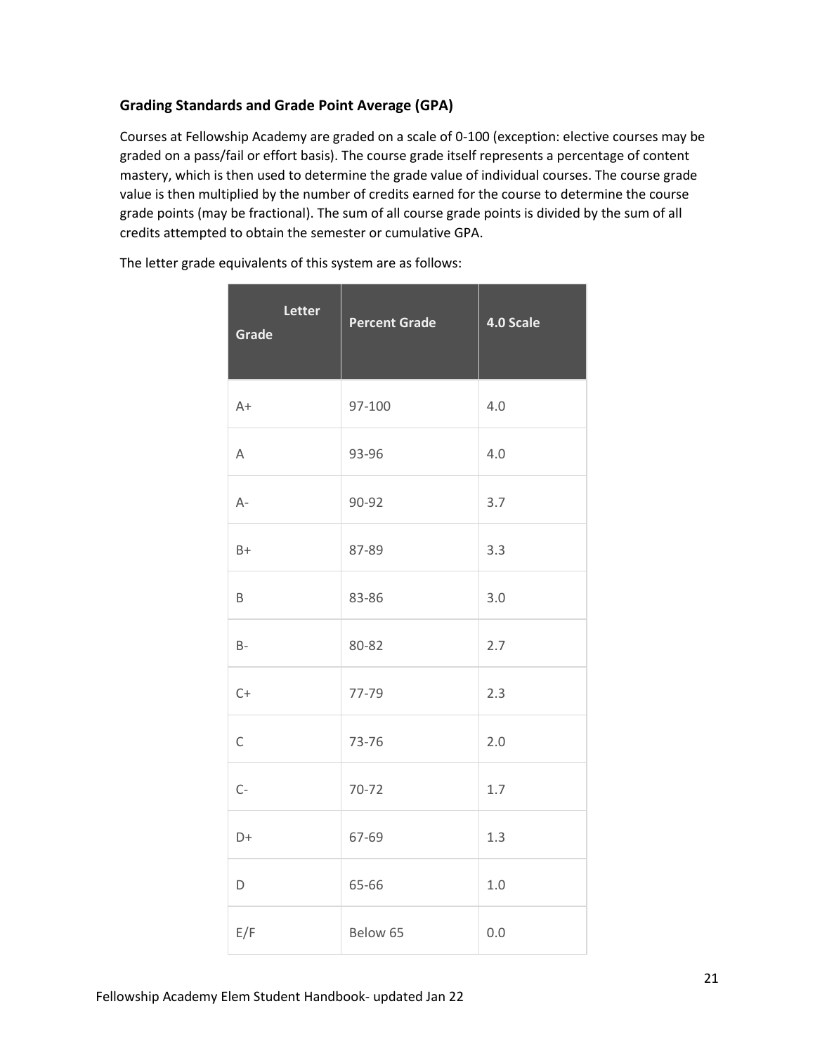### Grading Standards and Grade Point Average (GPA)

Courses at Fellowship Academy are graded on a scale of 0-100 (exception: elective courses may be graded on a pass/fail or effort basis). The course grade itself represents a percentage of content mastery, which is then used to determine the grade value of individual courses. The course grade value is then multiplied by the number of credits earned for the course to determine the course grade points (may be fractional). The sum of all course grade points is divided by the sum of all credits attempted to obtain the semester or cumulative GPA.

The letter grade equivalents of this system are as follows:

| Letter Grade | Percent Grade | 4.0 Scale |
|---|---|---|
| A+ | 97-100 | 4.0 |
| A | 93-96 | 4.0 |
| A- | 90-92 | 3.7 |
| B+ | 87-89 | 3.3 |
| B | 83-86 | 3.0 |
| B- | 80-82 | 2.7 |
| C+ | 77-79 | 2.3 |
| C | 73-76 | 2.0 |
| C- | 70-72 | 1.7 |
| D+ | 67-69 | 1.3 |
| D | 65-66 | 1.0 |
| E/F | Below 65 | 0.0 |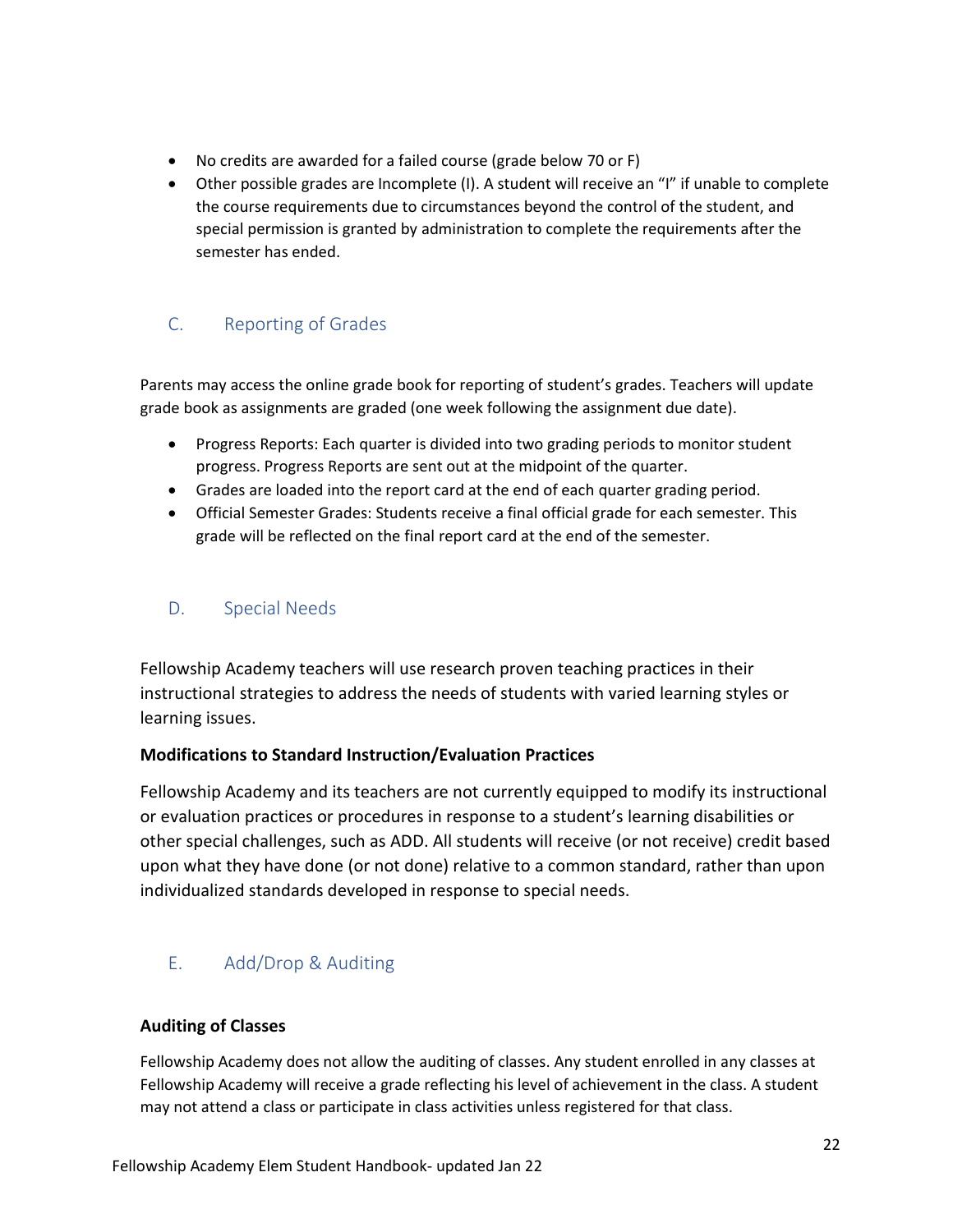- No credits are awarded for a failed course (grade below 70 or F)
- Other possible grades are Incomplete (I). A student will receive an "I" if unable to complete the course requirements due to circumstances beyond the control of the student, and special permission is granted by administration to complete the requirements after the semester has ended.

## C. Reporting of Grades

Parents may access the online grade book for reporting of student's grades. Teachers will update grade book as assignments are graded (one week following the assignment due date).

- Progress Reports: Each quarter is divided into two grading periods to monitor student progress. Progress Reports are sent out at the midpoint of the quarter.
- Grades are loaded into the report card at the end of each quarter grading period.
- Official Semester Grades: Students receive a final official grade for each semester. This grade will be reflected on the final report card at the end of the semester.

## D. Special Needs

Fellowship Academy teachers will use research proven teaching practices in their instructional strategies to address the needs of students with varied learning styles or learning issues.

**Modifications to Standard Instruction/Evaluation Practices**

Fellowship Academy and its teachers are not currently equipped to modify its instructional or evaluation practices or procedures in response to a student's learning disabilities or other special challenges, such as ADD. All students will receive (or not receive) credit based upon what they have done (or not done) relative to a common standard, rather than upon individualized standards developed in response to special needs.

## E. Add/Drop & Auditing

**Auditing of Classes**

Fellowship Academy does not allow the auditing of classes. Any student enrolled in any classes at Fellowship Academy will receive a grade reflecting his level of achievement in the class. A student may not attend a class or participate in class activities unless registered for that class.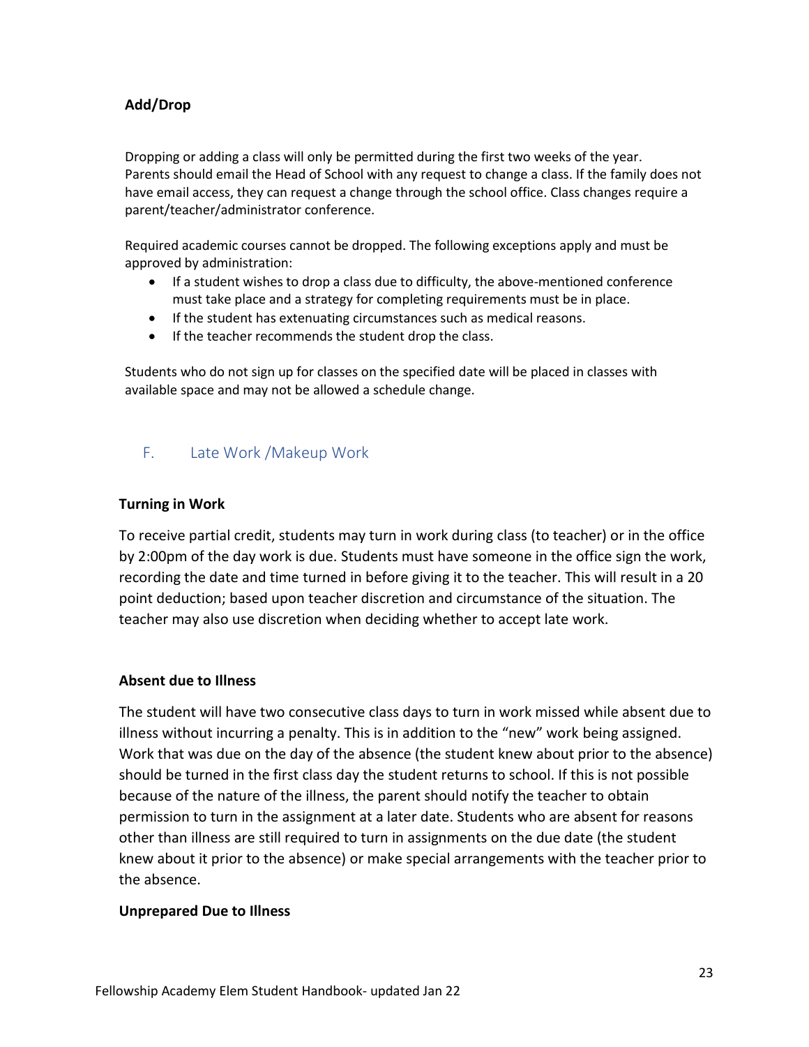**Add/Drop**

Dropping or adding a class will only be permitted during the first two weeks of the year. Parents should email the Head of School with any request to change a class. If the family does not have email access, they can request a change through the school office. Class changes require a parent/teacher/administrator conference.

Required academic courses cannot be dropped. The following exceptions apply and must be approved by administration:

- If a student wishes to drop a class due to difficulty, the above-mentioned conference must take place and a strategy for completing requirements must be in place.
- If the student has extenuating circumstances such as medical reasons.
- If the teacher recommends the student drop the class.

Students who do not sign up for classes on the specified date will be placed in classes with available space and may not be allowed a schedule change.

## F. Late Work /Makeup Work

**Turning in Work**

To receive partial credit, students may turn in work during class (to teacher) or in the office by 2:00pm of the day work is due. Students must have someone in the office sign the work, recording the date and time turned in before giving it to the teacher. This will result in a 20 point deduction; based upon teacher discretion and circumstance of the situation. The teacher may also use discretion when deciding whether to accept late work.

**Absent due to Illness**

The student will have two consecutive class days to turn in work missed while absent due to illness without incurring a penalty. This is in addition to the "new" work being assigned. Work that was due on the day of the absence (the student knew about prior to the absence) should be turned in the first class day the student returns to school. If this is not possible because of the nature of the illness, the parent should notify the teacher to obtain permission to turn in the assignment at a later date. Students who are absent for reasons other than illness are still required to turn in assignments on the due date (the student knew about it prior to the absence) or make special arrangements with the teacher prior to the absence.

**Unprepared Due to Illness**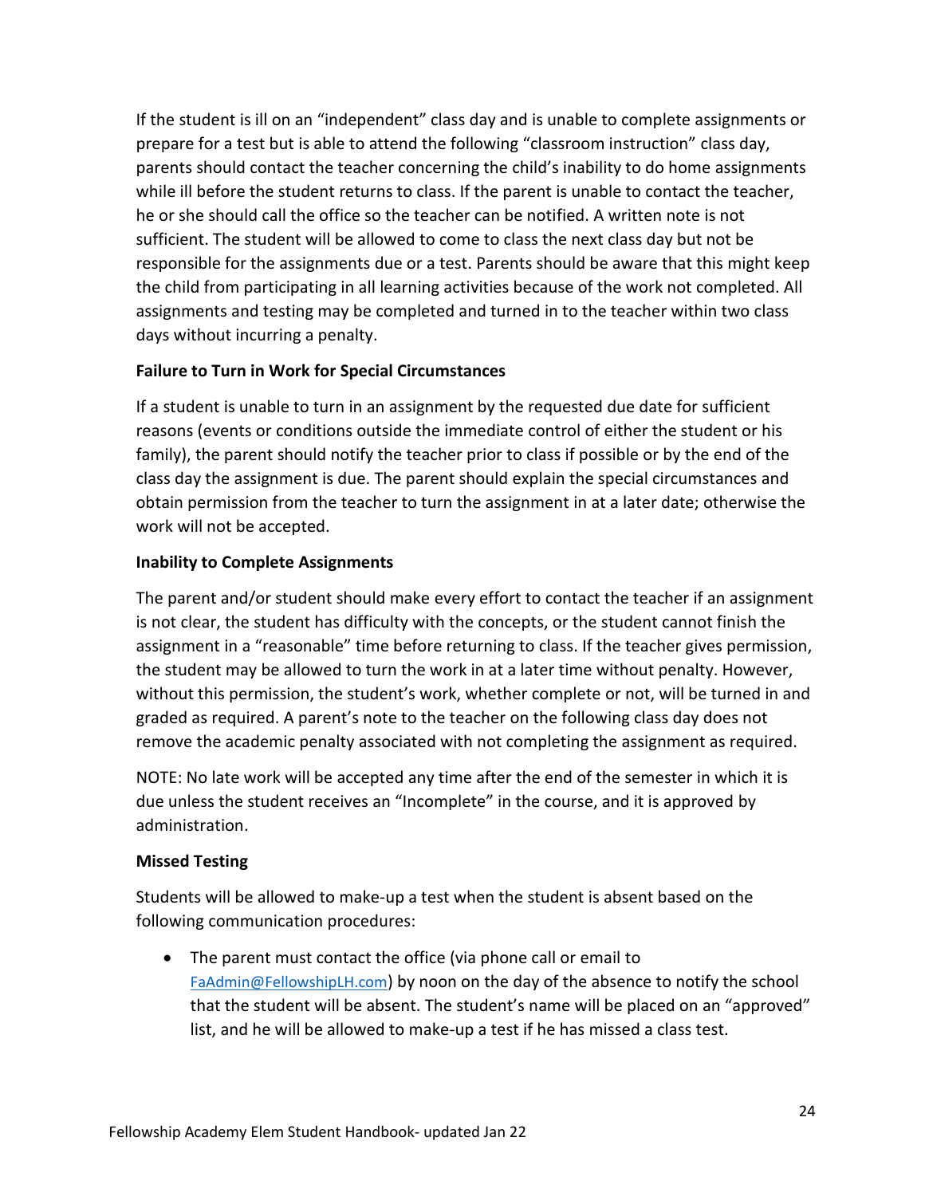If the student is ill on an "independent" class day and is unable to complete assignments or prepare for a test but is able to attend the following "classroom instruction" class day, parents should contact the teacher concerning the child's inability to do home assignments while ill before the student returns to class. If the parent is unable to contact the teacher, he or she should call the office so the teacher can be notified. A written note is not sufficient. The student will be allowed to come to class the next class day but not be responsible for the assignments due or a test. Parents should be aware that this might keep the child from participating in all learning activities because of the work not completed. All assignments and testing may be completed and turned in to the teacher within two class days without incurring a penalty.

**Failure to Turn in Work for Special Circumstances**

If a student is unable to turn in an assignment by the requested due date for sufficient reasons (events or conditions outside the immediate control of either the student or his family), the parent should notify the teacher prior to class if possible or by the end of the class day the assignment is due. The parent should explain the special circumstances and obtain permission from the teacher to turn the assignment in at a later date; otherwise the work will not be accepted.

**Inability to Complete Assignments**

The parent and/or student should make every effort to contact the teacher if an assignment is not clear, the student has difficulty with the concepts, or the student cannot finish the assignment in a "reasonable" time before returning to class. If the teacher gives permission, the student may be allowed to turn the work in at a later time without penalty. However, without this permission, the student's work, whether complete or not, will be turned in and graded as required. A parent's note to the teacher on the following class day does not remove the academic penalty associated with not completing the assignment as required.

NOTE: No late work will be accepted any time after the end of the semester in which it is due unless the student receives an "Incomplete" in the course, and it is approved by administration.

**Missed Testing**

Students will be allowed to make-up a test when the student is absent based on the following communication procedures:

- The parent must contact the office (via phone call or email to FaAdmin@FellowshipLH.com) by noon on the day of the absence to notify the school that the student will be absent. The student's name will be placed on an "approved" list, and he will be allowed to make-up a test if he has missed a class test.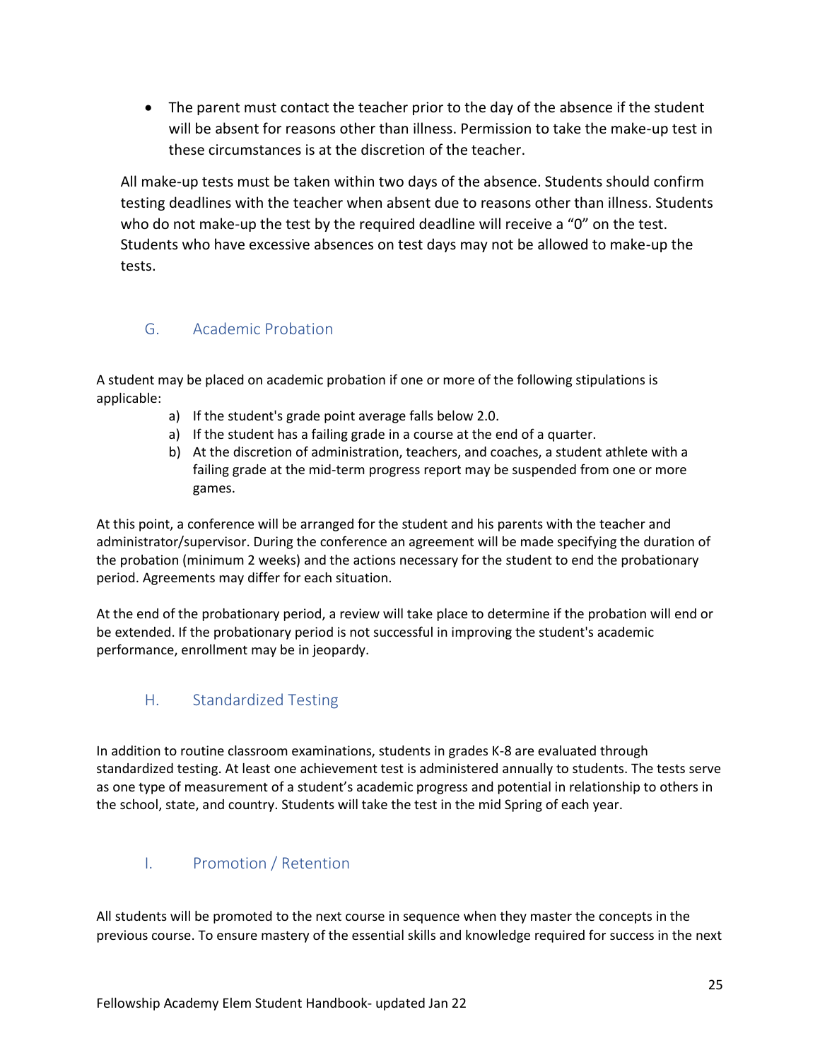- The parent must contact the teacher prior to the day of the absence if the student will be absent for reasons other than illness. Permission to take the make-up test in these circumstances is at the discretion of the teacher.

All make-up tests must be taken within two days of the absence. Students should confirm testing deadlines with the teacher when absent due to reasons other than illness. Students who do not make-up the test by the required deadline will receive a "0" on the test. Students who have excessive absences on test days may not be allowed to make-up the tests.

## G. Academic Probation

A student may be placed on academic probation if one or more of the following stipulations is applicable:

a) If the student's grade point average falls below 2.0.
a) If the student has a failing grade in a course at the end of a quarter.
b) At the discretion of administration, teachers, and coaches, a student athlete with a failing grade at the mid-term progress report may be suspended from one or more games.

At this point, a conference will be arranged for the student and his parents with the teacher and administrator/supervisor. During the conference an agreement will be made specifying the duration of the probation (minimum 2 weeks) and the actions necessary for the student to end the probationary period. Agreements may differ for each situation.

At the end of the probationary period, a review will take place to determine if the probation will end or be extended. If the probationary period is not successful in improving the student's academic performance, enrollment may be in jeopardy.

## H. Standardized Testing

In addition to routine classroom examinations, students in grades K-8 are evaluated through standardized testing. At least one achievement test is administered annually to students. The tests serve as one type of measurement of a student's academic progress and potential in relationship to others in the school, state, and country. Students will take the test in the mid Spring of each year.

## I. Promotion / Retention

All students will be promoted to the next course in sequence when they master the concepts in the previous course. To ensure mastery of the essential skills and knowledge required for success in the next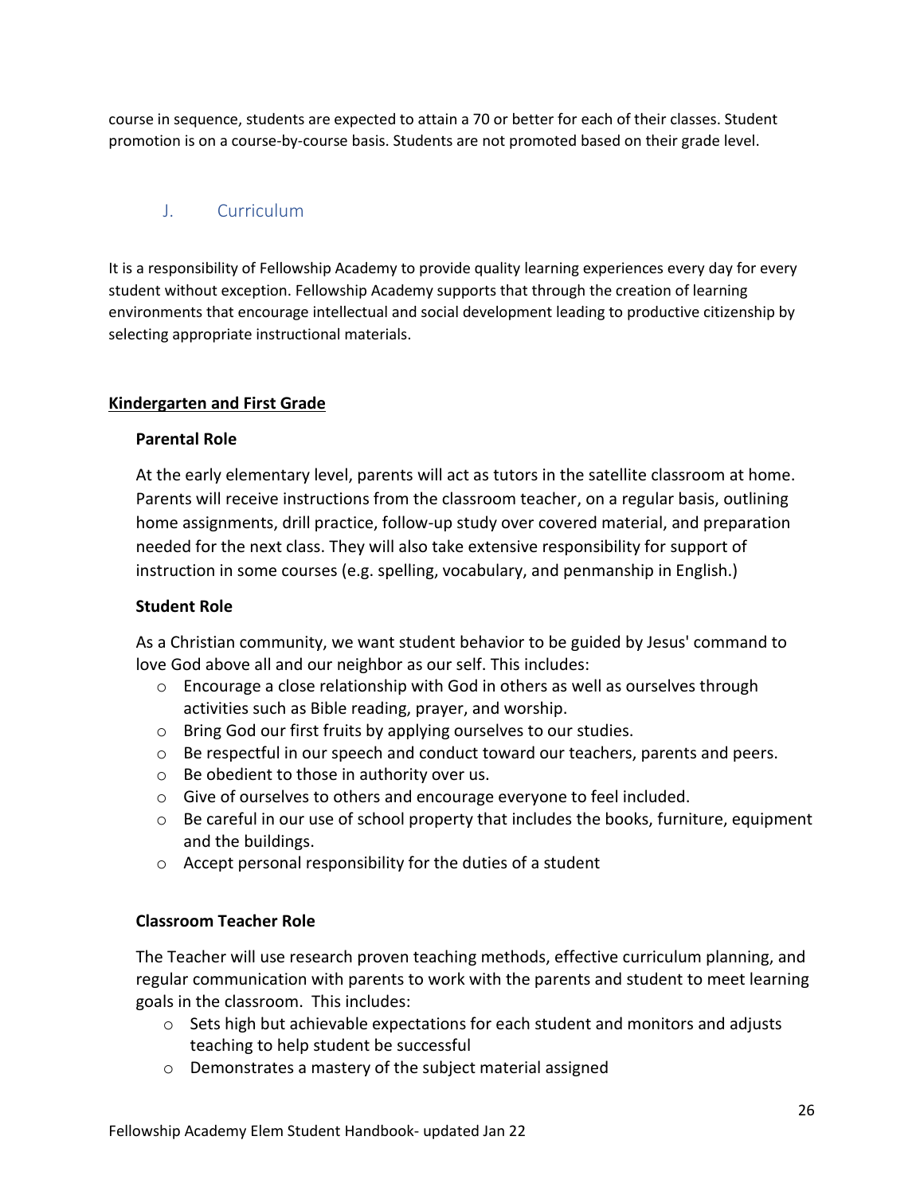course in sequence, students are expected to attain a 70 or better for each of their classes. Student promotion is on a course-by-course basis. Students are not promoted based on their grade level.

## J. Curriculum

It is a responsibility of Fellowship Academy to provide quality learning experiences every day for every student without exception. Fellowship Academy supports that through the creation of learning environments that encourage intellectual and social development leading to productive citizenship by selecting appropriate instructional materials.

**Kindergarten and First Grade**

**Parental Role**

At the early elementary level, parents will act as tutors in the satellite classroom at home. Parents will receive instructions from the classroom teacher, on a regular basis, outlining home assignments, drill practice, follow-up study over covered material, and preparation needed for the next class. They will also take extensive responsibility for support of instruction in some courses (e.g. spelling, vocabulary, and penmanship in English.)

**Student Role**

As a Christian community, we want student behavior to be guided by Jesus' command to love God above all and our neighbor as our self. This includes:

- Encourage a close relationship with God in others as well as ourselves through activities such as Bible reading, prayer, and worship.
- Bring God our first fruits by applying ourselves to our studies.
- Be respectful in our speech and conduct toward our teachers, parents and peers.
- Be obedient to those in authority over us.
- Give of ourselves to others and encourage everyone to feel included.
- Be careful in our use of school property that includes the books, furniture, equipment and the buildings.
- Accept personal responsibility for the duties of a student

**Classroom Teacher Role**

The Teacher will use research proven teaching methods, effective curriculum planning, and regular communication with parents to work with the parents and student to meet learning goals in the classroom. This includes:

- Sets high but achievable expectations for each student and monitors and adjusts teaching to help student be successful
- Demonstrates a mastery of the subject material assigned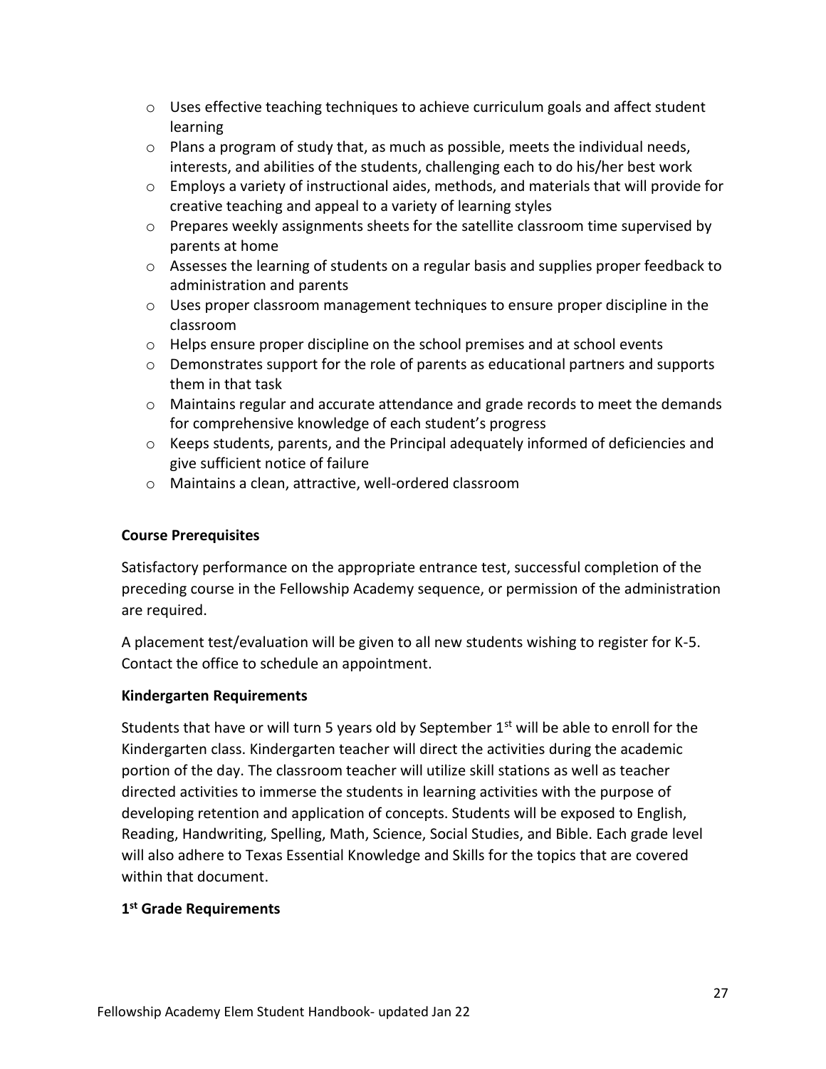- Uses effective teaching techniques to achieve curriculum goals and affect student learning
- Plans a program of study that, as much as possible, meets the individual needs, interests, and abilities of the students, challenging each to do his/her best work
- Employs a variety of instructional aides, methods, and materials that will provide for creative teaching and appeal to a variety of learning styles
- Prepares weekly assignments sheets for the satellite classroom time supervised by parents at home
- Assesses the learning of students on a regular basis and supplies proper feedback to administration and parents
- Uses proper classroom management techniques to ensure proper discipline in the classroom
- Helps ensure proper discipline on the school premises and at school events
- Demonstrates support for the role of parents as educational partners and supports them in that task
- Maintains regular and accurate attendance and grade records to meet the demands for comprehensive knowledge of each student's progress
- Keeps students, parents, and the Principal adequately informed of deficiencies and give sufficient notice of failure
- Maintains a clean, attractive, well-ordered classroom

**Course Prerequisites**

Satisfactory performance on the appropriate entrance test, successful completion of the preceding course in the Fellowship Academy sequence, or permission of the administration are required.

A placement test/evaluation will be given to all new students wishing to register for K-5. Contact the office to schedule an appointment.

**Kindergarten Requirements**

Students that have or will turn 5 years old by September 1st will be able to enroll for the Kindergarten class. Kindergarten teacher will direct the activities during the academic portion of the day. The classroom teacher will utilize skill stations as well as teacher directed activities to immerse the students in learning activities with the purpose of developing retention and application of concepts. Students will be exposed to English, Reading, Handwriting, Spelling, Math, Science, Social Studies, and Bible. Each grade level will also adhere to Texas Essential Knowledge and Skills for the topics that are covered within that document.

**1st Grade Requirements**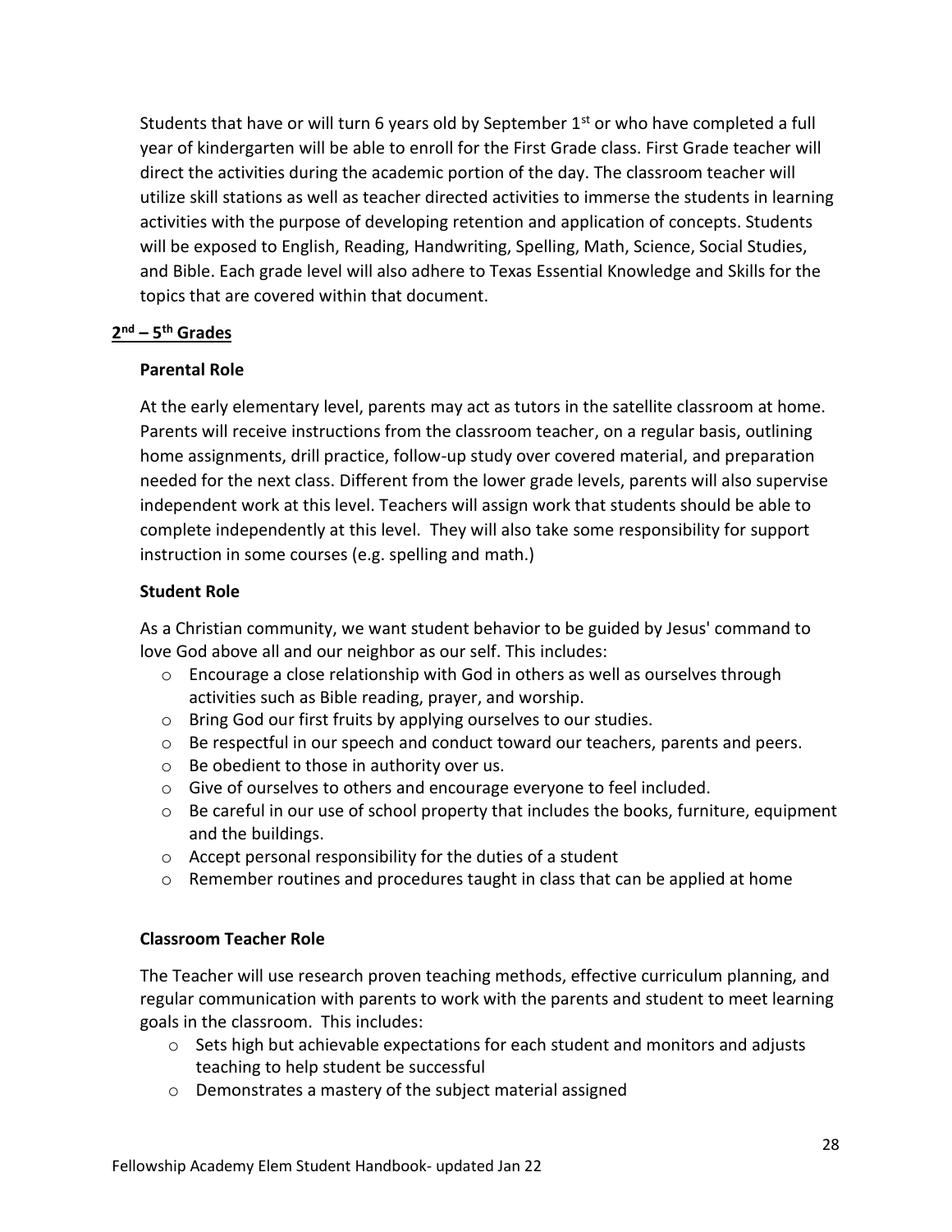Students that have or will turn 6 years old by September 1st or who have completed a full year of kindergarten will be able to enroll for the First Grade class. First Grade teacher will direct the activities during the academic portion of the day. The classroom teacher will utilize skill stations as well as teacher directed activities to immerse the students in learning activities with the purpose of developing retention and application of concepts. Students will be exposed to English, Reading, Handwriting, Spelling, Math, Science, Social Studies, and Bible. Each grade level will also adhere to Texas Essential Knowledge and Skills for the topics that are covered within that document.

## 2nd – 5th Grades

### Parental Role

At the early elementary level, parents may act as tutors in the satellite classroom at home. Parents will receive instructions from the classroom teacher, on a regular basis, outlining home assignments, drill practice, follow-up study over covered material, and preparation needed for the next class. Different from the lower grade levels, parents will also supervise independent work at this level. Teachers will assign work that students should be able to complete independently at this level. They will also take some responsibility for support instruction in some courses (e.g. spelling and math.)

### Student Role

As a Christian community, we want student behavior to be guided by Jesus' command to love God above all and our neighbor as our self. This includes:

- Encourage a close relationship with God in others as well as ourselves through activities such as Bible reading, prayer, and worship.
- Bring God our first fruits by applying ourselves to our studies.
- Be respectful in our speech and conduct toward our teachers, parents and peers.
- Be obedient to those in authority over us.
- Give of ourselves to others and encourage everyone to feel included.
- Be careful in our use of school property that includes the books, furniture, equipment and the buildings.
- Accept personal responsibility for the duties of a student
- Remember routines and procedures taught in class that can be applied at home

### Classroom Teacher Role

The Teacher will use research proven teaching methods, effective curriculum planning, and regular communication with parents to work with the parents and student to meet learning goals in the classroom. This includes:

- Sets high but achievable expectations for each student and monitors and adjusts teaching to help student be successful
- Demonstrates a mastery of the subject material assigned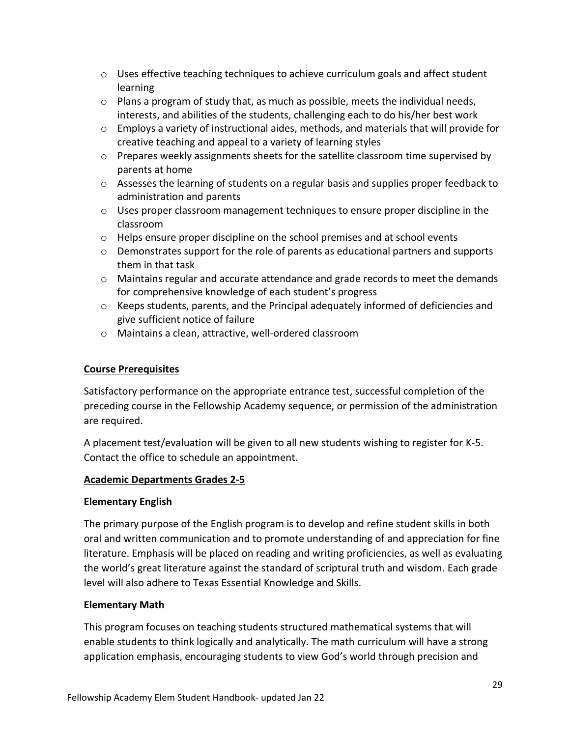- Uses effective teaching techniques to achieve curriculum goals and affect student learning
- Plans a program of study that, as much as possible, meets the individual needs, interests, and abilities of the students, challenging each to do his/her best work
- Employs a variety of instructional aides, methods, and materials that will provide for creative teaching and appeal to a variety of learning styles
- Prepares weekly assignments sheets for the satellite classroom time supervised by parents at home
- Assesses the learning of students on a regular basis and supplies proper feedback to administration and parents
- Uses proper classroom management techniques to ensure proper discipline in the classroom
- Helps ensure proper discipline on the school premises and at school events
- Demonstrates support for the role of parents as educational partners and supports them in that task
- Maintains regular and accurate attendance and grade records to meet the demands for comprehensive knowledge of each student's progress
- Keeps students, parents, and the Principal adequately informed of deficiencies and give sufficient notice of failure
- Maintains a clean, attractive, well-ordered classroom

**Course Prerequisites**

Satisfactory performance on the appropriate entrance test, successful completion of the preceding course in the Fellowship Academy sequence, or permission of the administration are required.

A placement test/evaluation will be given to all new students wishing to register for K-5. Contact the office to schedule an appointment.

**Academic Departments Grades 2-5**

**Elementary English**

The primary purpose of the English program is to develop and refine student skills in both oral and written communication and to promote understanding of and appreciation for fine literature. Emphasis will be placed on reading and writing proficiencies, as well as evaluating the world's great literature against the standard of scriptural truth and wisdom. Each grade level will also adhere to Texas Essential Knowledge and Skills.

**Elementary Math**

This program focuses on teaching students structured mathematical systems that will enable students to think logically and analytically. The math curriculum will have a strong application emphasis, encouraging students to view God's world through precision and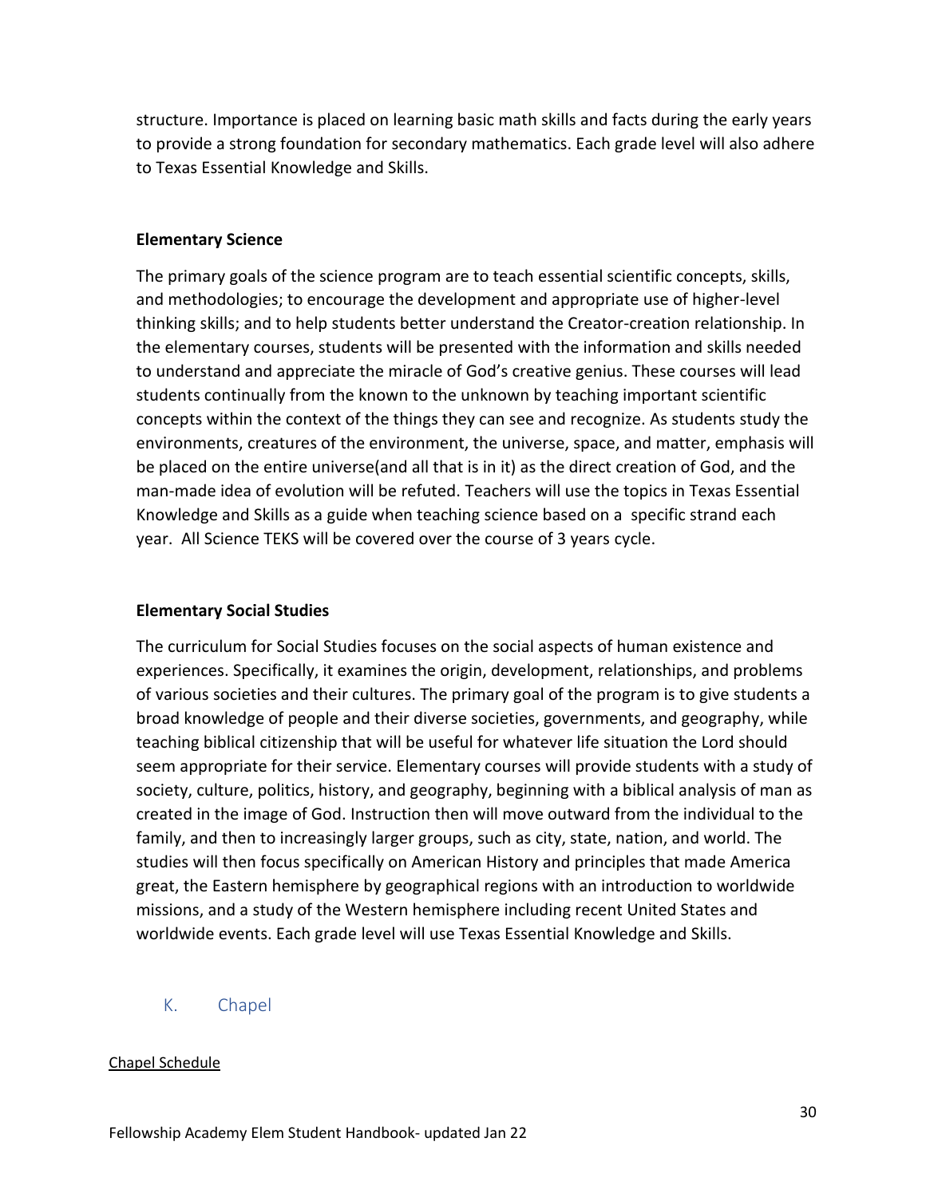structure. Importance is placed on learning basic math skills and facts during the early years to provide a strong foundation for secondary mathematics. Each grade level will also adhere to Texas Essential Knowledge and Skills.

**Elementary Science**

The primary goals of the science program are to teach essential scientific concepts, skills, and methodologies; to encourage the development and appropriate use of higher-level thinking skills; and to help students better understand the Creator-creation relationship. In the elementary courses, students will be presented with the information and skills needed to understand and appreciate the miracle of God's creative genius. These courses will lead students continually from the known to the unknown by teaching important scientific concepts within the context of the things they can see and recognize. As students study the environments, creatures of the environment, the universe, space, and matter, emphasis will be placed on the entire universe(and all that is in it) as the direct creation of God, and the man-made idea of evolution will be refuted. Teachers will use the topics in Texas Essential Knowledge and Skills as a guide when teaching science based on a specific strand each year. All Science TEKS will be covered over the course of 3 years cycle.

**Elementary Social Studies**

The curriculum for Social Studies focuses on the social aspects of human existence and experiences. Specifically, it examines the origin, development, relationships, and problems of various societies and their cultures. The primary goal of the program is to give students a broad knowledge of people and their diverse societies, governments, and geography, while teaching biblical citizenship that will be useful for whatever life situation the Lord should seem appropriate for their service. Elementary courses will provide students with a study of society, culture, politics, history, and geography, beginning with a biblical analysis of man as created in the image of God. Instruction then will move outward from the individual to the family, and then to increasingly larger groups, such as city, state, nation, and world. The studies will then focus specifically on American History and principles that made America great, the Eastern hemisphere by geographical regions with an introduction to worldwide missions, and a study of the Western hemisphere including recent United States and worldwide events. Each grade level will use Texas Essential Knowledge and Skills.

## K. Chapel

Chapel Schedule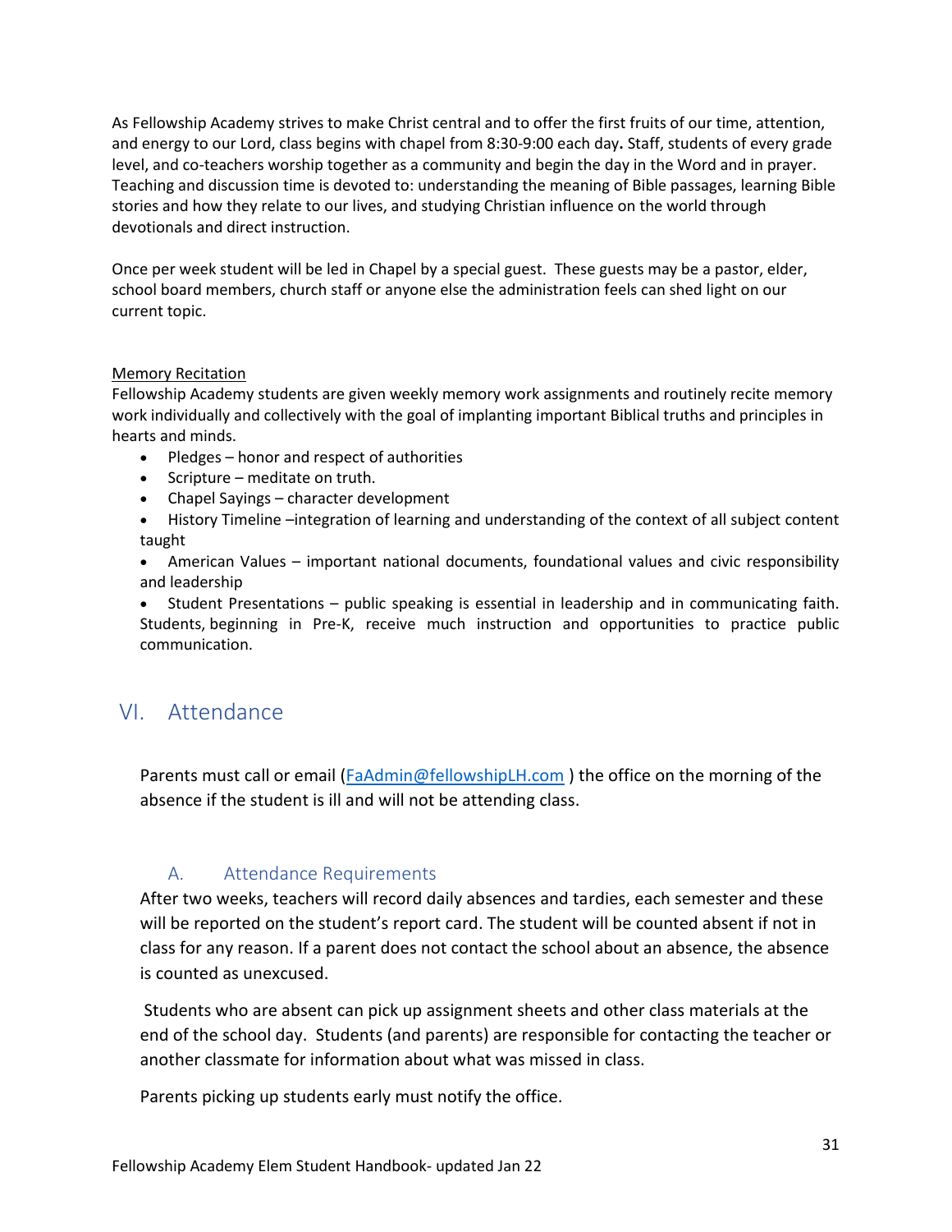As Fellowship Academy strives to make Christ central and to offer the first fruits of our time, attention, and energy to our Lord, class begins with chapel from 8:30-9:00 each day**.** Staff, students of every grade level, and co-teachers worship together as a community and begin the day in the Word and in prayer. Teaching and discussion time is devoted to: understanding the meaning of Bible passages, learning Bible stories and how they relate to our lives, and studying Christian influence on the world through devotionals and direct instruction.

Once per week student will be led in Chapel by a special guest. These guests may be a pastor, elder, school board members, church staff or anyone else the administration feels can shed light on our current topic.

<u>Memory Recitation</u>

Fellowship Academy students are given weekly memory work assignments and routinely recite memory work individually and collectively with the goal of implanting important Biblical truths and principles in hearts and minds.

- Pledges – honor and respect of authorities
- Scripture – meditate on truth.
- Chapel Sayings – character development
- History Timeline –integration of learning and understanding of the context of all subject content taught
- American Values – important national documents, foundational values and civic responsibility and leadership
- Student Presentations – public speaking is essential in leadership and in communicating faith. Students, beginning in Pre-K, receive much instruction and opportunities to practice public communication.

# VI. Attendance

Parents must call or email (FaAdmin@fellowshipLH.com ) the office on the morning of the absence if the student is ill and will not be attending class.

## A. Attendance Requirements

After two weeks, teachers will record daily absences and tardies, each semester and these will be reported on the student's report card. The student will be counted absent if not in class for any reason. If a parent does not contact the school about an absence, the absence is counted as unexcused.

Students who are absent can pick up assignment sheets and other class materials at the end of the school day. Students (and parents) are responsible for contacting the teacher or another classmate for information about what was missed in class.

Parents picking up students early must notify the office.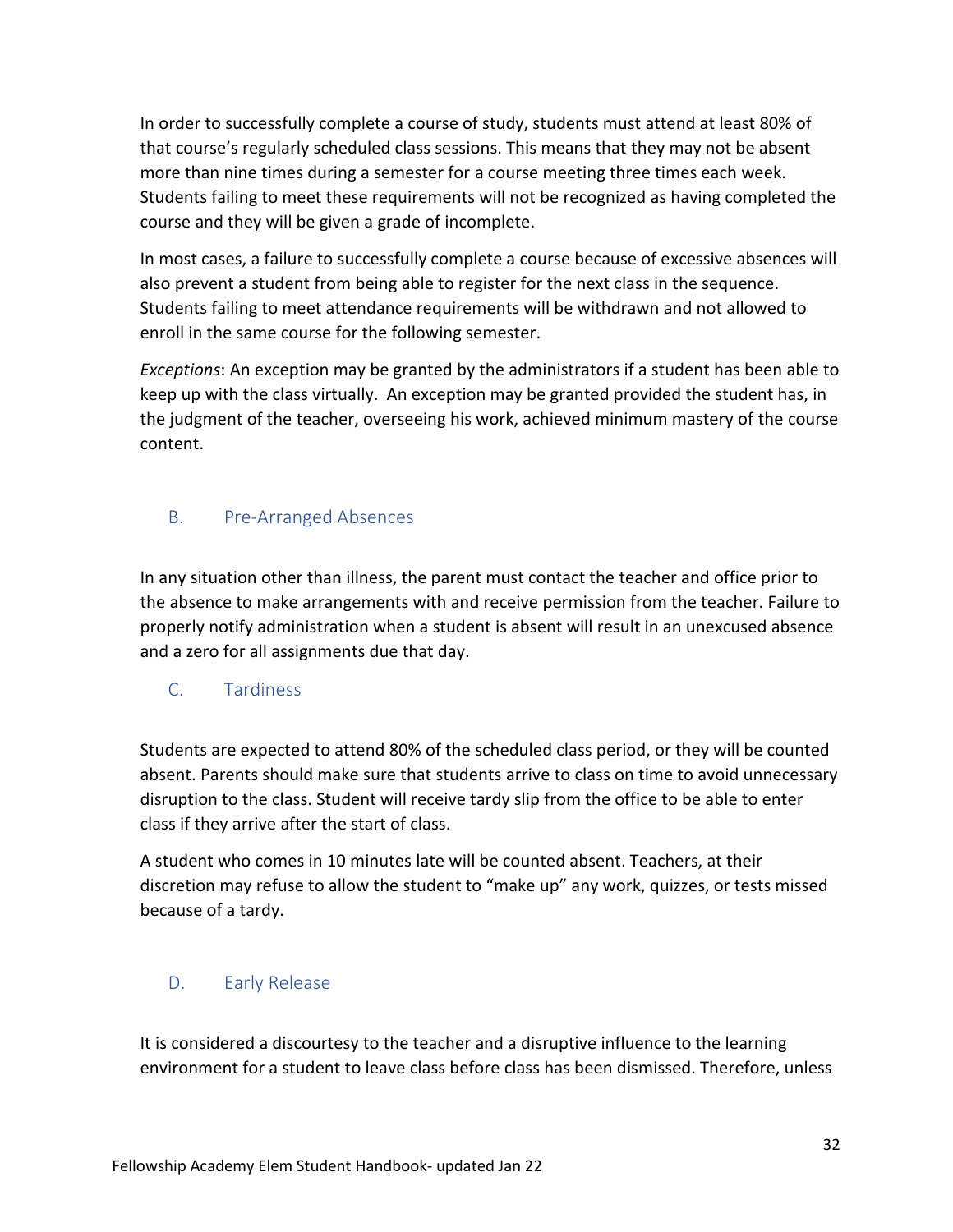In order to successfully complete a course of study, students must attend at least 80% of that course's regularly scheduled class sessions. This means that they may not be absent more than nine times during a semester for a course meeting three times each week. Students failing to meet these requirements will not be recognized as having completed the course and they will be given a grade of incomplete.

In most cases, a failure to successfully complete a course because of excessive absences will also prevent a student from being able to register for the next class in the sequence. Students failing to meet attendance requirements will be withdrawn and not allowed to enroll in the same course for the following semester.

*Exceptions*: An exception may be granted by the administrators if a student has been able to keep up with the class virtually. An exception may be granted provided the student has, in the judgment of the teacher, overseeing his work, achieved minimum mastery of the course content.

## B. Pre-Arranged Absences

In any situation other than illness, the parent must contact the teacher and office prior to the absence to make arrangements with and receive permission from the teacher. Failure to properly notify administration when a student is absent will result in an unexcused absence and a zero for all assignments due that day.

## C. Tardiness

Students are expected to attend 80% of the scheduled class period, or they will be counted absent. Parents should make sure that students arrive to class on time to avoid unnecessary disruption to the class. Student will receive tardy slip from the office to be able to enter class if they arrive after the start of class.

A student who comes in 10 minutes late will be counted absent. Teachers, at their discretion may refuse to allow the student to "make up" any work, quizzes, or tests missed because of a tardy.

## D. Early Release

It is considered a discourtesy to the teacher and a disruptive influence to the learning environment for a student to leave class before class has been dismissed. Therefore, unless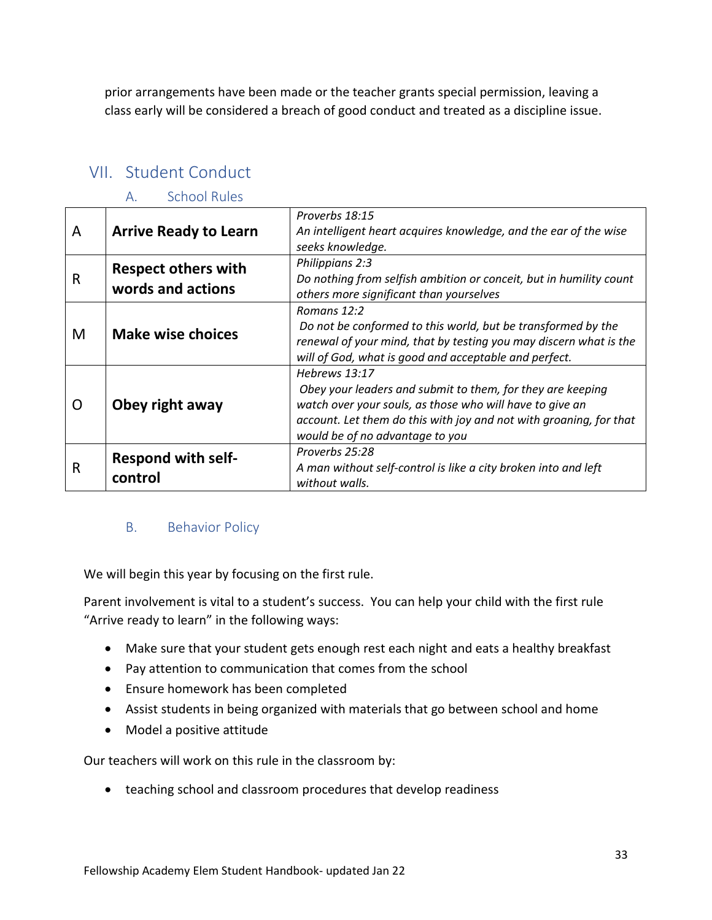prior arrangements have been made or the teacher grants special permission, leaving a class early will be considered a breach of good conduct and treated as a discipline issue.

## VII. Student Conduct

### A. School Rules

| | | |
|---|---|---|
| A | **Arrive Ready to Learn** | *Proverbs 18:15*<br>*An intelligent heart acquires knowledge, and the ear of the wise seeks knowledge.* |
| R | **Respect others with words and actions** | *Philippians 2:3*<br>*Do nothing from selfish ambition or conceit, but in humility count others more significant than yourselves* |
| M | **Make wise choices** | *Romans 12:2*<br>*Do not be conformed to this world, but be transformed by the renewal of your mind, that by testing you may discern what is the will of God, what is good and acceptable and perfect.* |
| O | **Obey right away** | *Hebrews 13:17*<br>*Obey your leaders and submit to them, for they are keeping watch over your souls, as those who will have to give an account. Let them do this with joy and not with groaning, for that would be of no advantage to you* |
| R | **Respond with self-control** | *Proverbs 25:28*<br>*A man without self-control is like a city broken into and left without walls.* |

### B. Behavior Policy

We will begin this year by focusing on the first rule.

Parent involvement is vital to a student's success. You can help your child with the first rule "Arrive ready to learn" in the following ways:

- Make sure that your student gets enough rest each night and eats a healthy breakfast
- Pay attention to communication that comes from the school
- Ensure homework has been completed
- Assist students in being organized with materials that go between school and home
- Model a positive attitude

Our teachers will work on this rule in the classroom by:

- teaching school and classroom procedures that develop readiness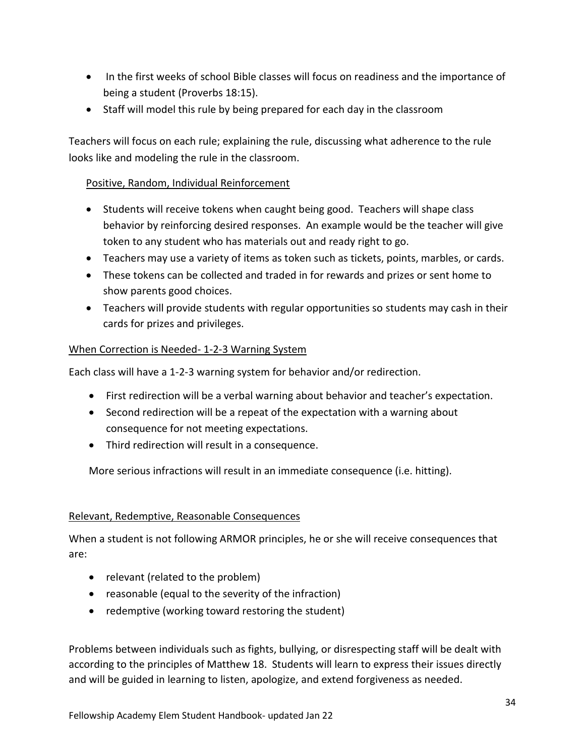- In the first weeks of school Bible classes will focus on readiness and the importance of being a student (Proverbs 18:15).
- Staff will model this rule by being prepared for each day in the classroom

Teachers will focus on each rule; explaining the rule, discussing what adherence to the rule looks like and modeling the rule in the classroom.

<u>Positive, Random, Individual Reinforcement</u>

- Students will receive tokens when caught being good. Teachers will shape class behavior by reinforcing desired responses. An example would be the teacher will give token to any student who has materials out and ready right to go.
- Teachers may use a variety of items as token such as tickets, points, marbles, or cards.
- These tokens can be collected and traded in for rewards and prizes or sent home to show parents good choices.
- Teachers will provide students with regular opportunities so students may cash in their cards for prizes and privileges.

<u>When Correction is Needed- 1-2-3 Warning System</u>

Each class will have a 1-2-3 warning system for behavior and/or redirection.

- First redirection will be a verbal warning about behavior and teacher's expectation.
- Second redirection will be a repeat of the expectation with a warning about consequence for not meeting expectations.
- Third redirection will result in a consequence.

More serious infractions will result in an immediate consequence (i.e. hitting).

<u>Relevant, Redemptive, Reasonable Consequences</u>

When a student is not following ARMOR principles, he or she will receive consequences that are:

- relevant (related to the problem)
- reasonable (equal to the severity of the infraction)
- redemptive (working toward restoring the student)

Problems between individuals such as fights, bullying, or disrespecting staff will be dealt with according to the principles of Matthew 18. Students will learn to express their issues directly and will be guided in learning to listen, apologize, and extend forgiveness as needed.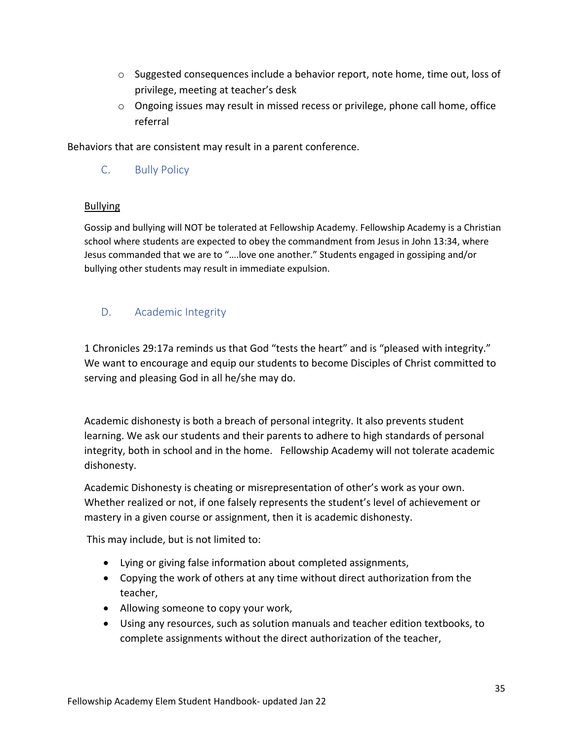- Suggested consequences include a behavior report, note home, time out, loss of privilege, meeting at teacher's desk
   - Ongoing issues may result in missed recess or privilege, phone call home, office referral

Behaviors that are consistent may result in a parent conference.

## C. Bully Policy

Bullying

Gossip and bullying will NOT be tolerated at Fellowship Academy. Fellowship Academy is a Christian school where students are expected to obey the commandment from Jesus in John 13:34, where Jesus commanded that we are to "….love one another." Students engaged in gossiping and/or bullying other students may result in immediate expulsion.

## D. Academic Integrity

1 Chronicles 29:17a reminds us that God "tests the heart" and is "pleased with integrity." We want to encourage and equip our students to become Disciples of Christ committed to serving and pleasing God in all he/she may do.

Academic dishonesty is both a breach of personal integrity. It also prevents student learning. We ask our students and their parents to adhere to high standards of personal integrity, both in school and in the home. Fellowship Academy will not tolerate academic dishonesty.

Academic Dishonesty is cheating or misrepresentation of other's work as your own. Whether realized or not, if one falsely represents the student's level of achievement or mastery in a given course or assignment, then it is academic dishonesty.

This may include, but is not limited to:

- Lying or giving false information about completed assignments,
- Copying the work of others at any time without direct authorization from the teacher,
- Allowing someone to copy your work,
- Using any resources, such as solution manuals and teacher edition textbooks, to complete assignments without the direct authorization of the teacher,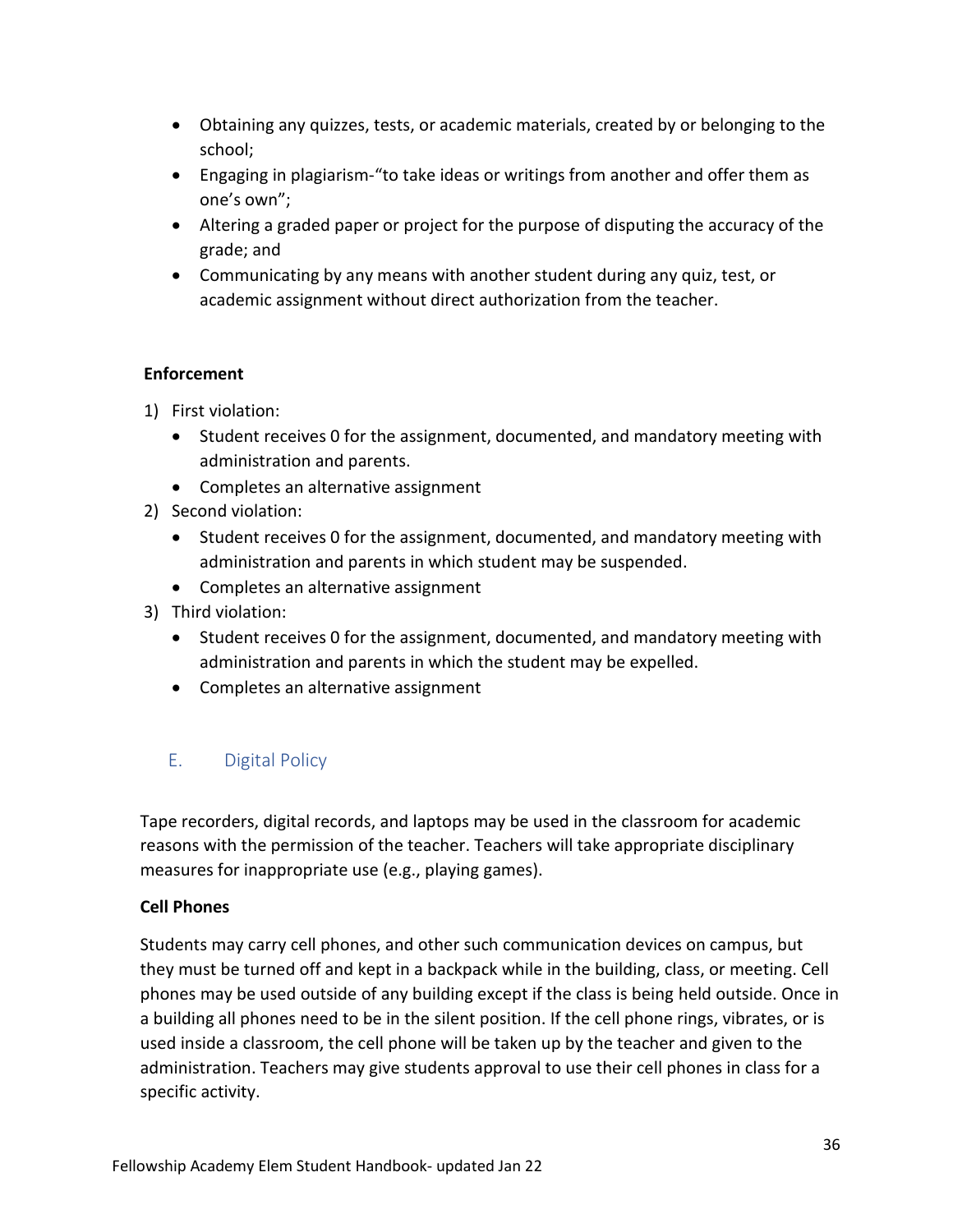- Obtaining any quizzes, tests, or academic materials, created by or belonging to the school;
- Engaging in plagiarism-"to take ideas or writings from another and offer them as one's own";
- Altering a graded paper or project for the purpose of disputing the accuracy of the grade; and
- Communicating by any means with another student during any quiz, test, or academic assignment without direct authorization from the teacher.

**Enforcement**

1) First violation:
   - Student receives 0 for the assignment, documented, and mandatory meeting with administration and parents.
   - Completes an alternative assignment
2) Second violation:
   - Student receives 0 for the assignment, documented, and mandatory meeting with administration and parents in which student may be suspended.
   - Completes an alternative assignment
3) Third violation:
   - Student receives 0 for the assignment, documented, and mandatory meeting with administration and parents in which the student may be expelled.
   - Completes an alternative assignment

## E. Digital Policy

Tape recorders, digital records, and laptops may be used in the classroom for academic reasons with the permission of the teacher. Teachers will take appropriate disciplinary measures for inappropriate use (e.g., playing games).

**Cell Phones**

Students may carry cell phones, and other such communication devices on campus, but they must be turned off and kept in a backpack while in the building, class, or meeting. Cell phones may be used outside of any building except if the class is being held outside. Once in a building all phones need to be in the silent position. If the cell phone rings, vibrates, or is used inside a classroom, the cell phone will be taken up by the teacher and given to the administration. Teachers may give students approval to use their cell phones in class for a specific activity.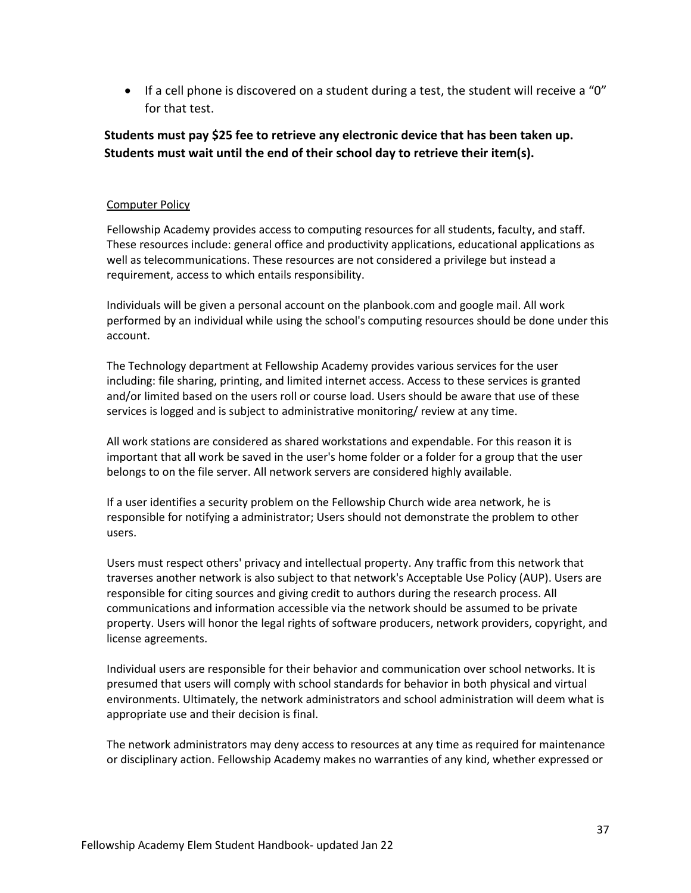- If a cell phone is discovered on a student during a test, the student will receive a "0" for that test.

**Students must pay $25 fee to retrieve any electronic device that has been taken up. Students must wait until the end of their school day to retrieve their item(s).**

<u>Computer Policy</u>

Fellowship Academy provides access to computing resources for all students, faculty, and staff. These resources include: general office and productivity applications, educational applications as well as telecommunications. These resources are not considered a privilege but instead a requirement, access to which entails responsibility.

Individuals will be given a personal account on the planbook.com and google mail. All work performed by an individual while using the school's computing resources should be done under this account.

The Technology department at Fellowship Academy provides various services for the user including: file sharing, printing, and limited internet access. Access to these services is granted and/or limited based on the users roll or course load. Users should be aware that use of these services is logged and is subject to administrative monitoring/ review at any time.

All work stations are considered as shared workstations and expendable. For this reason it is important that all work be saved in the user's home folder or a folder for a group that the user belongs to on the file server. All network servers are considered highly available.

If a user identifies a security problem on the Fellowship Church wide area network, he is responsible for notifying a administrator; Users should not demonstrate the problem to other users.

Users must respect others' privacy and intellectual property. Any traffic from this network that traverses another network is also subject to that network's Acceptable Use Policy (AUP). Users are responsible for citing sources and giving credit to authors during the research process. All communications and information accessible via the network should be assumed to be private property. Users will honor the legal rights of software producers, network providers, copyright, and license agreements.

Individual users are responsible for their behavior and communication over school networks. It is presumed that users will comply with school standards for behavior in both physical and virtual environments. Ultimately, the network administrators and school administration will deem what is appropriate use and their decision is final.

The network administrators may deny access to resources at any time as required for maintenance or disciplinary action. Fellowship Academy makes no warranties of any kind, whether expressed or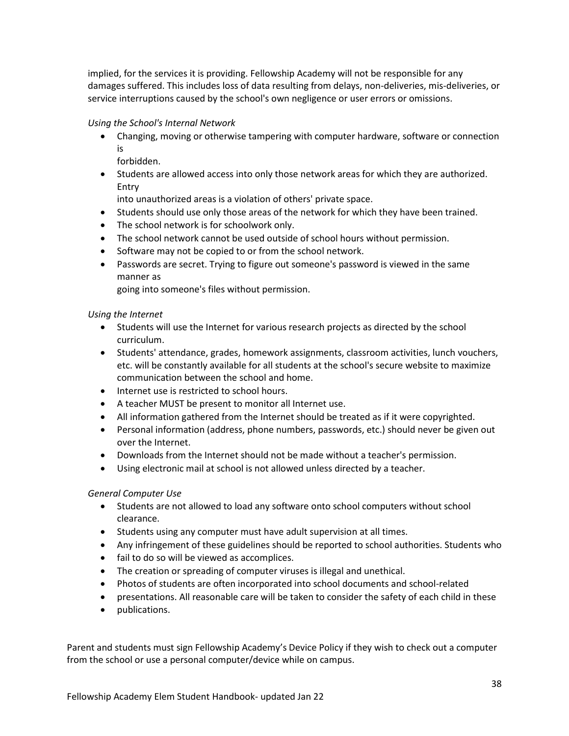implied, for the services it is providing. Fellowship Academy will not be responsible for any damages suffered. This includes loss of data resulting from delays, non-deliveries, mis-deliveries, or service interruptions caused by the school's own negligence or user errors or omissions.

*Using the School's Internal Network*

- Changing, moving or otherwise tampering with computer hardware, software or connection is forbidden.
- Students are allowed access into only those network areas for which they are authorized. Entry into unauthorized areas is a violation of others' private space.
- Students should use only those areas of the network for which they have been trained.
- The school network is for schoolwork only.
- The school network cannot be used outside of school hours without permission.
- Software may not be copied to or from the school network.
- Passwords are secret. Trying to figure out someone's password is viewed in the same manner as going into someone's files without permission.

*Using the Internet*

- Students will use the Internet for various research projects as directed by the school curriculum.
- Students' attendance, grades, homework assignments, classroom activities, lunch vouchers, etc. will be constantly available for all students at the school's secure website to maximize communication between the school and home.
- Internet use is restricted to school hours.
- A teacher MUST be present to monitor all Internet use.
- All information gathered from the Internet should be treated as if it were copyrighted.
- Personal information (address, phone numbers, passwords, etc.) should never be given out over the Internet.
- Downloads from the Internet should not be made without a teacher's permission.
- Using electronic mail at school is not allowed unless directed by a teacher.

*General Computer Use*

- Students are not allowed to load any software onto school computers without school clearance.
- Students using any computer must have adult supervision at all times.
- Any infringement of these guidelines should be reported to school authorities. Students who
- fail to do so will be viewed as accomplices.
- The creation or spreading of computer viruses is illegal and unethical.
- Photos of students are often incorporated into school documents and school-related
- presentations. All reasonable care will be taken to consider the safety of each child in these
- publications.

Parent and students must sign Fellowship Academy's Device Policy if they wish to check out a computer from the school or use a personal computer/device while on campus.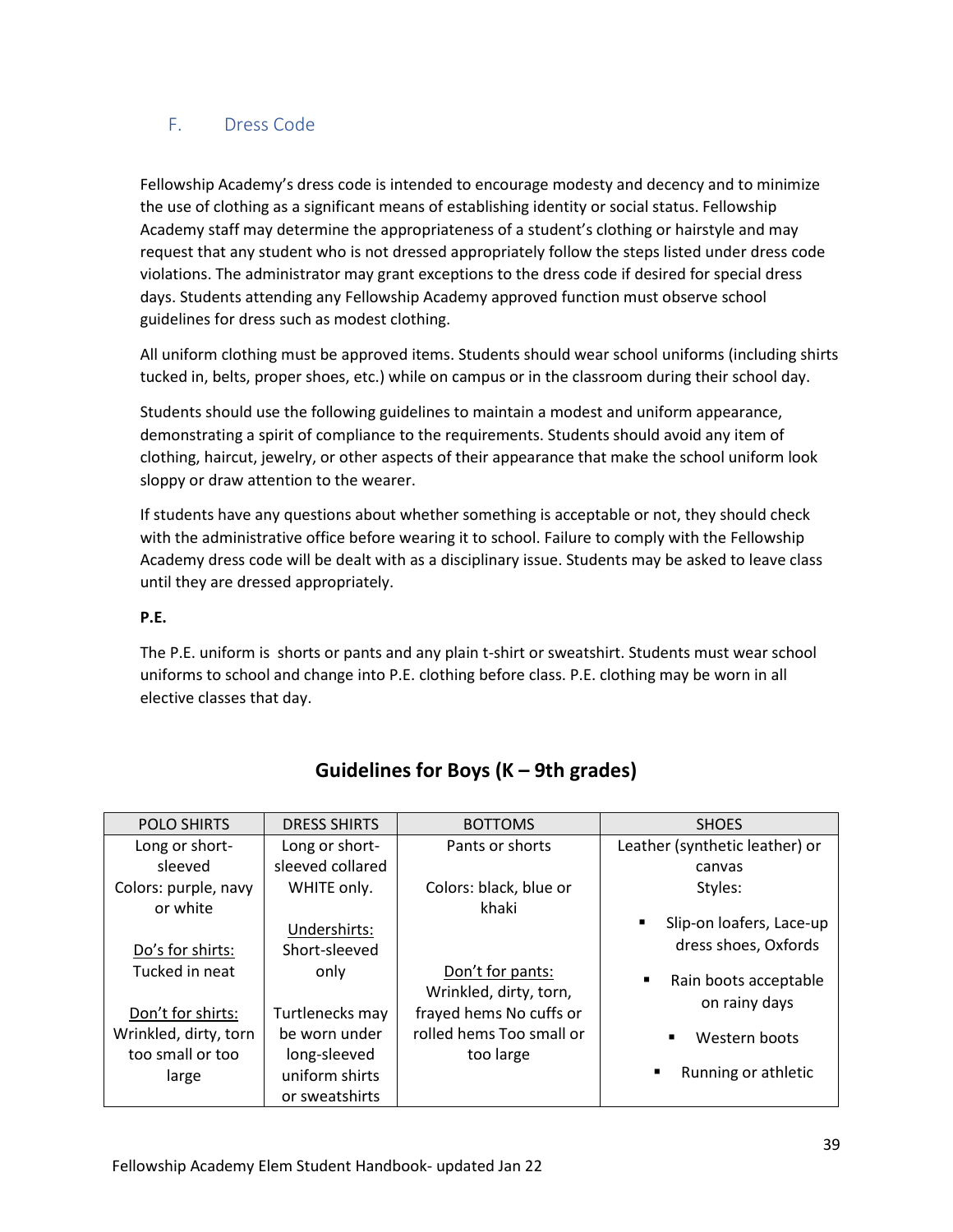## F. Dress Code

Fellowship Academy's dress code is intended to encourage modesty and decency and to minimize the use of clothing as a significant means of establishing identity or social status. Fellowship Academy staff may determine the appropriateness of a student's clothing or hairstyle and may request that any student who is not dressed appropriately follow the steps listed under dress code violations. The administrator may grant exceptions to the dress code if desired for special dress days. Students attending any Fellowship Academy approved function must observe school guidelines for dress such as modest clothing.

All uniform clothing must be approved items. Students should wear school uniforms (including shirts tucked in, belts, proper shoes, etc.) while on campus or in the classroom during their school day.

Students should use the following guidelines to maintain a modest and uniform appearance, demonstrating a spirit of compliance to the requirements. Students should avoid any item of clothing, haircut, jewelry, or other aspects of their appearance that make the school uniform look sloppy or draw attention to the wearer.

If students have any questions about whether something is acceptable or not, they should check with the administrative office before wearing it to school. Failure to comply with the Fellowship Academy dress code will be dealt with as a disciplinary issue. Students may be asked to leave class until they are dressed appropriately.

**P.E.**

The P.E. uniform is shorts or pants and any plain t-shirt or sweatshirt. Students must wear school uniforms to school and change into P.E. clothing before class. P.E. clothing may be worn in all elective classes that day.

## Guidelines for Boys (K – 9th grades)

| POLO SHIRTS | DRESS SHIRTS | BOTTOMS | SHOES |
|---|---|---|---|
| Long or short-sleeved<br>Colors: purple, navy or white<br><br><u>Do's for shirts:</u><br>Tucked in neat<br><br><u>Don't for shirts:</u><br>Wrinkled, dirty, torn too small or too large | Long or short-sleeved collared WHITE only.<br><br><u>Undershirts:</u><br>Short-sleeved only<br><br>Turtlenecks may be worn under long-sleeved uniform shirts or sweatshirts | Pants or shorts<br><br>Colors: black, blue or khaki<br><br><u>Don't for pants:</u><br>Wrinkled, dirty, torn, frayed hems No cuffs or rolled hems Too small or too large | Leather (synthetic leather) or canvas<br>Styles:<br>▪ Slip-on loafers, Lace-up dress shoes, Oxfords<br>▪ Rain boots acceptable on rainy days<br>▪ Western boots<br>▪ Running or athletic |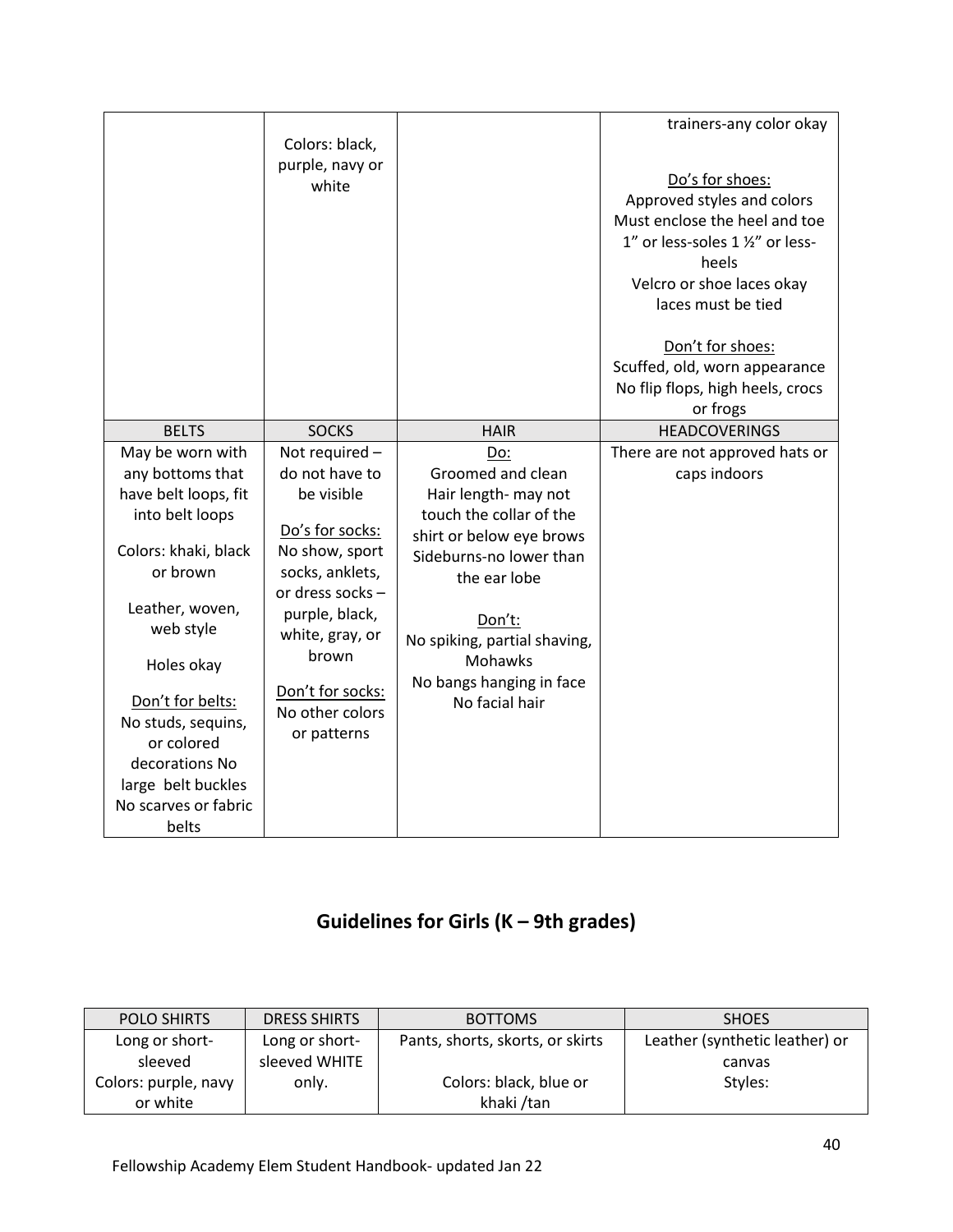| | | | |
|---|---|---|---|
| | Colors: black, purple, navy or white | | trainers-any color okay<br><br>Do's for shoes:<br>Approved styles and colors<br>Must enclose the heel and toe<br>1" or less-soles 1 ½" or less-heels<br>Velcro or shoe laces okay<br>laces must be tied<br><br>Don't for shoes:<br>Scuffed, old, worn appearance<br>No flip flops, high heels, crocs or frogs |
| BELTS | SOCKS | HAIR | HEADCOVERINGS |
| May be worn with any bottoms that have belt loops, fit into belt loops<br><br>Colors: khaki, black or brown<br><br>Leather, woven, web style<br><br>Holes okay<br><br>Don't for belts:<br>No studs, sequins, or colored decorations No large belt buckles No scarves or fabric belts | Not required – do not have to be visible<br><br>Do's for socks:<br>No show, sport socks, anklets, or dress socks – purple, black, white, gray, or brown<br><br>Don't for socks:<br>No other colors or patterns | Do:<br>Groomed and clean<br>Hair length- may not touch the collar of the shirt or below eye brows<br>Sideburns-no lower than the ear lobe<br><br>Don't:<br>No spiking, partial shaving, Mohawks<br>No bangs hanging in face<br>No facial hair | There are not approved hats or caps indoors |

## Guidelines for Girls (K – 9th grades)

| POLO SHIRTS | DRESS SHIRTS | BOTTOMS | SHOES |
|---|---|---|---|
| Long or short-sleeved<br>Colors: purple, navy or white | Long or short-sleeved WHITE only. | Pants, shorts, skorts, or skirts<br><br>Colors: black, blue or khaki /tan | Leather (synthetic leather) or canvas<br>Styles: |

Fellowship Academy Elem Student Handbook- updated Jan 22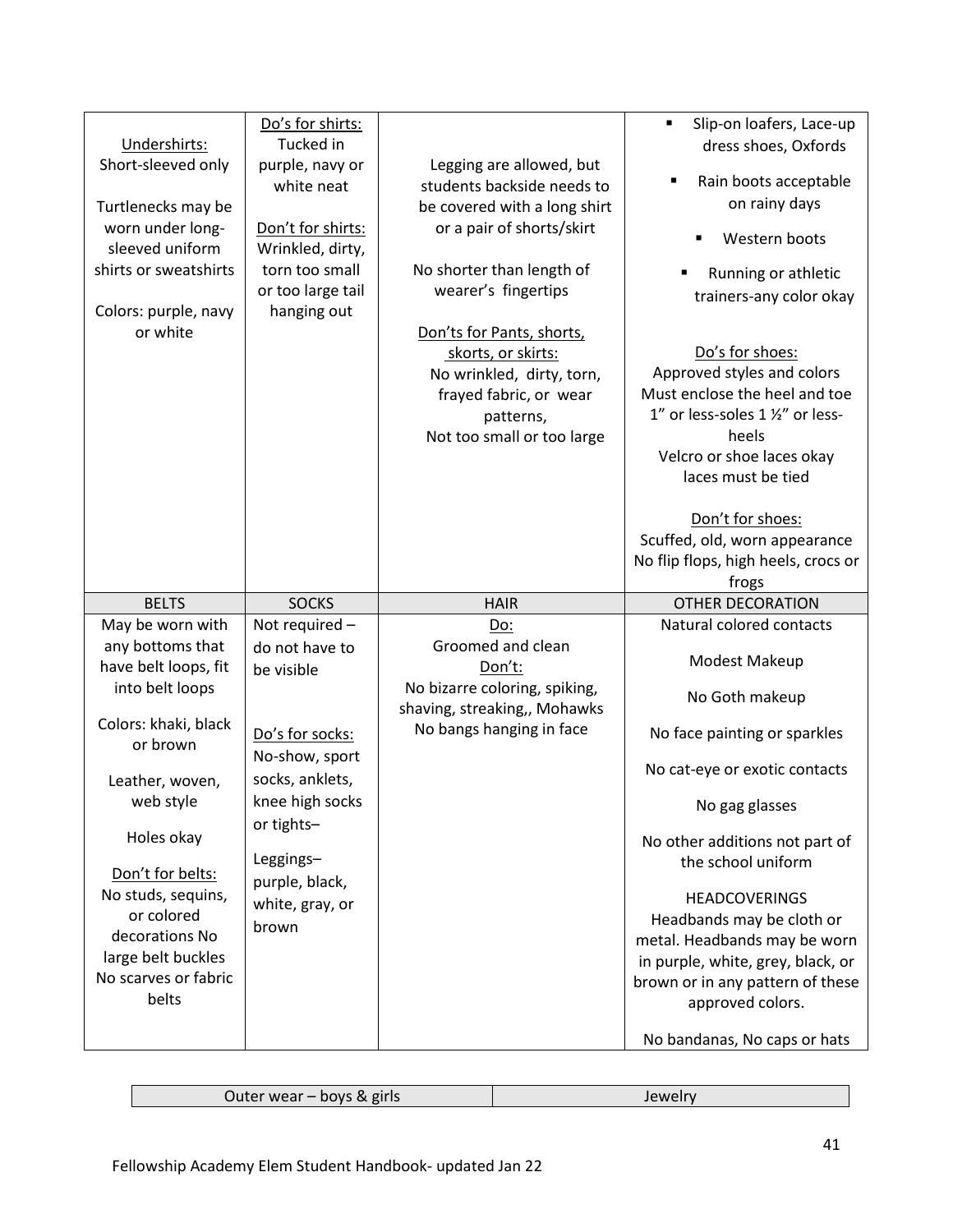| | | | |
|---|---|---|---|
| Undershirts:<br>Short-sleeved only<br><br>Turtlenecks may be worn under long-sleeved uniform shirts or sweatshirts<br><br>Colors: purple, navy or white | Do's for shirts:<br>Tucked in purple, navy or white neat<br><br>Don't for shirts:<br>Wrinkled, dirty, torn too small or too large tail hanging out | Legging are allowed, but students backside needs to be covered with a long shirt or a pair of shorts/skirt<br><br>No shorter than length of wearer's fingertips<br><br>Don'ts for Pants, shorts, skorts, or skirts:<br>No wrinkled, dirty, torn, frayed fabric, or wear patterns,<br>Not too small or too large | ▪ Slip-on loafers, Lace-up dress shoes, Oxfords<br>▪ Rain boots acceptable on rainy days<br>▪ Western boots<br>▪ Running or athletic trainers-any color okay<br><br>Do's for shoes:<br>Approved styles and colors<br>Must enclose the heel and toe<br>1" or less-soles 1 ½" or less-heels<br>Velcro or shoe laces okay<br>laces must be tied<br><br>Don't for shoes:<br>Scuffed, old, worn appearance<br>No flip flops, high heels, crocs or frogs |
| BELTS | SOCKS | HAIR | OTHER DECORATION |
| May be worn with any bottoms that have belt loops, fit into belt loops<br><br>Colors: khaki, black or brown<br><br>Leather, woven, web style<br><br>Holes okay<br><br>Don't for belts:<br>No studs, sequins, or colored decorations No large belt buckles<br>No scarves or fabric belts | Not required – do not have to be visible<br><br>Do's for socks:<br>No-show, sport socks, anklets, knee high socks or tights–<br><br>Leggings– purple, black, white, gray, or brown | Do:<br>Groomed and clean<br>Don't:<br>No bizarre coloring, spiking, shaving, streaking,, Mohawks<br>No bangs hanging in face | Natural colored contacts<br><br>Modest Makeup<br><br>No Goth makeup<br><br>No face painting or sparkles<br><br>No cat-eye or exotic contacts<br><br>No gag glasses<br><br>No other additions not part of the school uniform<br><br>HEADCOVERINGS<br>Headbands may be cloth or metal. Headbands may be worn in purple, white, grey, black, or brown or in any pattern of these approved colors.<br><br>No bandanas, No caps or hats |

| Outer wear – boys & girls | Jewelry |
|---|---|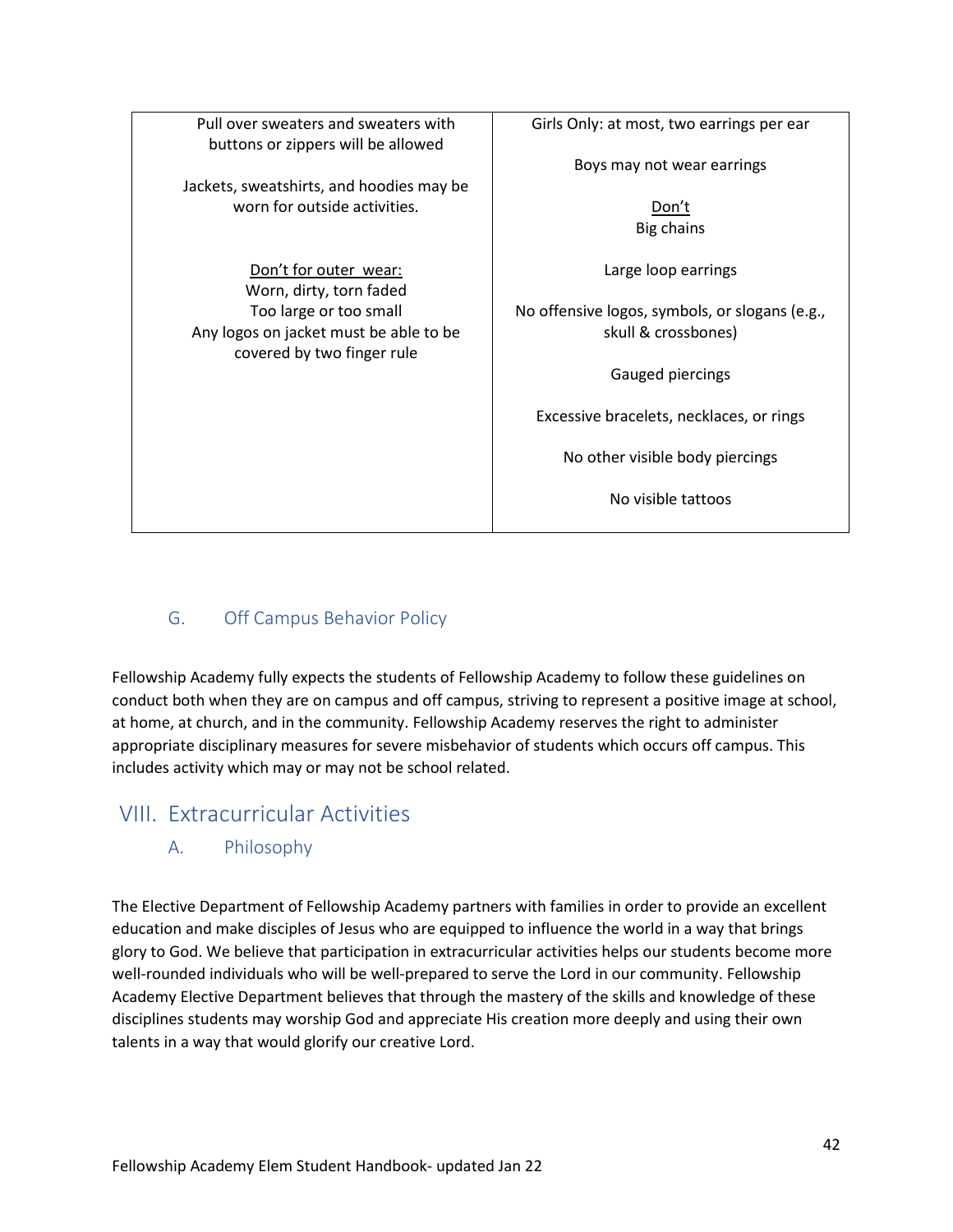| Pull over sweaters and sweaters with buttons or zippers will be allowed<br><br>Jackets, sweatshirts, and hoodies may be worn for outside activities.<br><br><u>Don't for outer wear:</u><br>Worn, dirty, torn faded<br>Too large or too small<br>Any logos on jacket must be able to be covered by two finger rule | Girls Only: at most, two earrings per ear<br><br>Boys may not wear earrings<br><br><u>Don't</u><br>Big chains<br><br>Large loop earrings<br><br>No offensive logos, symbols, or slogans (e.g., skull & crossbones)<br><br>Gauged piercings<br><br>Excessive bracelets, necklaces, or rings<br><br>No other visible body piercings<br><br>No visible tattoos |
|---|---|

### G. Off Campus Behavior Policy

Fellowship Academy fully expects the students of Fellowship Academy to follow these guidelines on conduct both when they are on campus and off campus, striving to represent a positive image at school, at home, at church, and in the community. Fellowship Academy reserves the right to administer appropriate disciplinary measures for severe misbehavior of students which occurs off campus. This includes activity which may or may not be school related.

## VIII. Extracurricular Activities

### A. Philosophy

The Elective Department of Fellowship Academy partners with families in order to provide an excellent education and make disciples of Jesus who are equipped to influence the world in a way that brings glory to God. We believe that participation in extracurricular activities helps our students become more well-rounded individuals who will be well-prepared to serve the Lord in our community. Fellowship Academy Elective Department believes that through the mastery of the skills and knowledge of these disciplines students may worship God and appreciate His creation more deeply and using their own talents in a way that would glorify our creative Lord.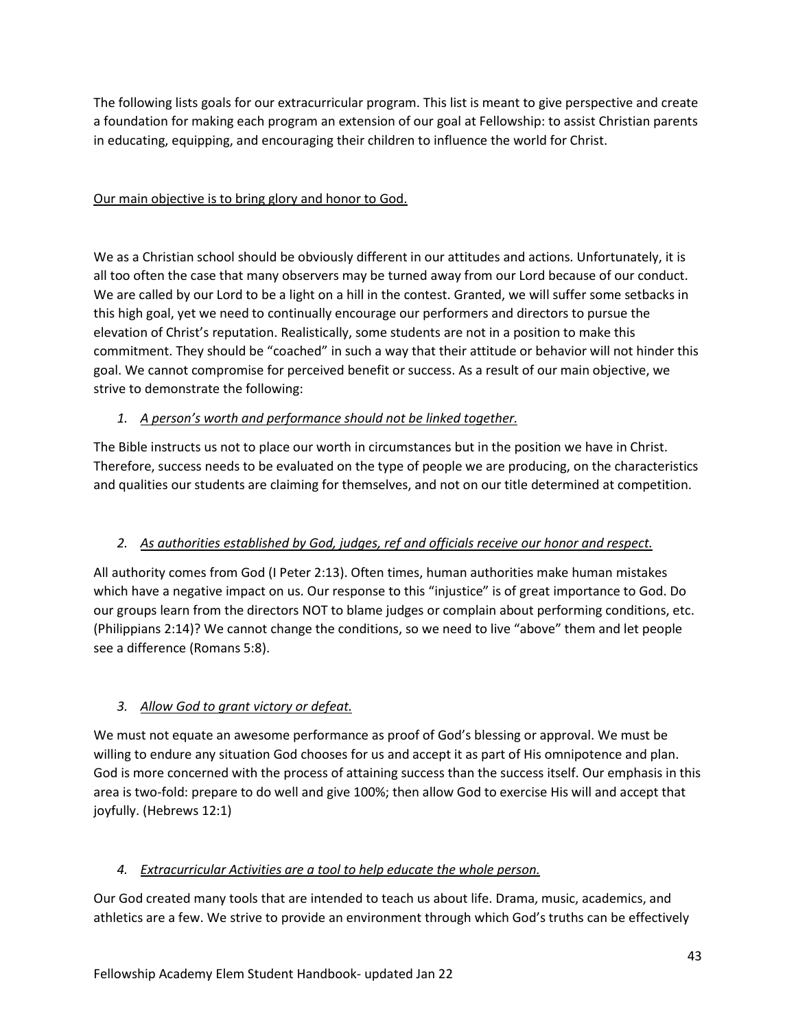The following lists goals for our extracurricular program. This list is meant to give perspective and create a foundation for making each program an extension of our goal at Fellowship: to assist Christian parents in educating, equipping, and encouraging their children to influence the world for Christ.

<u>Our main objective is to bring glory and honor to God.</u>

We as a Christian school should be obviously different in our attitudes and actions. Unfortunately, it is all too often the case that many observers may be turned away from our Lord because of our conduct. We are called by our Lord to be a light on a hill in the contest. Granted, we will suffer some setbacks in this high goal, yet we need to continually encourage our performers and directors to pursue the elevation of Christ's reputation. Realistically, some students are not in a position to make this commitment. They should be "coached" in such a way that their attitude or behavior will not hinder this goal. We cannot compromise for perceived benefit or success. As a result of our main objective, we strive to demonstrate the following:

1. *<u>A person's worth and performance should not be linked together.</u>*

The Bible instructs us not to place our worth in circumstances but in the position we have in Christ. Therefore, success needs to be evaluated on the type of people we are producing, on the characteristics and qualities our students are claiming for themselves, and not on our title determined at competition.

2. *<u>As authorities established by God, judges, ref and officials receive our honor and respect.</u>*

All authority comes from God (I Peter 2:13). Often times, human authorities make human mistakes which have a negative impact on us. Our response to this "injustice" is of great importance to God. Do our groups learn from the directors NOT to blame judges or complain about performing conditions, etc. (Philippians 2:14)? We cannot change the conditions, so we need to live "above" them and let people see a difference (Romans 5:8).

3. *<u>Allow God to grant victory or defeat.</u>*

We must not equate an awesome performance as proof of God's blessing or approval. We must be willing to endure any situation God chooses for us and accept it as part of His omnipotence and plan. God is more concerned with the process of attaining success than the success itself. Our emphasis in this area is two-fold: prepare to do well and give 100%; then allow God to exercise His will and accept that joyfully. (Hebrews 12:1)

4. *<u>Extracurricular Activities are a tool to help educate the whole person.</u>*

Our God created many tools that are intended to teach us about life. Drama, music, academics, and athletics are a few. We strive to provide an environment through which God's truths can be effectively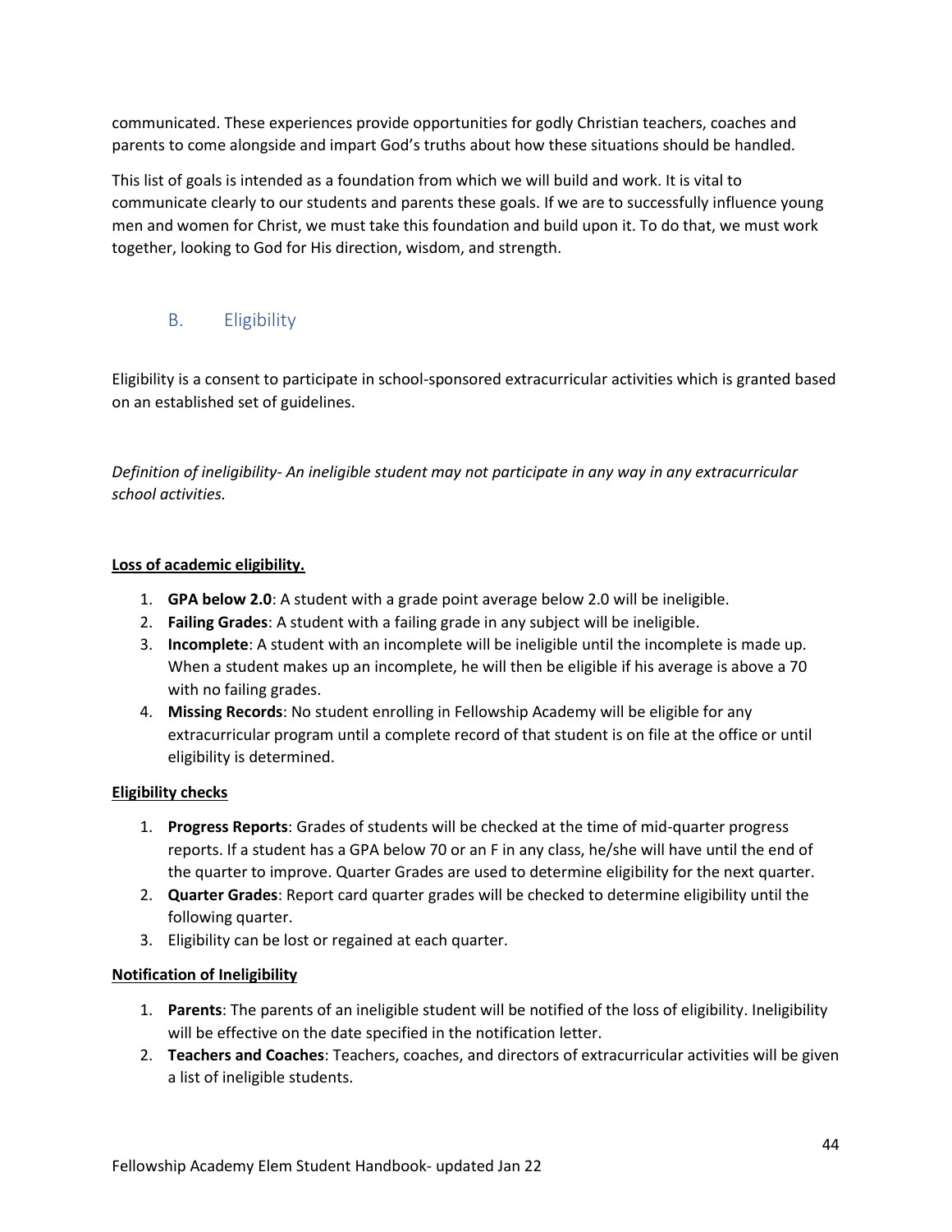communicated. These experiences provide opportunities for godly Christian teachers, coaches and parents to come alongside and impart God's truths about how these situations should be handled.

This list of goals is intended as a foundation from which we will build and work. It is vital to communicate clearly to our students and parents these goals. If we are to successfully influence young men and women for Christ, we must take this foundation and build upon it. To do that, we must work together, looking to God for His direction, wisdom, and strength.

## B. Eligibility

Eligibility is a consent to participate in school-sponsored extracurricular activities which is granted based on an established set of guidelines.

*Definition of ineligibility- An ineligible student may not participate in any way in any extracurricular school activities.*

**Loss of academic eligibility.**

1. **GPA below 2.0**: A student with a grade point average below 2.0 will be ineligible.
2. **Failing Grades**: A student with a failing grade in any subject will be ineligible.
3. **Incomplete**: A student with an incomplete will be ineligible until the incomplete is made up. When a student makes up an incomplete, he will then be eligible if his average is above a 70 with no failing grades.
4. **Missing Records**: No student enrolling in Fellowship Academy will be eligible for any extracurricular program until a complete record of that student is on file at the office or until eligibility is determined.

**Eligibility checks**

1. **Progress Reports**: Grades of students will be checked at the time of mid-quarter progress reports. If a student has a GPA below 70 or an F in any class, he/she will have until the end of the quarter to improve. Quarter Grades are used to determine eligibility for the next quarter.
2. **Quarter Grades**: Report card quarter grades will be checked to determine eligibility until the following quarter.
3. Eligibility can be lost or regained at each quarter.

**Notification of Ineligibility**

1. **Parents**: The parents of an ineligible student will be notified of the loss of eligibility. Ineligibility will be effective on the date specified in the notification letter.
2. **Teachers and Coaches**: Teachers, coaches, and directors of extracurricular activities will be given a list of ineligible students.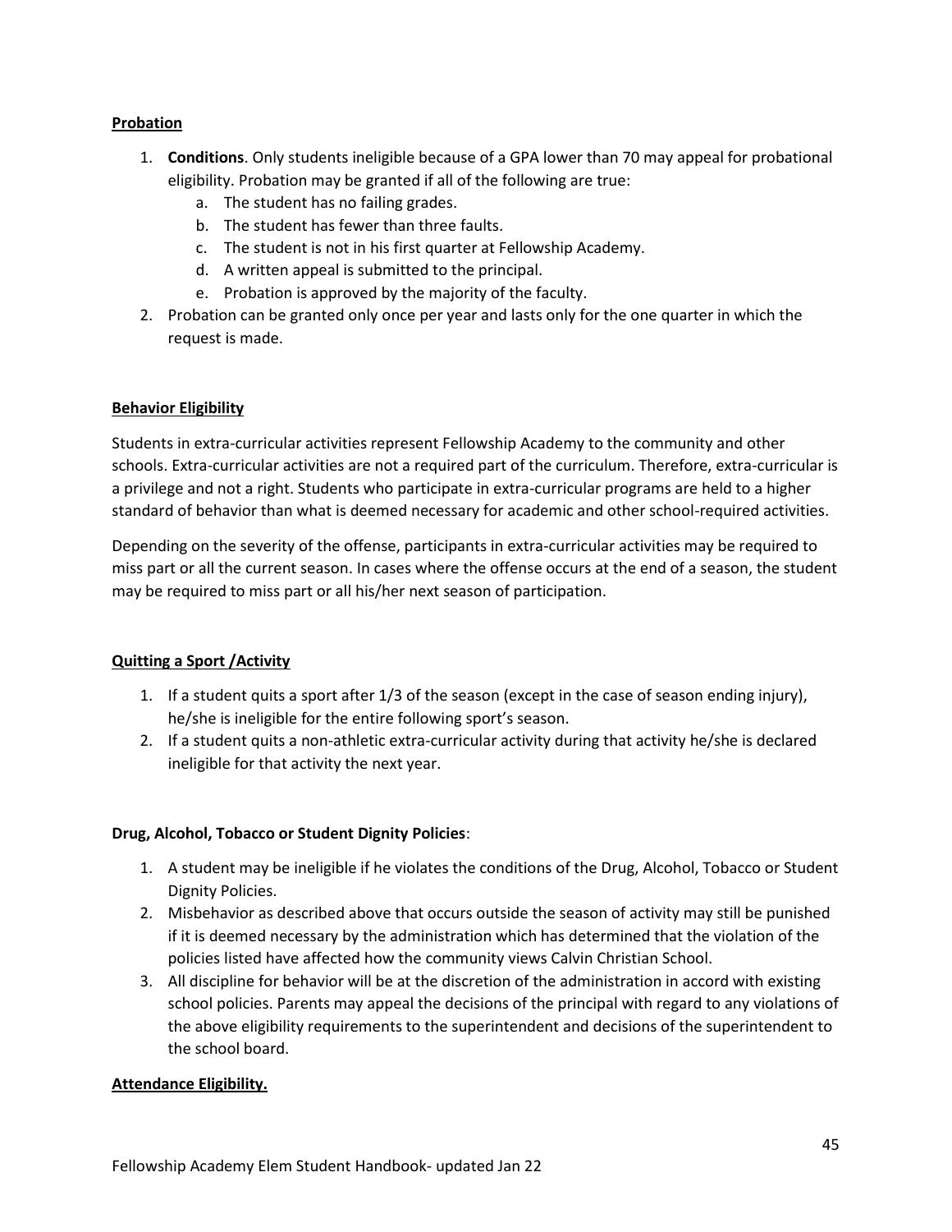**Probation**

1. **Conditions**. Only students ineligible because of a GPA lower than 70 may appeal for probational eligibility. Probation may be granted if all of the following are true:
    a. The student has no failing grades.
    b. The student has fewer than three faults.
    c. The student is not in his first quarter at Fellowship Academy.
    d. A written appeal is submitted to the principal.
    e. Probation is approved by the majority of the faculty.
2. Probation can be granted only once per year and lasts only for the one quarter in which the request is made.

**Behavior Eligibility**

Students in extra-curricular activities represent Fellowship Academy to the community and other schools. Extra-curricular activities are not a required part of the curriculum. Therefore, extra-curricular is a privilege and not a right. Students who participate in extra-curricular programs are held to a higher standard of behavior than what is deemed necessary for academic and other school-required activities.

Depending on the severity of the offense, participants in extra-curricular activities may be required to miss part or all the current season. In cases where the offense occurs at the end of a season, the student may be required to miss part or all his/her next season of participation.

**Quitting a Sport /Activity**

1. If a student quits a sport after 1/3 of the season (except in the case of season ending injury), he/she is ineligible for the entire following sport's season.
2. If a student quits a non-athletic extra-curricular activity during that activity he/she is declared ineligible for that activity the next year.

**Drug, Alcohol, Tobacco or Student Dignity Policies**:

1. A student may be ineligible if he violates the conditions of the Drug, Alcohol, Tobacco or Student Dignity Policies.
2. Misbehavior as described above that occurs outside the season of activity may still be punished if it is deemed necessary by the administration which has determined that the violation of the policies listed have affected how the community views Calvin Christian School.
3. All discipline for behavior will be at the discretion of the administration in accord with existing school policies. Parents may appeal the decisions of the principal with regard to any violations of the above eligibility requirements to the superintendent and decisions of the superintendent to the school board.

**Attendance Eligibility.**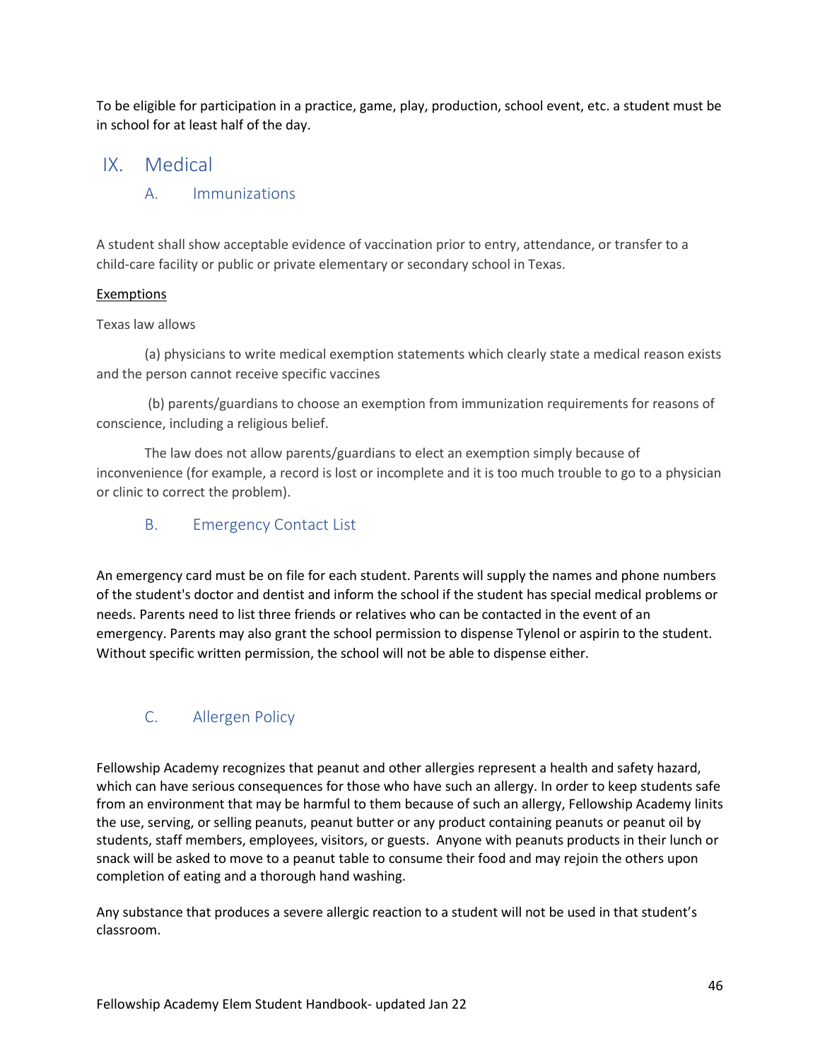To be eligible for participation in a practice, game, play, production, school event, etc. a student must be in school for at least half of the day.

# IX. Medical

## A. Immunizations

A student shall show acceptable evidence of vaccination prior to entry, attendance, or transfer to a child-care facility or public or private elementary or secondary school in Texas.

<u>Exemptions</u>

Texas law allows

(a) physicians to write medical exemption statements which clearly state a medical reason exists and the person cannot receive specific vaccines

(b) parents/guardians to choose an exemption from immunization requirements for reasons of conscience, including a religious belief.

The law does not allow parents/guardians to elect an exemption simply because of inconvenience (for example, a record is lost or incomplete and it is too much trouble to go to a physician or clinic to correct the problem).

## B. Emergency Contact List

An emergency card must be on file for each student. Parents will supply the names and phone numbers of the student's doctor and dentist and inform the school if the student has special medical problems or needs. Parents need to list three friends or relatives who can be contacted in the event of an emergency. Parents may also grant the school permission to dispense Tylenol or aspirin to the student. Without specific written permission, the school will not be able to dispense either.

## C. Allergen Policy

Fellowship Academy recognizes that peanut and other allergies represent a health and safety hazard, which can have serious consequences for those who have such an allergy. In order to keep students safe from an environment that may be harmful to them because of such an allergy, Fellowship Academy limits the use, serving, or selling peanuts, peanut butter or any product containing peanuts or peanut oil by students, staff members, employees, visitors, or guests. Anyone with peanuts products in their lunch or snack will be asked to move to a peanut table to consume their food and may rejoin the others upon completion of eating and a thorough hand washing.

Any substance that produces a severe allergic reaction to a student will not be used in that student's classroom.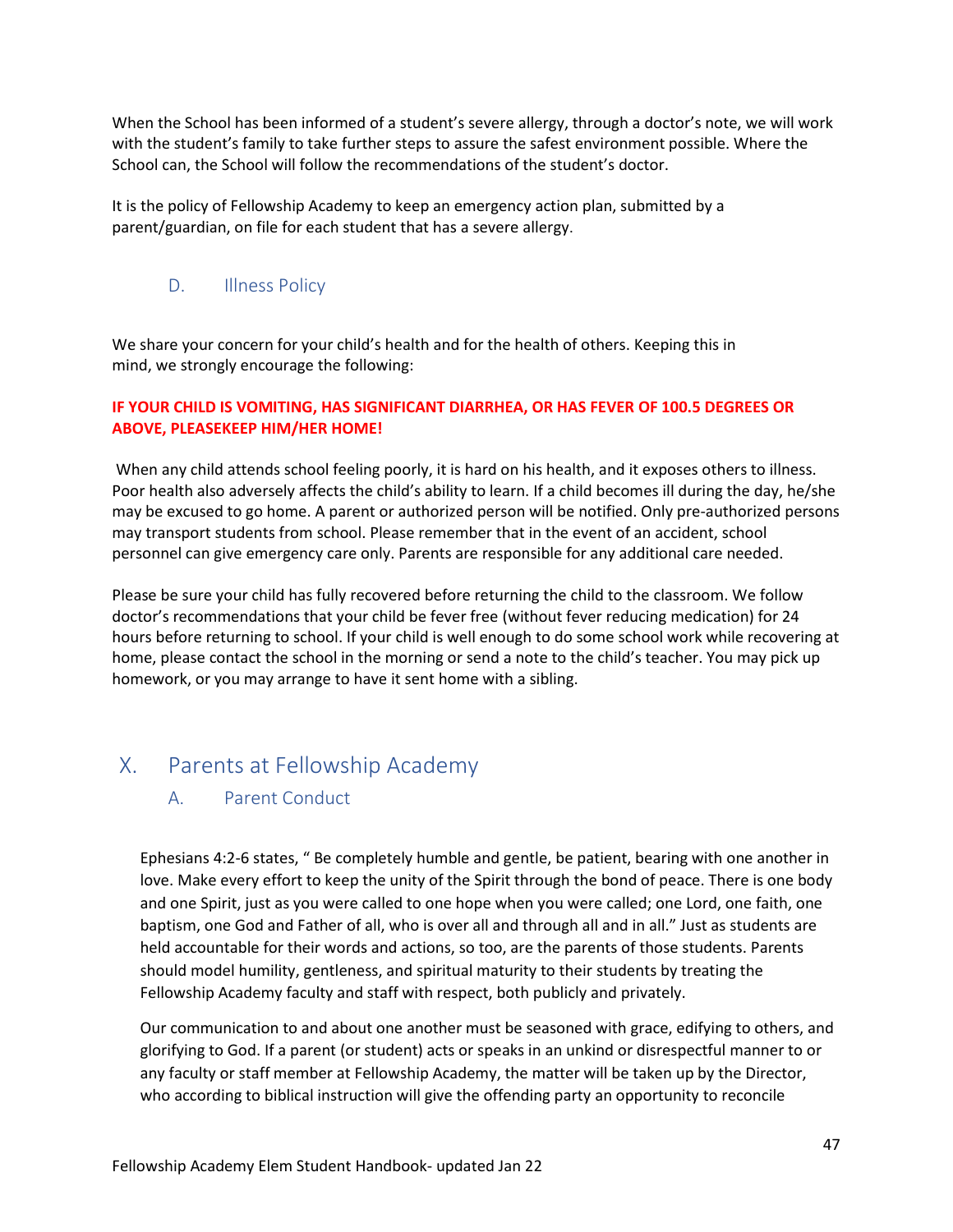When the School has been informed of a student's severe allergy, through a doctor's note, we will work with the student's family to take further steps to assure the safest environment possible. Where the School can, the School will follow the recommendations of the student's doctor.

It is the policy of Fellowship Academy to keep an emergency action plan, submitted by a parent/guardian, on file for each student that has a severe allergy.

### D. Illness Policy

We share your concern for your child's health and for the health of others. Keeping this in mind, we strongly encourage the following:

**IF YOUR CHILD IS VOMITING, HAS SIGNIFICANT DIARRHEA, OR HAS FEVER OF 100.5 DEGREES OR ABOVE, PLEASEKEEP HIM/HER HOME!**

When any child attends school feeling poorly, it is hard on his health, and it exposes others to illness. Poor health also adversely affects the child's ability to learn. If a child becomes ill during the day, he/she may be excused to go home. A parent or authorized person will be notified. Only pre-authorized persons may transport students from school. Please remember that in the event of an accident, school personnel can give emergency care only. Parents are responsible for any additional care needed.

Please be sure your child has fully recovered before returning the child to the classroom. We follow doctor's recommendations that your child be fever free (without fever reducing medication) for 24 hours before returning to school. If your child is well enough to do some school work while recovering at home, please contact the school in the morning or send a note to the child's teacher. You may pick up homework, or you may arrange to have it sent home with a sibling.

## X. Parents at Fellowship Academy

### A. Parent Conduct

Ephesians 4:2-6 states, " Be completely humble and gentle, be patient, bearing with one another in love. Make every effort to keep the unity of the Spirit through the bond of peace. There is one body and one Spirit, just as you were called to one hope when you were called; one Lord, one faith, one baptism, one God and Father of all, who is over all and through all and in all." Just as students are held accountable for their words and actions, so too, are the parents of those students. Parents should model humility, gentleness, and spiritual maturity to their students by treating the Fellowship Academy faculty and staff with respect, both publicly and privately.

Our communication to and about one another must be seasoned with grace, edifying to others, and glorifying to God. If a parent (or student) acts or speaks in an unkind or disrespectful manner to or any faculty or staff member at Fellowship Academy, the matter will be taken up by the Director, who according to biblical instruction will give the offending party an opportunity to reconcile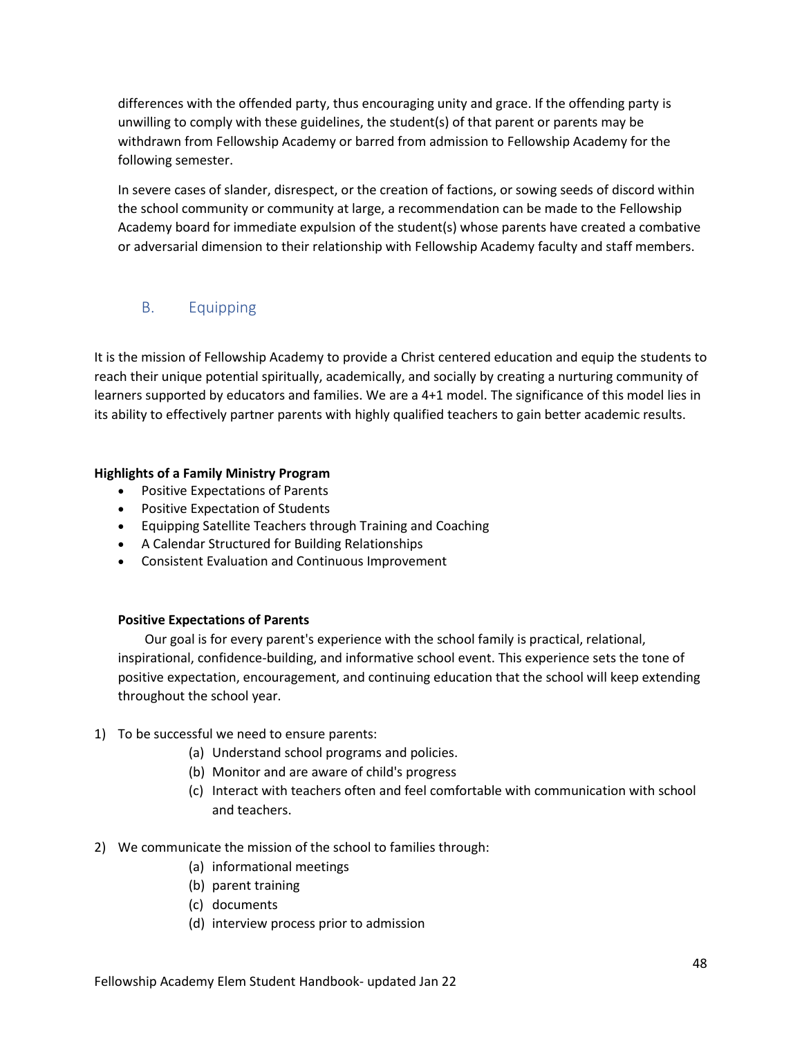differences with the offended party, thus encouraging unity and grace. If the offending party is unwilling to comply with these guidelines, the student(s) of that parent or parents may be withdrawn from Fellowship Academy or barred from admission to Fellowship Academy for the following semester.

In severe cases of slander, disrespect, or the creation of factions, or sowing seeds of discord within the school community or community at large, a recommendation can be made to the Fellowship Academy board for immediate expulsion of the student(s) whose parents have created a combative or adversarial dimension to their relationship with Fellowship Academy faculty and staff members.

## B. Equipping

It is the mission of Fellowship Academy to provide a Christ centered education and equip the students to reach their unique potential spiritually, academically, and socially by creating a nurturing community of learners supported by educators and families. We are a 4+1 model. The significance of this model lies in its ability to effectively partner parents with highly qualified teachers to gain better academic results.

**Highlights of a Family Ministry Program**

- Positive Expectations of Parents
- Positive Expectation of Students
- Equipping Satellite Teachers through Training and Coaching
- A Calendar Structured for Building Relationships
- Consistent Evaluation and Continuous Improvement

**Positive Expectations of Parents**

Our goal is for every parent's experience with the school family is practical, relational, inspirational, confidence-building, and informative school event. This experience sets the tone of positive expectation, encouragement, and continuing education that the school will keep extending throughout the school year.

1) To be successful we need to ensure parents:
   (a) Understand school programs and policies.
   (b) Monitor and are aware of child's progress
   (c) Interact with teachers often and feel comfortable with communication with school and teachers.

2) We communicate the mission of the school to families through:
   (a) informational meetings
   (b) parent training
   (c) documents
   (d) interview process prior to admission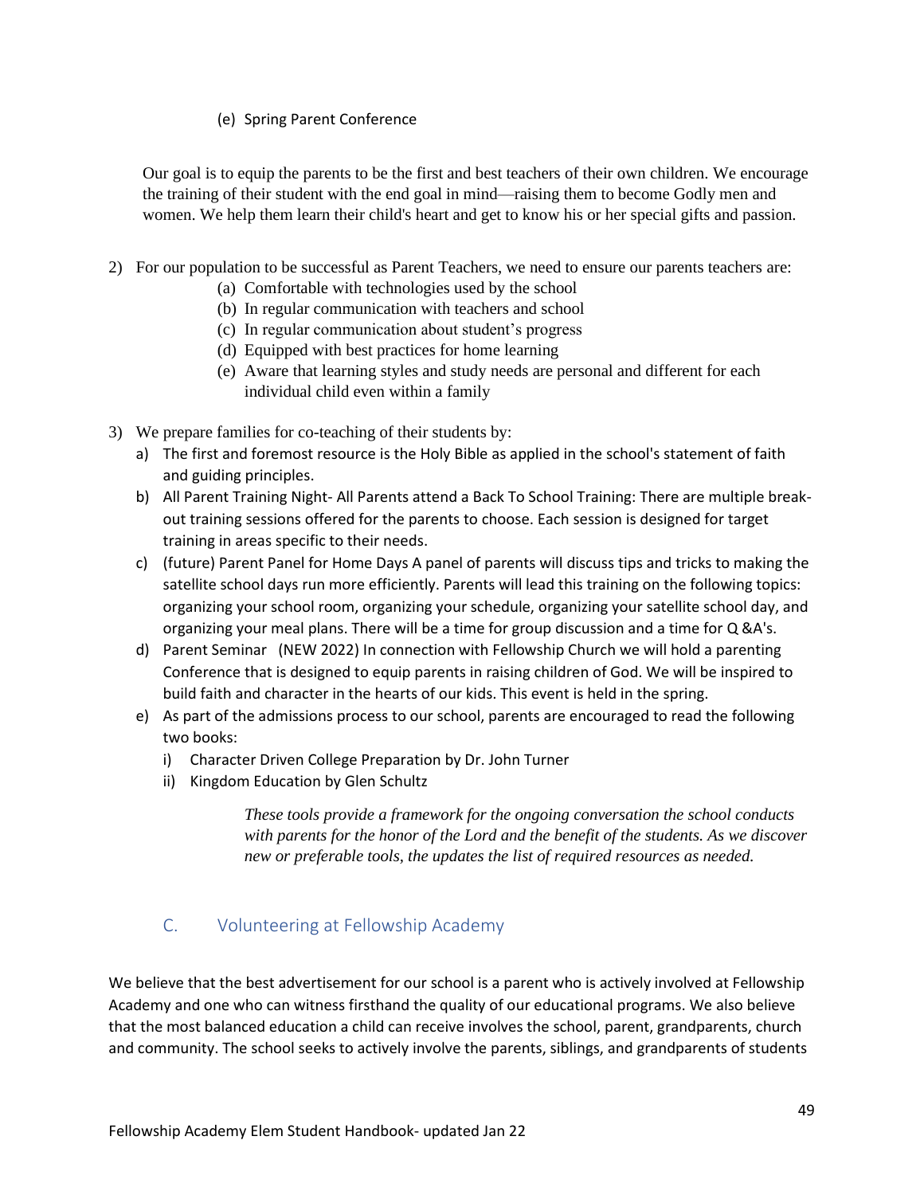(e) Spring Parent Conference

Our goal is to equip the parents to be the first and best teachers of their own children. We encourage the training of their student with the end goal in mind—raising them to become Godly men and women. We help them learn their child's heart and get to know his or her special gifts and passion.

2) For our population to be successful as Parent Teachers, we need to ensure our parents teachers are:
   - (a) Comfortable with technologies used by the school
   - (b) In regular communication with teachers and school
   - (c) In regular communication about student's progress
   - (d) Equipped with best practices for home learning
   - (e) Aware that learning styles and study needs are personal and different for each individual child even within a family

3) We prepare families for co-teaching of their students by:
   - a) The first and foremost resource is the Holy Bible as applied in the school's statement of faith and guiding principles.
   - b) All Parent Training Night- All Parents attend a Back To School Training: There are multiple break-out training sessions offered for the parents to choose. Each session is designed for target training in areas specific to their needs.
   - c) (future) Parent Panel for Home Days A panel of parents will discuss tips and tricks to making the satellite school days run more efficiently. Parents will lead this training on the following topics: organizing your school room, organizing your schedule, organizing your satellite school day, and organizing your meal plans. There will be a time for group discussion and a time for Q &A's.
   - d) Parent Seminar (NEW 2022) In connection with Fellowship Church we will hold a parenting Conference that is designed to equip parents in raising children of God. We will be inspired to build faith and character in the hearts of our kids. This event is held in the spring.
   - e) As part of the admissions process to our school, parents are encouraged to read the following two books:
     - i) Character Driven College Preparation by Dr. John Turner
     - ii) Kingdom Education by Glen Schultz

*These tools provide a framework for the ongoing conversation the school conducts with parents for the honor of the Lord and the benefit of the students. As we discover new or preferable tools, the updates the list of required resources as needed.*

## C. Volunteering at Fellowship Academy

We believe that the best advertisement for our school is a parent who is actively involved at Fellowship Academy and one who can witness firsthand the quality of our educational programs. We also believe that the most balanced education a child can receive involves the school, parent, grandparents, church and community. The school seeks to actively involve the parents, siblings, and grandparents of students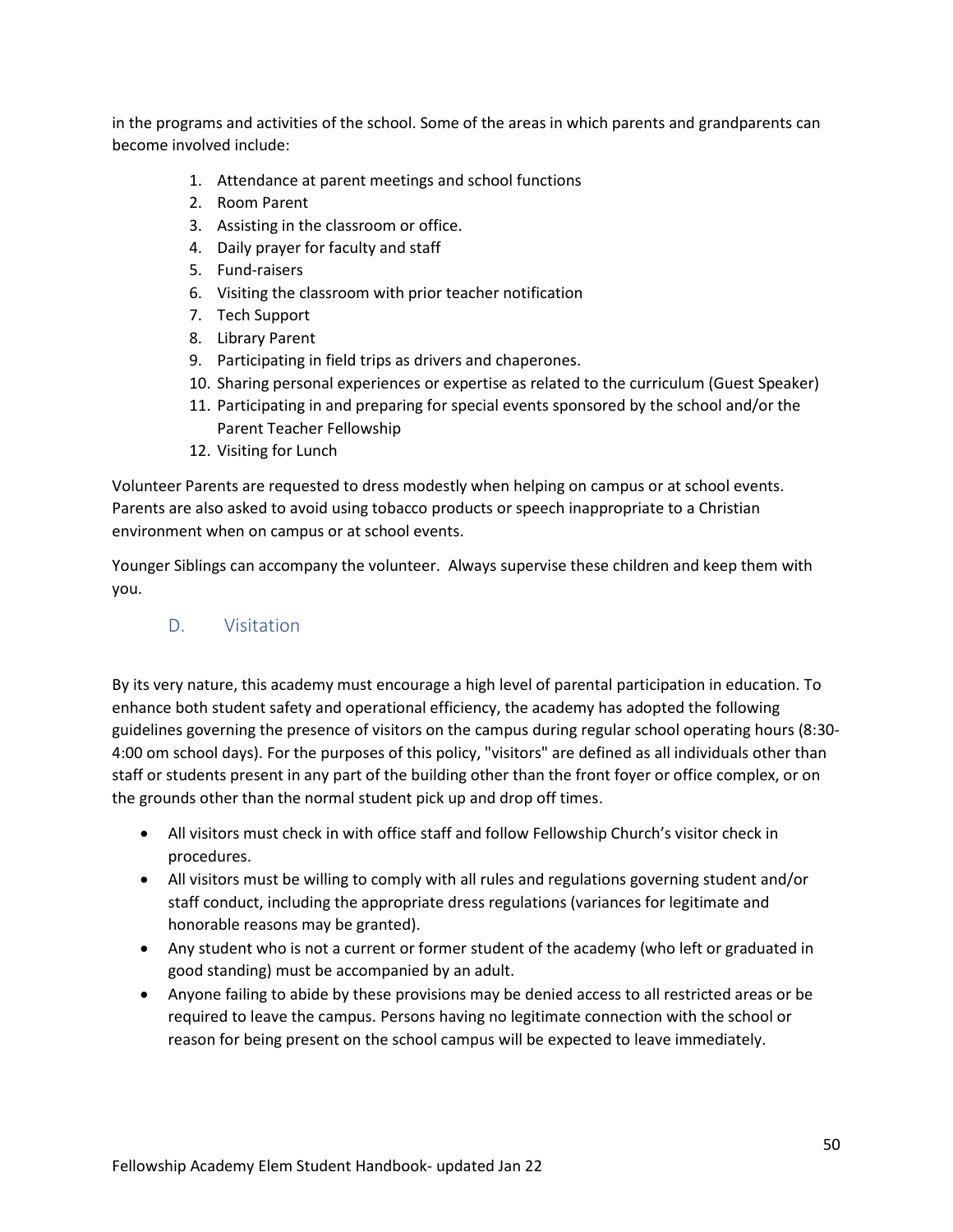in the programs and activities of the school. Some of the areas in which parents and grandparents can become involved include:

1. Attendance at parent meetings and school functions
2. Room Parent
3. Assisting in the classroom or office.
4. Daily prayer for faculty and staff
5. Fund-raisers
6. Visiting the classroom with prior teacher notification
7. Tech Support
8. Library Parent
9. Participating in field trips as drivers and chaperones.
10. Sharing personal experiences or expertise as related to the curriculum (Guest Speaker)
11. Participating in and preparing for special events sponsored by the school and/or the Parent Teacher Fellowship
12. Visiting for Lunch

Volunteer Parents are requested to dress modestly when helping on campus or at school events. Parents are also asked to avoid using tobacco products or speech inappropriate to a Christian environment when on campus or at school events.

Younger Siblings can accompany the volunteer. Always supervise these children and keep them with you.

## D. Visitation

By its very nature, this academy must encourage a high level of parental participation in education. To enhance both student safety and operational efficiency, the academy has adopted the following guidelines governing the presence of visitors on the campus during regular school operating hours (8:30-4:00 om school days). For the purposes of this policy, "visitors" are defined as all individuals other than staff or students present in any part of the building other than the front foyer or office complex, or on the grounds other than the normal student pick up and drop off times.

- All visitors must check in with office staff and follow Fellowship Church's visitor check in procedures.
- All visitors must be willing to comply with all rules and regulations governing student and/or staff conduct, including the appropriate dress regulations (variances for legitimate and honorable reasons may be granted).
- Any student who is not a current or former student of the academy (who left or graduated in good standing) must be accompanied by an adult.
- Anyone failing to abide by these provisions may be denied access to all restricted areas or be required to leave the campus. Persons having no legitimate connection with the school or reason for being present on the school campus will be expected to leave immediately.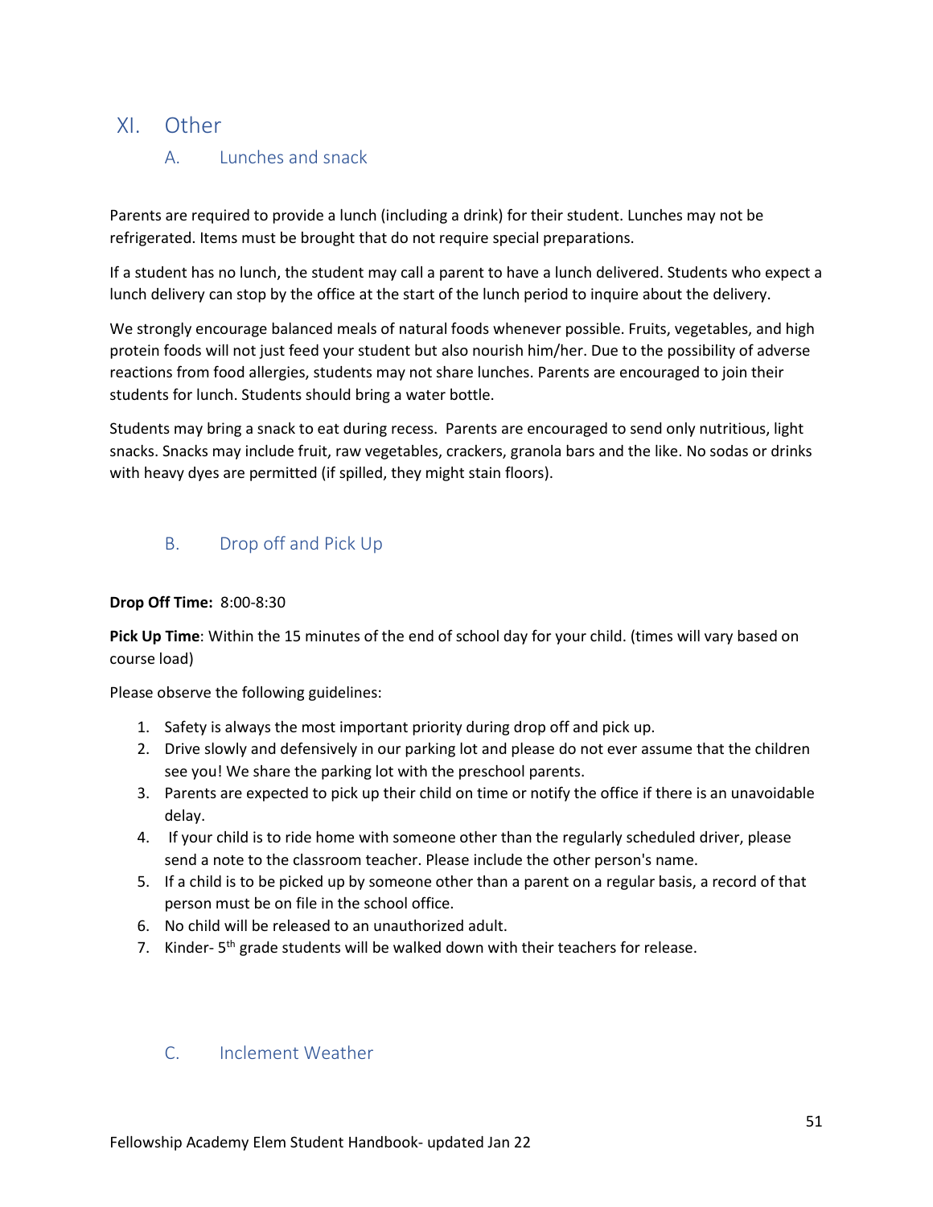# XI. Other

## A. Lunches and snack

Parents are required to provide a lunch (including a drink) for their student. Lunches may not be refrigerated. Items must be brought that do not require special preparations.

If a student has no lunch, the student may call a parent to have a lunch delivered. Students who expect a lunch delivery can stop by the office at the start of the lunch period to inquire about the delivery.

We strongly encourage balanced meals of natural foods whenever possible. Fruits, vegetables, and high protein foods will not just feed your student but also nourish him/her. Due to the possibility of adverse reactions from food allergies, students may not share lunches. Parents are encouraged to join their students for lunch. Students should bring a water bottle.

Students may bring a snack to eat during recess. Parents are encouraged to send only nutritious, light snacks. Snacks may include fruit, raw vegetables, crackers, granola bars and the like. No sodas or drinks with heavy dyes are permitted (if spilled, they might stain floors).

## B. Drop off and Pick Up

**Drop Off Time:** 8:00-8:30

**Pick Up Time**: Within the 15 minutes of the end of school day for your child. (times will vary based on course load)

Please observe the following guidelines:

1. Safety is always the most important priority during drop off and pick up.
2. Drive slowly and defensively in our parking lot and please do not ever assume that the children see you! We share the parking lot with the preschool parents.
3. Parents are expected to pick up their child on time or notify the office if there is an unavoidable delay.
4. If your child is to ride home with someone other than the regularly scheduled driver, please send a note to the classroom teacher. Please include the other person's name.
5. If a child is to be picked up by someone other than a parent on a regular basis, a record of that person must be on file in the school office.
6. No child will be released to an unauthorized adult.
7. Kinder- 5th grade students will be walked down with their teachers for release.

## C. Inclement Weather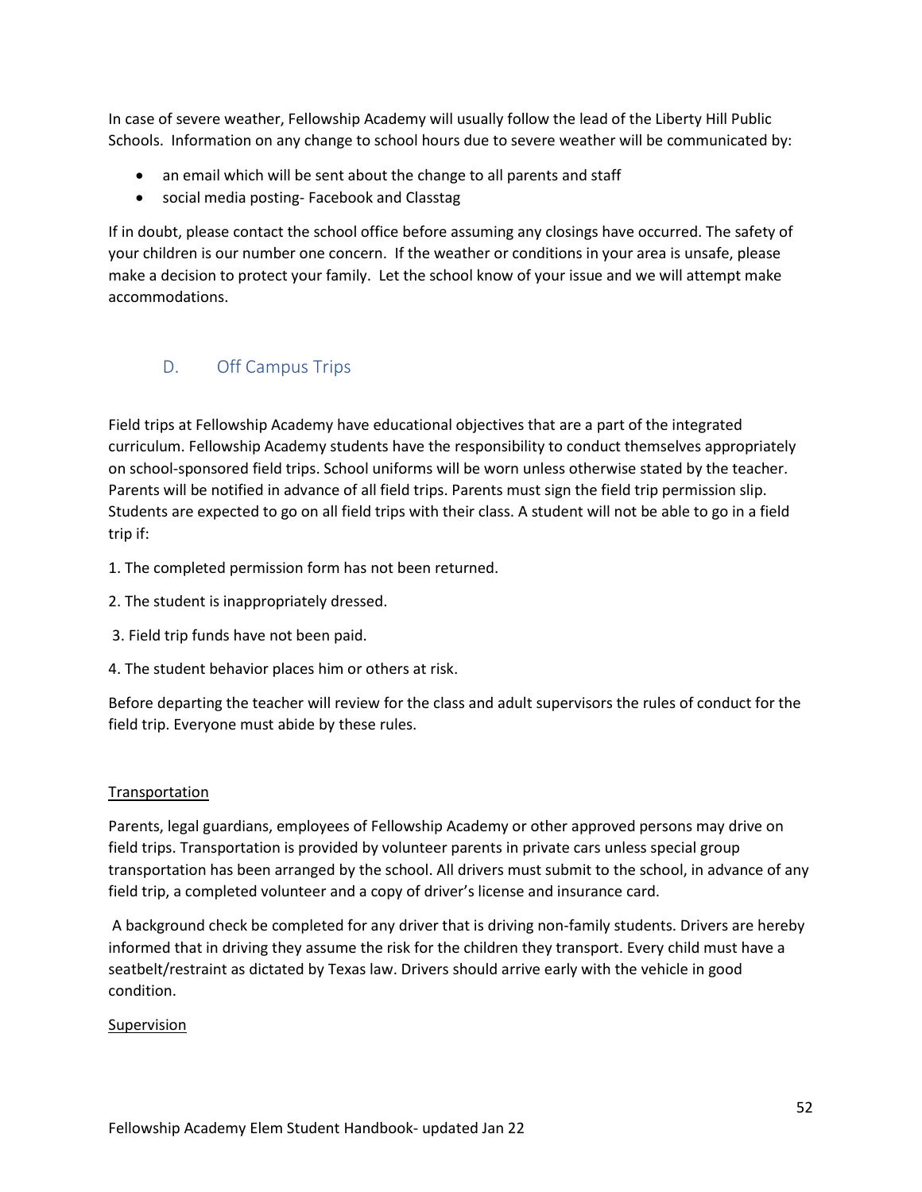In case of severe weather, Fellowship Academy will usually follow the lead of the Liberty Hill Public Schools. Information on any change to school hours due to severe weather will be communicated by:

- an email which will be sent about the change to all parents and staff
- social media posting- Facebook and Classtag

If in doubt, please contact the school office before assuming any closings have occurred. The safety of your children is our number one concern. If the weather or conditions in your area is unsafe, please make a decision to protect your family. Let the school know of your issue and we will attempt make accommodations.

## D. Off Campus Trips

Field trips at Fellowship Academy have educational objectives that are a part of the integrated curriculum. Fellowship Academy students have the responsibility to conduct themselves appropriately on school-sponsored field trips. School uniforms will be worn unless otherwise stated by the teacher. Parents will be notified in advance of all field trips. Parents must sign the field trip permission slip. Students are expected to go on all field trips with their class. A student will not be able to go in a field trip if:

1. The completed permission form has not been returned.
2. The student is inappropriately dressed.
3. Field trip funds have not been paid.
4. The student behavior places him or others at risk.

Before departing the teacher will review for the class and adult supervisors the rules of conduct for the field trip. Everyone must abide by these rules.

<u>Transportation</u>

Parents, legal guardians, employees of Fellowship Academy or other approved persons may drive on field trips. Transportation is provided by volunteer parents in private cars unless special group transportation has been arranged by the school. All drivers must submit to the school, in advance of any field trip, a completed volunteer and a copy of driver's license and insurance card.

A background check be completed for any driver that is driving non-family students. Drivers are hereby informed that in driving they assume the risk for the children they transport. Every child must have a seatbelt/restraint as dictated by Texas law. Drivers should arrive early with the vehicle in good condition.

<u>Supervision</u>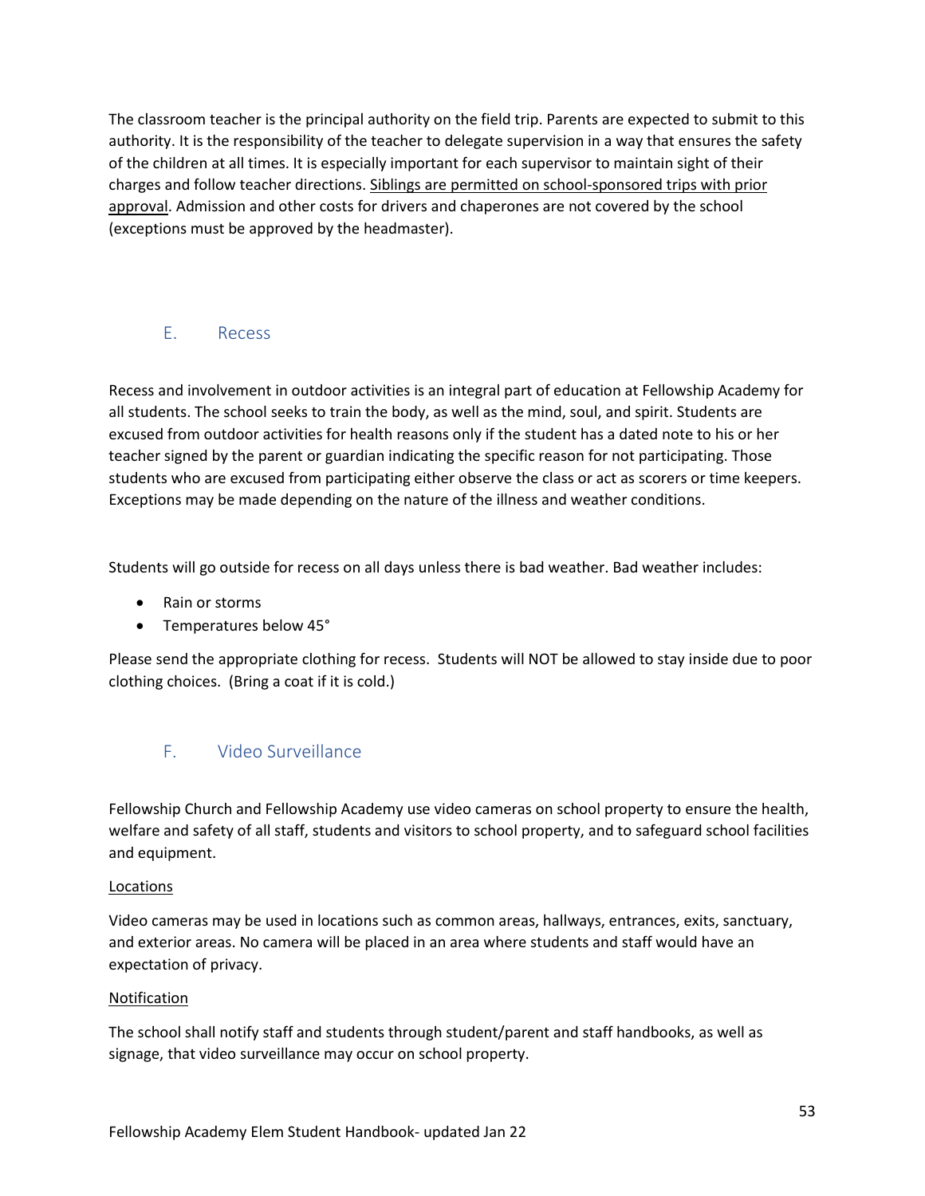The classroom teacher is the principal authority on the field trip. Parents are expected to submit to this authority. It is the responsibility of the teacher to delegate supervision in a way that ensures the safety of the children at all times. It is especially important for each supervisor to maintain sight of their charges and follow teacher directions. <u>Siblings are permitted on school-sponsored trips with prior approval</u>. Admission and other costs for drivers and chaperones are not covered by the school (exceptions must be approved by the headmaster).

## E. Recess

Recess and involvement in outdoor activities is an integral part of education at Fellowship Academy for all students. The school seeks to train the body, as well as the mind, soul, and spirit. Students are excused from outdoor activities for health reasons only if the student has a dated note to his or her teacher signed by the parent or guardian indicating the specific reason for not participating. Those students who are excused from participating either observe the class or act as scorers or time keepers. Exceptions may be made depending on the nature of the illness and weather conditions.

Students will go outside for recess on all days unless there is bad weather. Bad weather includes:

- Rain or storms
- Temperatures below 45°

Please send the appropriate clothing for recess. Students will NOT be allowed to stay inside due to poor clothing choices. (Bring a coat if it is cold.)

## F. Video Surveillance

Fellowship Church and Fellowship Academy use video cameras on school property to ensure the health, welfare and safety of all staff, students and visitors to school property, and to safeguard school facilities and equipment.

<u>Locations</u>

Video cameras may be used in locations such as common areas, hallways, entrances, exits, sanctuary, and exterior areas. No camera will be placed in an area where students and staff would have an expectation of privacy.

<u>Notification</u>

The school shall notify staff and students through student/parent and staff handbooks, as well as signage, that video surveillance may occur on school property.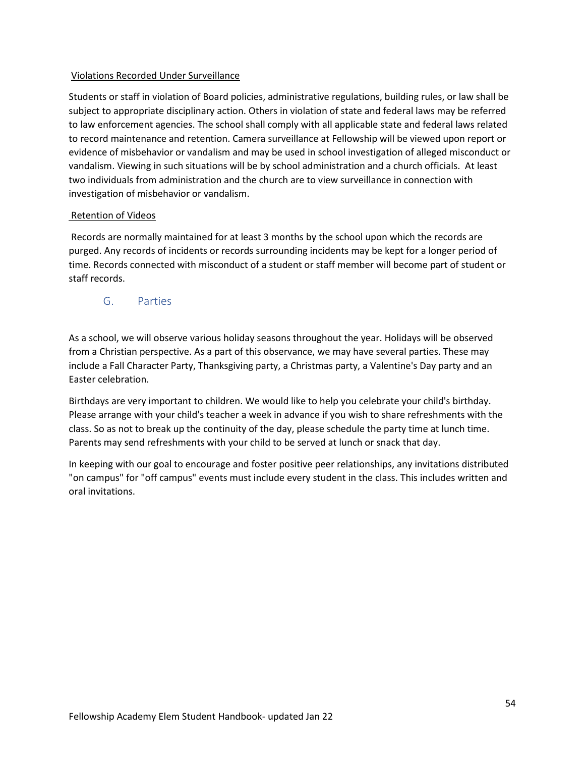Violations Recorded Under Surveillance

Students or staff in violation of Board policies, administrative regulations, building rules, or law shall be subject to appropriate disciplinary action. Others in violation of state and federal laws may be referred to law enforcement agencies. The school shall comply with all applicable state and federal laws related to record maintenance and retention. Camera surveillance at Fellowship will be viewed upon report or evidence of misbehavior or vandalism and may be used in school investigation of alleged misconduct or vandalism. Viewing in such situations will be by school administration and a church officials. At least two individuals from administration and the church are to view surveillance in connection with investigation of misbehavior or vandalism.

Retention of Videos

Records are normally maintained for at least 3 months by the school upon which the records are purged. Any records of incidents or records surrounding incidents may be kept for a longer period of time. Records connected with misconduct of a student or staff member will become part of student or staff records.

## G. Parties

As a school, we will observe various holiday seasons throughout the year. Holidays will be observed from a Christian perspective. As a part of this observance, we may have several parties. These may include a Fall Character Party, Thanksgiving party, a Christmas party, a Valentine's Day party and an Easter celebration.

Birthdays are very important to children. We would like to help you celebrate your child's birthday. Please arrange with your child's teacher a week in advance if you wish to share refreshments with the class. So as not to break up the continuity of the day, please schedule the party time at lunch time. Parents may send refreshments with your child to be served at lunch or snack that day.

In keeping with our goal to encourage and foster positive peer relationships, any invitations distributed "on campus" for "off campus" events must include every student in the class. This includes written and oral invitations.